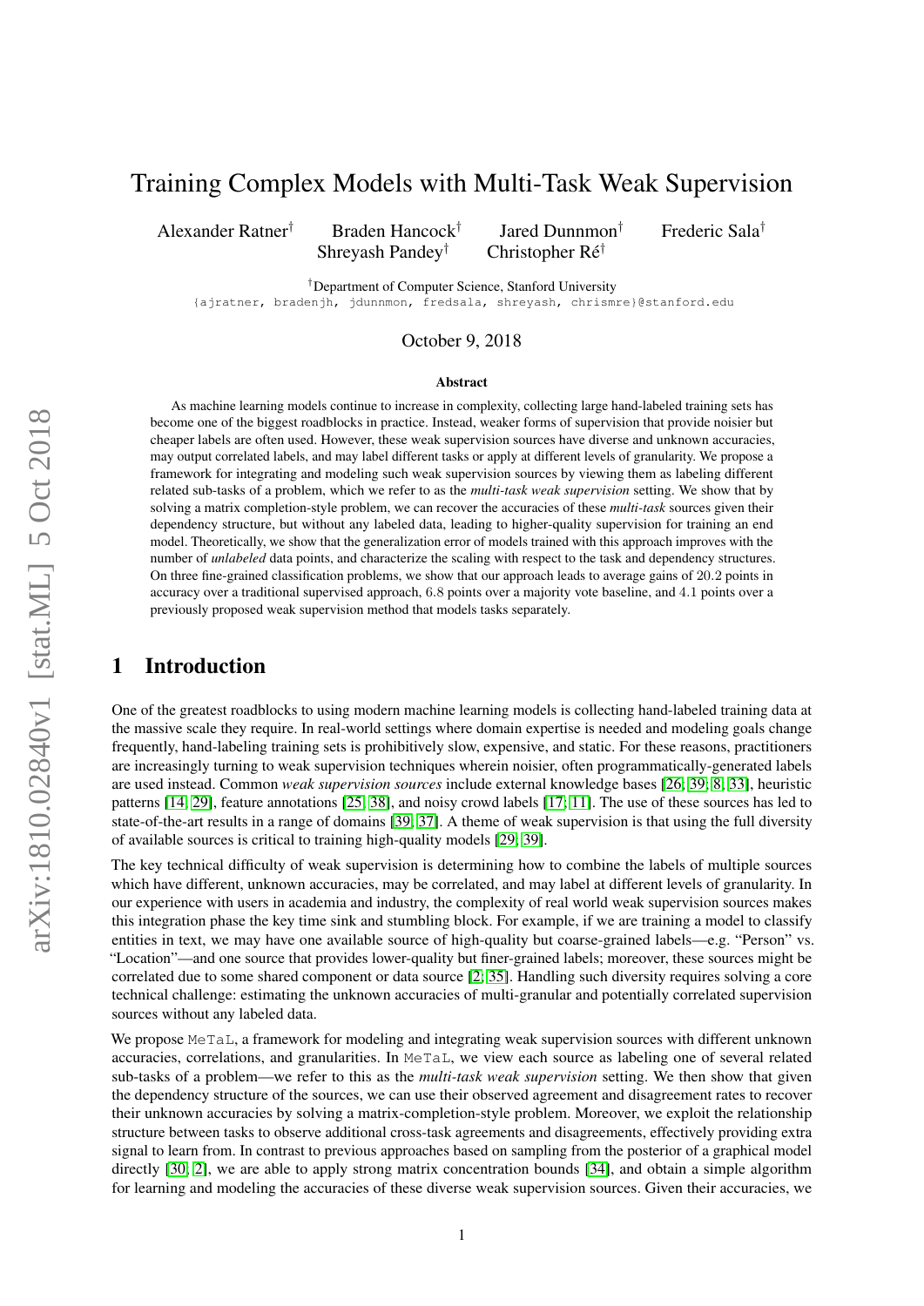# Training Complex Models with Multi-Task Weak Supervision

Alexander Ratner[†] Braden Hancock[†] Jared Dunnmon[†] Frederic Sala[†] Shreyash Pandey[†] Christopher Ré[†]

[†]Department of Computer Science, Stanford University
{ajratner, bradenjh, jdunnmon, fredsala, shreyash, chrismre}@stanford.edu

October 9, 2018

### Abstract

As machine learning models continue to increase in complexity, collecting large hand-labeled training sets has become one of the biggest roadblocks in practice. Instead, weaker forms of supervision that provide noisier but cheaper labels are often used. However, these weak supervision sources have diverse and unknown accuracies, may output correlated labels, and may label different tasks or apply at different levels of granularity. We propose a framework for integrating and modeling such weak supervision sources by viewing them as labeling different related sub-tasks of a problem, which we refer to as the *multi-task weak supervision* setting. We show that by solving a matrix completion-style problem, we can recover the accuracies of these *multi-task* sources given their dependency structure, but without any labeled data, leading to higher-quality supervision for training an end model. Theoretically, we show that the generalization error of models trained with this approach improves with the number of *unlabeled* data points, and characterize the scaling with respect to the task and dependency structures. On three fine-grained classification problems, we show that our approach leads to average gains of 20.2 points in accuracy over a traditional supervised approach, 6.8 points over a majority vote baseline, and 4.1 points over a previously proposed weak supervision method that models tasks separately.

## 1 Introduction

One of the greatest roadblocks to using modern machine learning models is collecting hand-labeled training data at the massive scale they require. In real-world settings where domain expertise is needed and modeling goals change frequently, hand-labeling training sets is prohibitively slow, expensive, and static. For these reasons, practitioners are increasingly turning to weak supervision techniques wherein noisier, often programmatically-generated labels are used instead. Common *weak supervision sources* include external knowledge bases [26, 39, 8, 33], heuristic patterns [14, 29], feature annotations [25, 38], and noisy crowd labels [17, 11]. The use of these sources has led to state-of-the-art results in a range of domains [39, 37]. A theme of weak supervision is that using the full diversity of available sources is critical to training high-quality models [29, 39].

The key technical difficulty of weak supervision is determining how to combine the labels of multiple sources which have different, unknown accuracies, may be correlated, and may label at different levels of granularity. In our experience with users in academia and industry, the complexity of real world weak supervision sources makes this integration phase the key time sink and stumbling block. For example, if we are training a model to classify entities in text, we may have one available source of high-quality but coarse-grained labels—e.g. "Person" vs. "Location"—and one source that provides lower-quality but finer-grained labels; moreover, these sources might be correlated due to some shared component or data source [2, 35]. Handling such diversity requires solving a core technical challenge: estimating the unknown accuracies of multi-granular and potentially correlated supervision sources without any labeled data.

We propose MeTaL, a framework for modeling and integrating weak supervision sources with different unknown accuracies, correlations, and granularities. In MeTaL, we view each source as labeling one of several related sub-tasks of a problem—we refer to this as the *multi-task weak supervision* setting. We then show that given the dependency structure of the sources, we can use their observed agreement and disagreement rates to recover their unknown accuracies by solving a matrix-completion-style problem. Moreover, we exploit the relationship structure between tasks to observe additional cross-task agreements and disagreements, effectively providing extra signal to learn from. In contrast to previous approaches based on sampling from the posterior of a graphical model directly [30, 2], we are able to apply strong matrix concentration bounds [34], and obtain a simple algorithm for learning and modeling the accuracies of these diverse weak supervision sources. Given their accuracies, we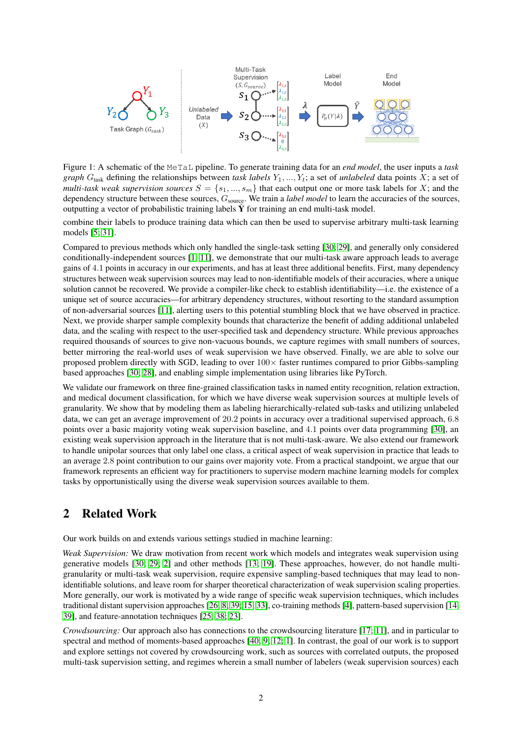Figure 1: A schematic of the MeTaL pipeline. To generate training data for an *end model*, the user inputs a *task graph* $G_{\text{task}}$ defining the relationships between *task labels* $Y_1, ..., Y_t$; a set of *unlabeled* data points $X$; a set of *multi-task weak supervision sources* $S = \{s_1, ..., s_m\}$ that each output one or more task labels for $X$; and the dependency structure between these sources, $G_{\text{source}}$. We train a *label model* to learn the accuracies of the sources, outputting a vector of probabilistic training labels $\tilde{\mathbf{Y}}$ for training an end multi-task model.

combine their labels to produce training data which can then be used to supervise arbitrary multi-task learning models [5, 31].

Compared to previous methods which only handled the single-task setting [30, 29], and generally only considered conditionally-independent sources [1, 11], we demonstrate that our multi-task aware approach leads to average gains of 4.1 points in accuracy in our experiments, and has at least three additional benefits. First, many dependency structures between weak supervision sources may lead to non-identifiable models of their accuracies, where a unique solution cannot be recovered. We provide a compiler-like check to establish identifiability—i.e. the existence of a unique set of source accuracies—for arbitrary dependency structures, without resorting to the standard assumption of non-adversarial sources [11], alerting users to this potential stumbling block that we have observed in practice. Next, we provide sharper sample complexity bounds that characterize the benefit of adding additional unlabeled data, and the scaling with respect to the user-specified task and dependency structure. While previous approaches required thousands of sources to give non-vacuous bounds, we capture regimes with small numbers of sources, better mirroring the real-world uses of weak supervision we have observed. Finally, we are able to solve our proposed problem directly with SGD, leading to over $100\times$ faster runtimes compared to prior Gibbs-sampling based approaches [30, 28], and enabling simple implementation using libraries like PyTorch.

We validate our framework on three fine-grained classification tasks in named entity recognition, relation extraction, and medical document classification, for which we have diverse weak supervision sources at multiple levels of granularity. We show that by modeling them as labeling hierarchically-related sub-tasks and utilizing unlabeled data, we can get an average improvement of 20.2 points in accuracy over a traditional supervised approach, 6.8 points over a basic majority voting weak supervision baseline, and 4.1 points over data programming [30], an existing weak supervision approach in the literature that is not multi-task-aware. We also extend our framework to handle unipolar sources that only label one class, a critical aspect of weak supervision in practice that leads to an average 2.8 point contribution to our gains over majority vote. From a practical standpoint, we argue that our framework represents an efficient way for practitioners to supervise modern machine learning models for complex tasks by opportunistically using the diverse weak supervision sources available to them.

## 2 Related Work

Our work builds on and extends various settings studied in machine learning:

*Weak Supervision:* We draw motivation from recent work which models and integrates weak supervision using generative models [30, 29, 2] and other methods [13, 19]. These approaches, however, do not handle multi-granularity or multi-task weak supervision, require expensive sampling-based techniques that may lead to non-identifiable solutions, and leave room for sharper theoretical characterization of weak supervision scaling properties. More generally, our work is motivated by a wide range of specific weak supervision techniques, which includes traditional distant supervision approaches [26, 8, 39, 15, 33], co-training methods [4], pattern-based supervision [14, 39], and feature-annotation techniques [25, 38, 23].

*Crowdsourcing:* Our approach also has connections to the crowdsourcing literature [17, 11], and in particular to spectral and method of moments-based approaches [40, 9, 12, 1]. In contrast, the goal of our work is to support and explore settings not covered by crowdsourcing work, such as sources with correlated outputs, the proposed multi-task supervision setting, and regimes wherein a small number of labelers (weak supervision sources) each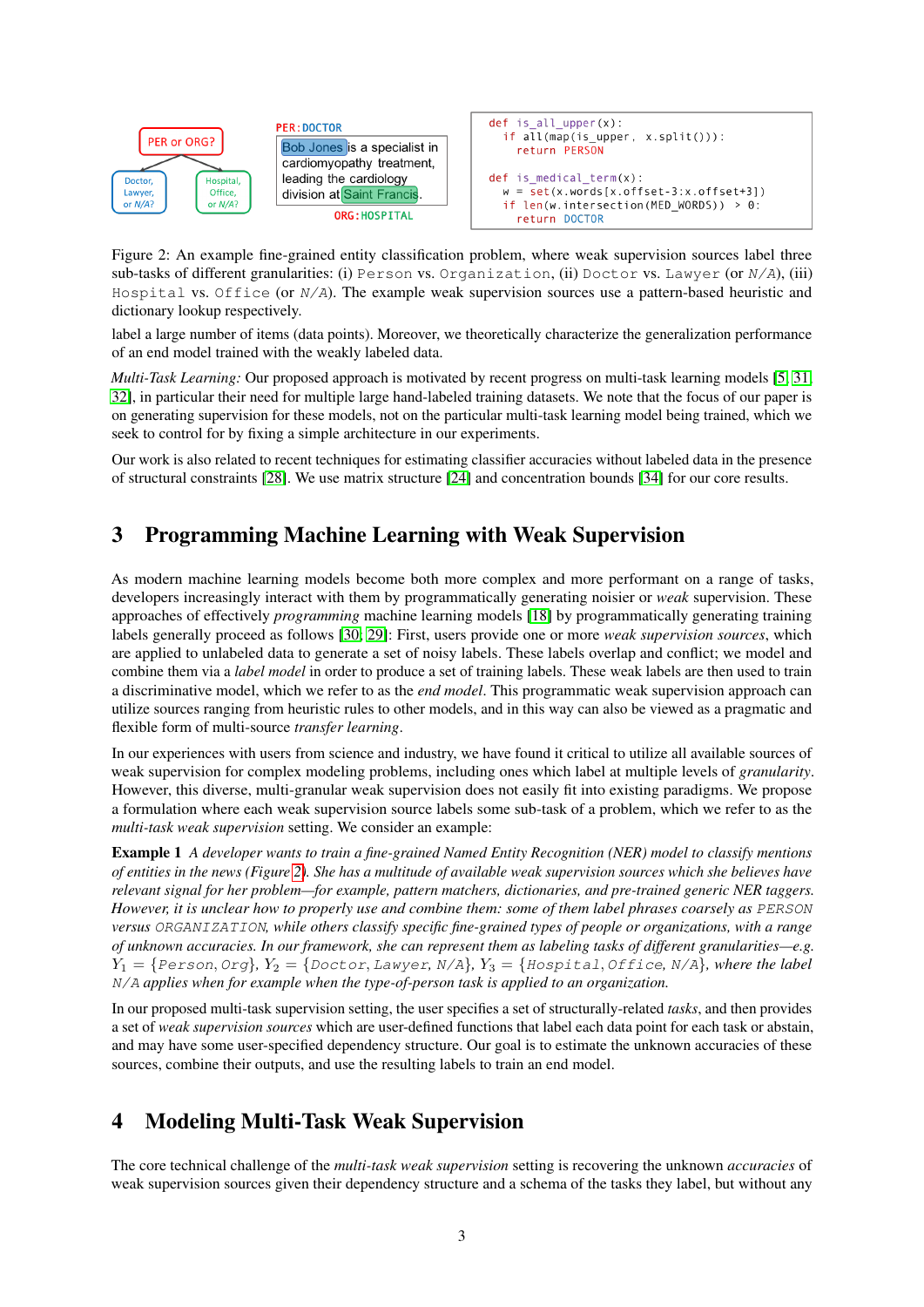```
def is_all_upper(x):
  if all(map(is_upper, x.split())):
    return PERSON

def is_medical_term(x):
  w = set(x.words[x.offset-3:x.offset+3])
  if len(w.intersection(MED_WORDS)) > 0:
    return DOCTOR
```

Figure 2: An example fine-grained entity classification problem, where weak supervision sources label three sub-tasks of different granularities: (i) `Person` vs. `Organization`, (ii) `Doctor` vs. `Lawyer` (or *N/A*), (iii) `Hospital` vs. `Office` (or *N/A*). The example weak supervision sources use a pattern-based heuristic and dictionary lookup respectively.

label a large number of items (data points). Moreover, we theoretically characterize the generalization performance of an end model trained with the weakly labeled data.

*Multi-Task Learning:* Our proposed approach is motivated by recent progress on multi-task learning models [5, 31, 32], in particular their need for multiple large hand-labeled training datasets. We note that the focus of our paper is on generating supervision for these models, not on the particular multi-task learning model being trained, which we seek to control for by fixing a simple architecture in our experiments.

Our work is also related to recent techniques for estimating classifier accuracies without labeled data in the presence of structural constraints [28]. We use matrix structure [24] and concentration bounds [34] for our core results.

## 3 Programming Machine Learning with Weak Supervision

As modern machine learning models become both more complex and more performant on a range of tasks, developers increasingly interact with them by programmatically generating noisier or *weak* supervision. These approaches of effectively *programming* machine learning models [18] by programmatically generating training labels generally proceed as follows [30, 29]: First, users provide one or more *weak supervision sources*, which are applied to unlabeled data to generate a set of noisy labels. These labels overlap and conflict; we model and combine them via a *label model* in order to produce a set of training labels. These weak labels are then used to train a discriminative model, which we refer to as the *end model*. This programmatic weak supervision approach can utilize sources ranging from heuristic rules to other models, and in this way can also be viewed as a pragmatic and flexible form of multi-source *transfer learning*.

In our experiences with users from science and industry, we have found it critical to utilize all available sources of weak supervision for complex modeling problems, including ones which label at multiple levels of *granularity*. However, this diverse, multi-granular weak supervision does not easily fit into existing paradigms. We propose a formulation where each weak supervision source labels some sub-task of a problem, which we refer to as the *multi-task weak supervision* setting. We consider an example:

**Example 1** *A developer wants to train a fine-grained Named Entity Recognition (NER) model to classify mentions of entities in the news (Figure 2). She has a multitude of available weak supervision sources which she believes have relevant signal for her problem—for example, pattern matchers, dictionaries, and pre-trained generic NER taggers. However, it is unclear how to properly use and combine them: some of them label phrases coarsely as* `PERSON` *versus* `ORGANIZATION`*, while others classify specific fine-grained types of people or organizations, with a range of unknown accuracies. In our framework, she can represent them as labeling tasks of different granularities—e.g.* $Y_1 = \{\texttt{Person}, \texttt{Org}\}$*,* $Y_2 = \{\texttt{Doctor}, \texttt{Lawyer}, \textit{N/A}\}$*,* $Y_3 = \{\texttt{Hospital}, \texttt{Office}, \textit{N/A}\}$*, where the label* *N/A* *applies when for example when the type-of-person task is applied to an organization.*

In our proposed multi-task supervision setting, the user specifies a set of structurally-related *tasks*, and then provides a set of *weak supervision sources* which are user-defined functions that label each data point for each task or abstain, and may have some user-specified dependency structure. Our goal is to estimate the unknown accuracies of these sources, combine their outputs, and use the resulting labels to train an end model.

## 4 Modeling Multi-Task Weak Supervision

The core technical challenge of the *multi-task weak supervision* setting is recovering the unknown *accuracies* of weak supervision sources given their dependency structure and a schema of the tasks they label, but without any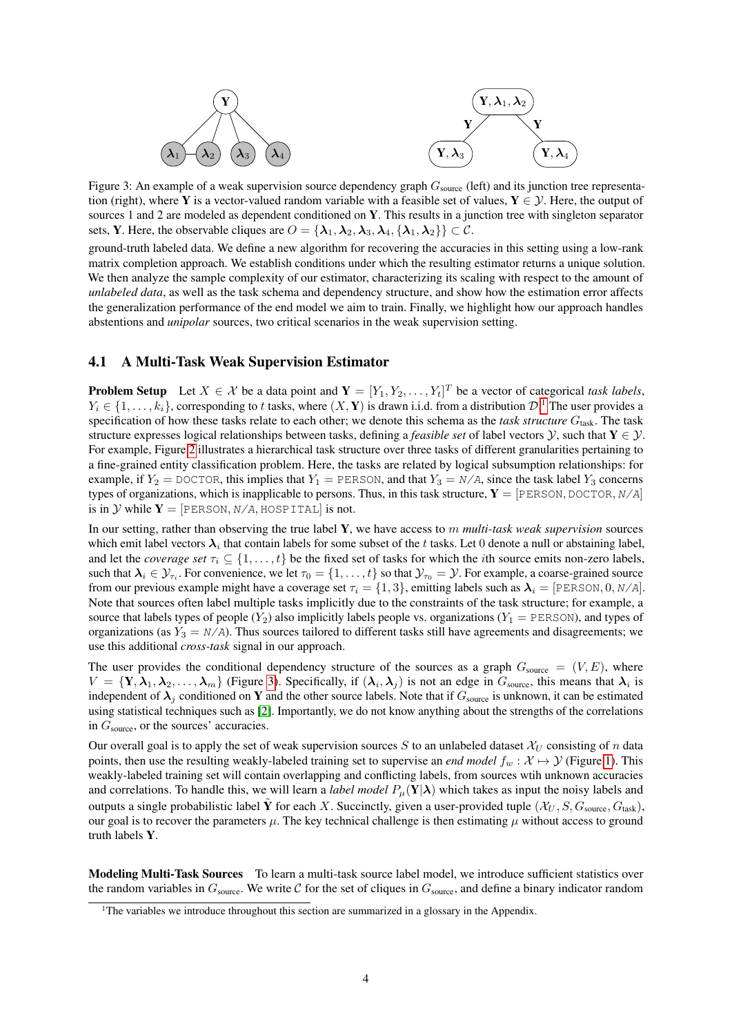Figure 3: An example of a weak supervision source dependency graph $G_{\text{source}}$ (left) and its junction tree representation (right), where $\mathbf{Y}$ is a vector-valued random variable with a feasible set of values, $\mathbf{Y} \in \mathcal{Y}$. Here, the output of sources 1 and 2 are modeled as dependent conditioned on $\mathbf{Y}$. This results in a junction tree with singleton separator sets, $\mathbf{Y}$. Here, the observable cliques are $O = \{\boldsymbol{\lambda}_1, \boldsymbol{\lambda}_2, \boldsymbol{\lambda}_3, \boldsymbol{\lambda}_4, \{\boldsymbol{\lambda}_1, \boldsymbol{\lambda}_2\}\} \subset \mathcal{C}$.

ground-truth labeled data. We define a new algorithm for recovering the accuracies in this setting using a low-rank matrix completion approach. We establish conditions under which the resulting estimator returns a unique solution. We then analyze the sample complexity of our estimator, characterizing its scaling with respect to the amount of *unlabeled data*, as well as the task schema and dependency structure, and show how the estimation error affects the generalization performance of the end model we aim to train. Finally, we highlight how our approach handles abstentions and *unipolar* sources, two critical scenarios in the weak supervision setting.

## 4.1 A Multi-Task Weak Supervision Estimator

**Problem Setup** Let $X \in \mathcal{X}$ be a data point and $\mathbf{Y} = [Y_1, Y_2, \ldots, Y_t]^T$ be a vector of categorical *task labels*, $Y_i \in \{1, \ldots, k_i\}$, corresponding to $t$ tasks, where $(X, \mathbf{Y})$ is drawn i.i.d. from a distribution $\mathcal{D}$.[1] The user provides a specification of how these tasks relate to each other; we denote this schema as the *task structure* $G_{\text{task}}$. The task structure expresses logical relationships between tasks, defining a *feasible set* of label vectors $\mathcal{Y}$, such that $\mathbf{Y} \in \mathcal{Y}$. For example, Figure 2 illustrates a hierarchical task structure over three tasks of different granularities pertaining to a fine-grained entity classification problem. Here, the tasks are related by logical subsumption relationships: for example, if $Y_2 = \texttt{DOCTOR}$, this implies that $Y_1 = \texttt{PERSON}$, and that $Y_3 = \texttt{N/A}$, since the task label $Y_3$ concerns types of organizations, which is inapplicable to persons. Thus, in this task structure, $\mathbf{Y} = [\texttt{PERSON}, \texttt{DOCTOR}, \texttt{N/A}]$ is in $\mathcal{Y}$ while $\mathbf{Y} = [\texttt{PERSON}, \texttt{N/A}, \texttt{HOSPITAL}]$ is not.

In our setting, rather than observing the true label $\mathbf{Y}$, we have access to $m$ *multi-task weak supervision* sources which emit label vectors $\boldsymbol{\lambda}_i$ that contain labels for some subset of the $t$ tasks. Let 0 denote a null or abstaining label, and let the *coverage set* $\tau_i \subseteq \{1, \ldots, t\}$ be the fixed set of tasks for which the $i$th source emits non-zero labels, such that $\boldsymbol{\lambda}_i \in \mathcal{Y}_{\tau_i}$. For convenience, we let $\tau_0 = \{1, \ldots, t\}$ so that $\mathcal{Y}_{\tau_0} = \mathcal{Y}$. For example, a coarse-grained source from our previous example might have a coverage set $\tau_i = \{1, 3\}$, emitting labels such as $\boldsymbol{\lambda}_i = [\texttt{PERSON}, 0, \texttt{N/A}]$. Note that sources often label multiple tasks implicitly due to the constraints of the task structure; for example, a source that labels types of people ($Y_2$) also implicitly labels people vs. organizations ($Y_1 = \texttt{PERSON}$), and types of organizations (as $Y_3 = \texttt{N/A}$). Thus sources tailored to different tasks still have agreements and disagreements; we use this additional *cross-task* signal in our approach.

The user provides the conditional dependency structure of the sources as a graph $G_{\text{source}} = (V, E)$, where $V = \{\mathbf{Y}, \boldsymbol{\lambda}_1, \boldsymbol{\lambda}_2, \ldots, \boldsymbol{\lambda}_m\}$ (Figure 3). Specifically, if $(\boldsymbol{\lambda}_i, \boldsymbol{\lambda}_j)$ is not an edge in $G_{\text{source}}$, this means that $\boldsymbol{\lambda}_i$ is independent of $\boldsymbol{\lambda}_j$ conditioned on $\mathbf{Y}$ and the other source labels. Note that if $G_{\text{source}}$ is unknown, it can be estimated using statistical techniques such as [2]. Importantly, we do not know anything about the strengths of the correlations in $G_{\text{source}}$, or the sources' accuracies.

Our overall goal is to apply the set of weak supervision sources $S$ to an unlabeled dataset $\mathcal{X}_U$ consisting of $n$ data points, then use the resulting weakly-labeled training set to supervise an *end model* $f_w : \mathcal{X} \mapsto \mathcal{Y}$ (Figure 1). This weakly-labeled training set will contain overlapping and conflicting labels, from sources wtih unknown accuracies and correlations. To handle this, we will learn a *label model* $P_\mu(\mathbf{Y}|\boldsymbol{\lambda})$ which takes as input the noisy labels and outputs a single probabilistic label $\tilde{\mathbf{Y}}$ for each $X$. Succinctly, given a user-provided tuple $(\mathcal{X}_U, S, G_{\text{source}}, G_{\text{task}})$, our goal is to recover the parameters $\mu$. The key technical challenge is then estimating $\mu$ without access to ground truth labels $\mathbf{Y}$.

**Modeling Multi-Task Sources** To learn a multi-task source label model, we introduce sufficient statistics over the random variables in $G_{\text{source}}$. We write $\mathcal{C}$ for the set of cliques in $G_{\text{source}}$, and define a binary indicator random

[1] The variables we introduce throughout this section are summarized in a glossary in the Appendix.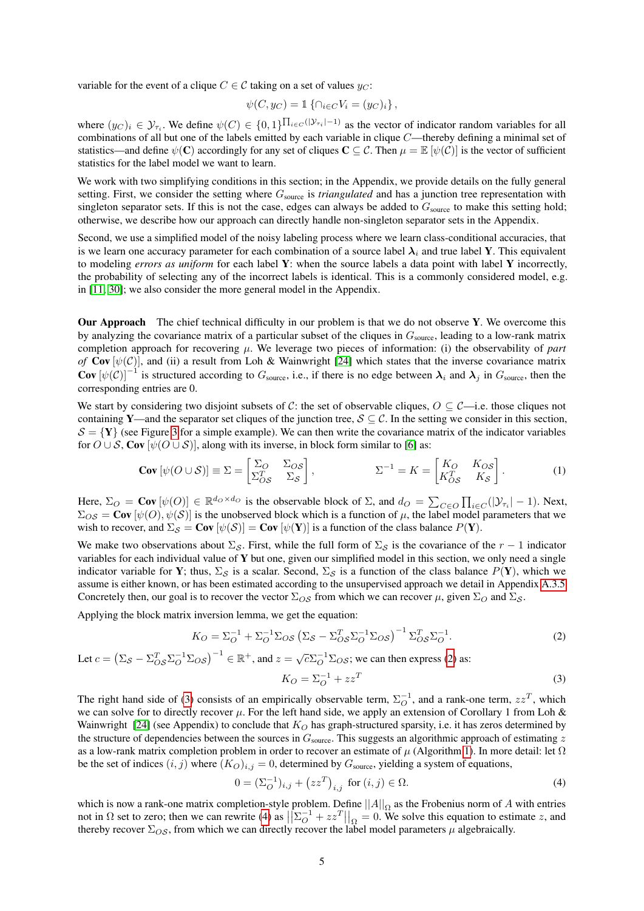variable for the event of a clique $C \in \mathcal{C}$ taking on a set of values $y_C$:

$$\psi(C, y_C) = \mathbb{1}\left\{\cap_{i \in C} V_i = (y_C)_i\right\},$$

where $(y_C)_i \in \mathcal{Y}_{\tau_i}$. We define $\psi(C) \in \{0,1\}^{\prod_{i \in C}(|\mathcal{Y}_{\tau_i}|-1)}$ as the vector of indicator random variables for all combinations of all but one of the labels emitted by each variable in clique $C$—thereby defining a minimal set of statistics—and define $\psi(\mathbf{C})$ accordingly for any set of cliques $\mathbf{C} \subseteq \mathcal{C}$. Then $\mu = \mathbb{E}\left[\psi(\mathcal{C})\right]$ is the vector of sufficient statistics for the label model we want to learn.

We work with two simplifying conditions in this section; in the Appendix, we provide details on the fully general setting. First, we consider the setting where $G_{\text{source}}$ is *triangulated* and has a junction tree representation with singleton separator sets. If this is not the case, edges can always be added to $G_{\text{source}}$ to make this setting hold; otherwise, we describe how our approach can directly handle non-singleton separator sets in the Appendix.

Second, we use a simplified model of the noisy labeling process where we learn class-conditional accuracies, that is we learn one accuracy parameter for each combination of a source label $\boldsymbol{\lambda}_i$ and true label $\mathbf{Y}$. This equivalent to modeling *errors as uniform* for each label $\mathbf{Y}$: when the source labels a data point with label $\mathbf{Y}$ incorrectly, the probability of selecting any of the incorrect labels is identical. This is a commonly considered model, e.g. in [11, 30]; we also consider the more general model in the Appendix.

**Our Approach** The chief technical difficulty in our problem is that we do not observe $\mathbf{Y}$. We overcome this by analyzing the covariance matrix of a particular subset of the cliques in $G_{\text{source}}$, leading to a low-rank matrix completion approach for recovering $\mu$. We leverage two pieces of information: (i) the observability of *part of* $\mathbf{Cov}\left[\psi(\mathcal{C})\right]$, and (ii) a result from Loh & Wainwright [24] which states that the inverse covariance matrix $\mathbf{Cov}\left[\psi(\mathcal{C})\right]^{-1}$ is structured according to $G_{\text{source}}$, i.e., if there is no edge between $\boldsymbol{\lambda}_i$ and $\boldsymbol{\lambda}_j$ in $G_{\text{source}}$, then the corresponding entries are 0.

We start by considering two disjoint subsets of $\mathcal{C}$: the set of observable cliques, $O \subseteq \mathcal{C}$—i.e. those cliques not containing $\mathbf{Y}$—and the separator set cliques of the junction tree, $\mathcal{S} \subseteq \mathcal{C}$. In the setting we consider in this section, $\mathcal{S} = \{\mathbf{Y}\}$ (see Figure 3 for a simple example). We can then write the covariance matrix of the indicator variables for $O \cup \mathcal{S}$, $\mathbf{Cov}\left[\psi(O \cup \mathcal{S})\right]$, along with its inverse, in block form similar to [6] as:

$$\mathbf{Cov}\left[\psi(O \cup \mathcal{S})\right] \equiv \Sigma = \begin{bmatrix} \Sigma_O & \Sigma_{O\mathcal{S}} \\ \Sigma_{O\mathcal{S}}^T & \Sigma_{\mathcal{S}} \end{bmatrix}, \qquad \Sigma^{-1} = K = \begin{bmatrix} K_O & K_{O\mathcal{S}} \\ K_{O\mathcal{S}}^T & K_{\mathcal{S}} \end{bmatrix}. \tag{1}$$

Here, $\Sigma_O = \mathbf{Cov}\left[\psi(O)\right] \in \mathbb{R}^{d_O \times d_O}$ is the observable block of $\Sigma$, and $d_O = \sum_{C \in O} \prod_{i \in C}(|\mathcal{Y}_{\tau_i}| - 1)$. Next, $\Sigma_{O\mathcal{S}} = \mathbf{Cov}\left[\psi(O), \psi(\mathcal{S})\right]$ is the unobserved block which is a function of $\mu$, the label model parameters that we wish to recover, and $\Sigma_{\mathcal{S}} = \mathbf{Cov}\left[\psi(\mathcal{S})\right] = \mathbf{Cov}\left[\psi(\mathbf{Y})\right]$ is a function of the class balance $P(\mathbf{Y})$.

We make two observations about $\Sigma_{\mathcal{S}}$. First, while the full form of $\Sigma_{\mathcal{S}}$ is the covariance of the $r-1$ indicator variables for each individual value of $\mathbf{Y}$ but one, given our simplified model in this section, we only need a single indicator variable for $\mathbf{Y}$; thus, $\Sigma_{\mathcal{S}}$ is a scalar. Second, $\Sigma_{\mathcal{S}}$ is a function of the class balance $P(\mathbf{Y})$, which we assume is either known, or has been estimated according to the unsupervised approach we detail in Appendix A.3.5. Concretely then, our goal is to recover the vector $\Sigma_{O\mathcal{S}}$ from which we can recover $\mu$, given $\Sigma_O$ and $\Sigma_{\mathcal{S}}$.

Applying the block matrix inversion lemma, we get the equation:

$$K_O = \Sigma_O^{-1} + \Sigma_O^{-1}\Sigma_{O\mathcal{S}}\left(\Sigma_{\mathcal{S}} - \Sigma_{O\mathcal{S}}^T\Sigma_O^{-1}\Sigma_{O\mathcal{S}}\right)^{-1}\Sigma_{O\mathcal{S}}^T\Sigma_O^{-1}. \tag{2}$$

Let $c = \left(\Sigma_{\mathcal{S}} - \Sigma_{O\mathcal{S}}^T\Sigma_O^{-1}\Sigma_{O\mathcal{S}}\right)^{-1} \in \mathbb{R}^+$, and $z = \sqrt{c}\,\Sigma_O^{-1}\Sigma_{O\mathcal{S}}$; we can then express (2) as:

$$K_O = \Sigma_O^{-1} + zz^T \tag{3}$$

The right hand side of (3) consists of an empirically observable term, $\Sigma_O^{-1}$, and a rank-one term, $zz^T$, which we can solve for to directly recover $\mu$. For the left hand side, we apply an extension of Corollary 1 from Loh & Wainwright [24] (see Appendix) to conclude that $K_O$ has graph-structured sparsity, i.e. it has zeros determined by the structure of dependencies between the sources in $G_{\text{source}}$. This suggests an algorithmic approach of estimating $z$ as a low-rank matrix completion problem in order to recover an estimate of $\mu$ (Algorithm 1). In more detail: let $\Omega$ be the set of indices $(i,j)$ where $(K_O)_{i,j} = 0$, determined by $G_{\text{source}}$, yielding a system of equations,

$$0 = (\Sigma_O^{-1})_{i,j} + \left(zz^T\right)_{i,j} \text{ for } (i,j) \in \Omega. \tag{4}$$

which is now a rank-one matrix completion-style problem. Define $||A||_\Omega$ as the Frobenius norm of $A$ with entries not in $\Omega$ set to zero; then we can rewrite (4) as $\left|\left|\Sigma_O^{-1} + zz^T\right|\right|_\Omega = 0$. We solve this equation to estimate $z$, and thereby recover $\Sigma_{O\mathcal{S}}$, from which we can directly recover the label model parameters $\mu$ algebraically.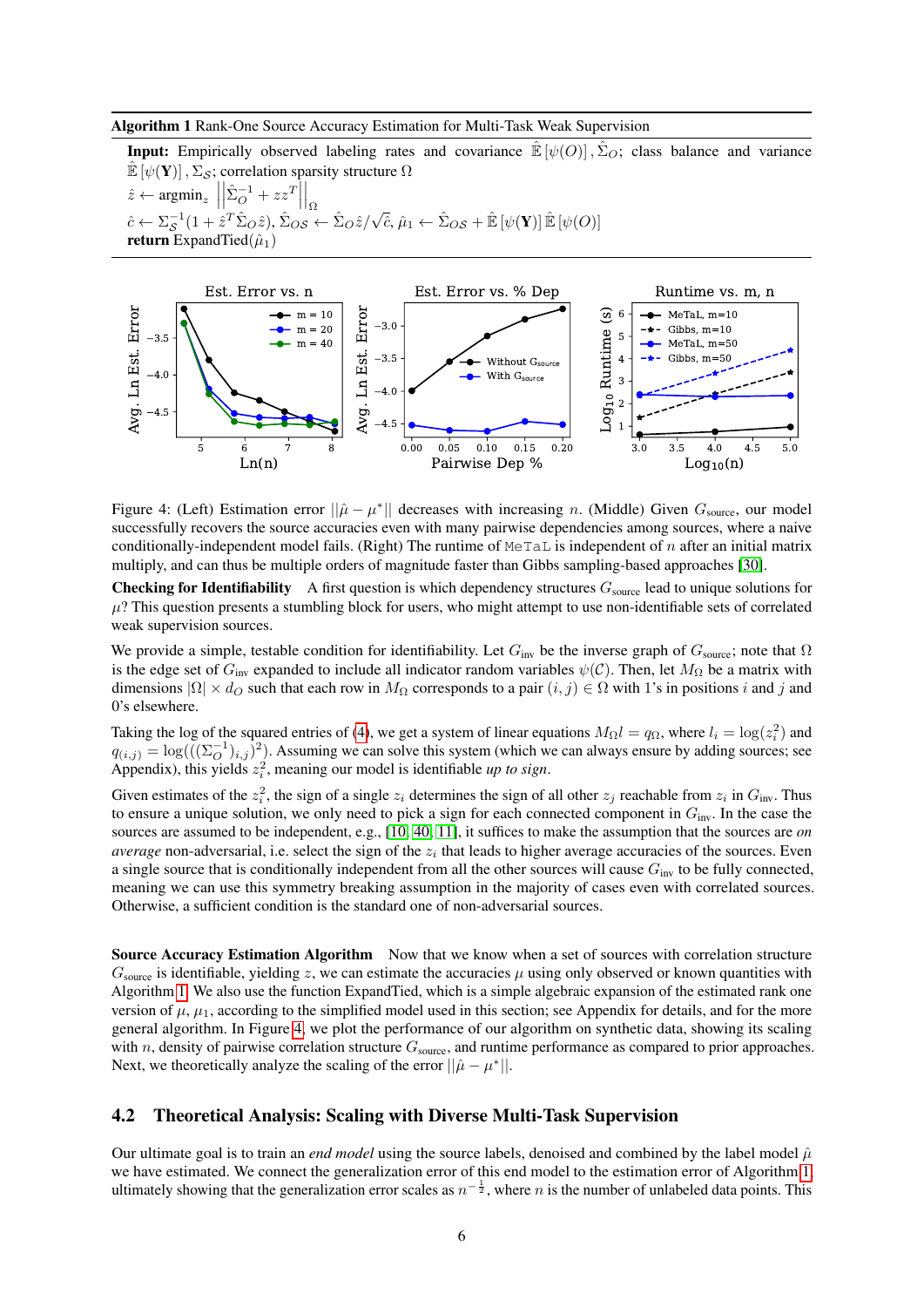**Algorithm 1** Rank-One Source Accuracy Estimation for Multi-Task Weak Supervision

---

**Input:** Empirically observed labeling rates and covariance $\hat{\mathbb{E}}[\psi(O)], \hat{\Sigma}_O$; class balance and variance $\hat{\mathbb{E}}[\psi(\mathbf{Y})], \Sigma_S$; correlation sparsity structure $\Omega$

$\hat{z} \leftarrow \text{argmin}_z \left|\left|\hat{\Sigma}_O^{-1} + zz^T\right|\right|_\Omega$

$\hat{c} \leftarrow \Sigma_S^{-1}(1 + \hat{z}^T\hat{\Sigma}_O\hat{z}),\ \hat{\Sigma}_{OS} \leftarrow \hat{\Sigma}_O\hat{z}/\sqrt{\hat{c}},\ \hat{\mu}_1 \leftarrow \hat{\Sigma}_{OS} + \hat{\mathbb{E}}[\psi(\mathbf{Y})]\,\hat{\mathbb{E}}[\psi(O)]$

**return** ExpandTied($\hat{\mu}_1$)

---

Figure 4: (Left) Estimation error $||\hat{\mu} - \mu^*||$ decreases with increasing $n$. (Middle) Given $G_{\text{source}}$, our model successfully recovers the source accuracies even with many pairwise dependencies among sources, where a naive conditionally-independent model fails. (Right) The runtime of MeTaL is independent of $n$ after an initial matrix multiply, and can thus be multiple orders of magnitude faster than Gibbs sampling-based approaches [30].

**Checking for Identifiability** A first question is which dependency structures $G_{\text{source}}$ lead to unique solutions for $\mu$? This question presents a stumbling block for users, who might attempt to use non-identifiable sets of correlated weak supervision sources.

We provide a simple, testable condition for identifiability. Let $G_{\text{inv}}$ be the inverse graph of $G_{\text{source}}$; note that $\Omega$ is the edge set of $G_{\text{inv}}$ expanded to include all indicator random variables $\psi(\mathcal{C})$. Then, let $M_\Omega$ be a matrix with dimensions $|\Omega| \times d_O$ such that each row in $M_\Omega$ corresponds to a pair $(i,j) \in \Omega$ with 1's in positions $i$ and $j$ and 0's elsewhere.

Taking the log of the squared entries of (4), we get a system of linear equations $M_\Omega l = q_\Omega$, where $l_i = \log(z_i^2)$ and $q_{(i,j)} = \log(((\Sigma_O^{-1})_{i,j})^2)$. Assuming we can solve this system (which we can always ensure by adding sources; see Appendix), this yields $z_i^2$, meaning our model is identifiable *up to sign*.

Given estimates of the $z_i^2$, the sign of a single $z_i$ determines the sign of all other $z_j$ reachable from $z_i$ in $G_{\text{inv}}$. Thus to ensure a unique solution, we only need to pick a sign for each connected component in $G_{\text{inv}}$. In the case the sources are assumed to be independent, e.g., [10, 40, 11], it suffices to make the assumption that the sources are *on average* non-adversarial, i.e. select the sign of the $z_i$ that leads to higher average accuracies of the sources. Even a single source that is conditionally independent from all the other sources will cause $G_{\text{inv}}$ to be fully connected, meaning we can use this symmetry breaking assumption in the majority of cases even with correlated sources. Otherwise, a sufficient condition is the standard one of non-adversarial sources.

**Source Accuracy Estimation Algorithm** Now that we know when a set of sources with correlation structure $G_{\text{source}}$ is identifiable, yielding $z$, we can estimate the accuracies $\mu$ using only observed or known quantities with Algorithm 1. We also use the function ExpandTied, which is a simple algebraic expansion of the estimated rank one version of $\mu$, $\mu_1$, according to the simplified model used in this section; see Appendix for details, and for the more general algorithm. In Figure 4, we plot the performance of our algorithm on synthetic data, showing its scaling with $n$, density of pairwise correlation structure $G_{\text{source}}$, and runtime performance as compared to prior approaches. Next, we theoretically analyze the scaling of the error $||\hat{\mu} - \mu^*||$.

## 4.2 Theoretical Analysis: Scaling with Diverse Multi-Task Supervision

Our ultimate goal is to train an *end model* using the source labels, denoised and combined by the label model $\hat{\mu}$ we have estimated. We connect the generalization error of this end model to the estimation error of Algorithm 1, ultimately showing that the generalization error scales as $n^{-\frac{1}{2}}$, where $n$ is the number of unlabeled data points. This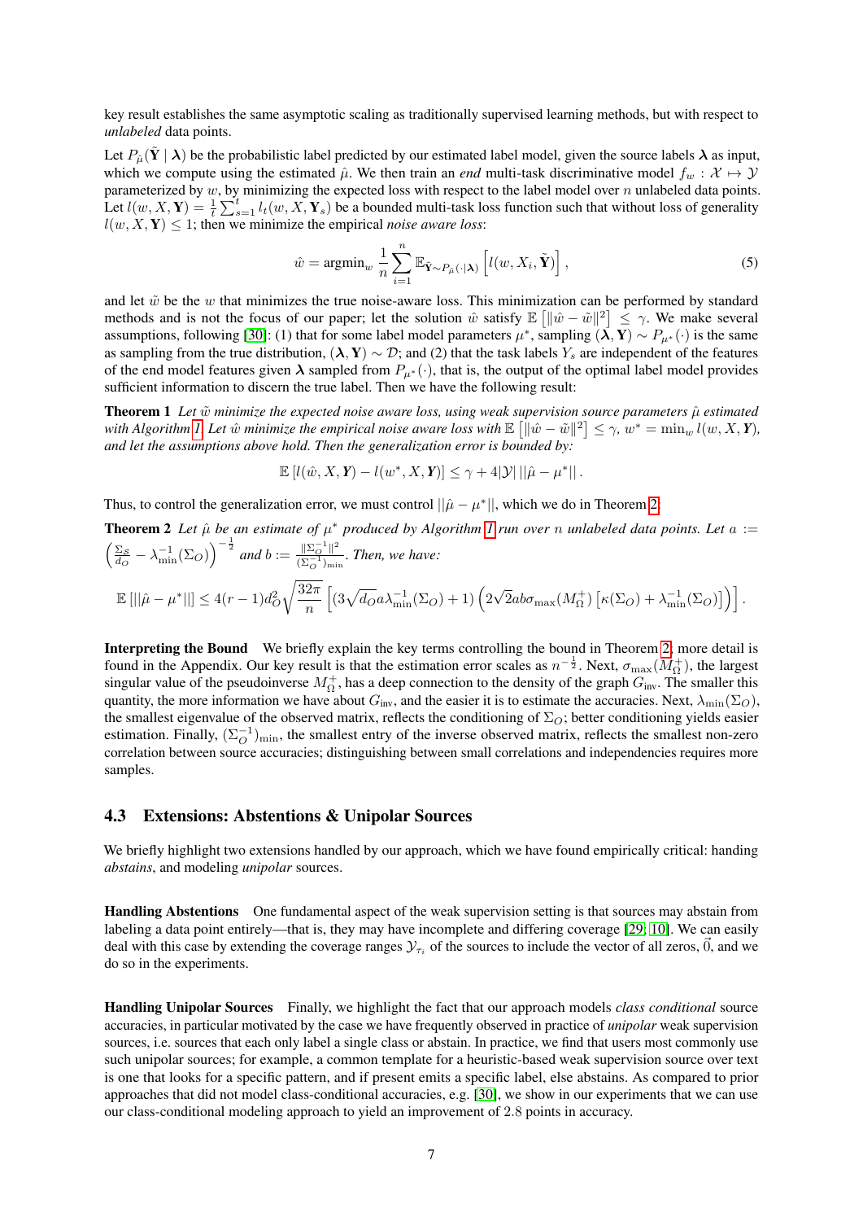key result establishes the same asymptotic scaling as traditionally supervised learning methods, but with respect to *unlabeled* data points.

Let $P_{\hat{\mu}}(\tilde{\mathbf{Y}} \mid \boldsymbol{\lambda})$ be the probabilistic label predicted by our estimated label model, given the source labels $\boldsymbol{\lambda}$ as input, which we compute using the estimated $\hat{\mu}$. We then train an *end* multi-task discriminative model $f_w : \mathcal{X} \mapsto \mathcal{Y}$ parameterized by $w$, by minimizing the expected loss with respect to the label model over $n$ unlabeled data points. Let $l(w, X, \mathbf{Y}) = \frac{1}{t}\sum_{s=1}^{t} l_t(w, X, \mathbf{Y}_s)$ be a bounded multi-task loss function such that without loss of generality $l(w, X, \mathbf{Y}) \leq 1$; then we minimize the empirical *noise aware loss*:

$$\hat{w} = \mathrm{argmin}_w \; \frac{1}{n}\sum_{i=1}^{n} \mathbb{E}_{\tilde{\mathbf{Y}} \sim P_{\hat{\mu}}(\cdot \mid \boldsymbol{\lambda})}\left[ l(w, X_i, \tilde{\mathbf{Y}}) \right], \tag{5}$$

and let $\tilde{w}$ be the $w$ that minimizes the true noise-aware loss. This minimization can be performed by standard methods and is not the focus of our paper; let the solution $\hat{w}$ satisfy $\mathbb{E}\left[\|\hat{w} - \tilde{w}\|^2\right] \leq \gamma$. We make several assumptions, following [30]: (1) that for some label model parameters $\mu^*$, sampling $(\boldsymbol{\lambda}, \mathbf{Y}) \sim P_{\mu^*}(\cdot)$ is the same as sampling from the true distribution, $(\boldsymbol{\lambda}, \mathbf{Y}) \sim \mathcal{D}$; and (2) that the task labels $Y_s$ are independent of the features of the end model features given $\boldsymbol{\lambda}$ sampled from $P_{\mu^*}(\cdot)$, that is, the output of the optimal label model provides sufficient information to discern the true label. Then we have the following result:

**Theorem 1** *Let $\tilde{w}$ minimize the expected noise aware loss, using weak supervision source parameters $\hat{\mu}$ estimated with Algorithm 1. Let $\hat{w}$ minimize the empirical noise aware loss with $\mathbb{E}\left[\|\hat{w} - \tilde{w}\|^2\right] \leq \gamma$, $w^* = \min_w l(w, X, \boldsymbol{Y})$, and let the assumptions above hold. Then the generalization error is bounded by:*

$$\mathbb{E}\left[l(\hat{w}, X, \boldsymbol{Y}) - l(w^*, X, \boldsymbol{Y})\right] \leq \gamma + 4|\mathcal{Y}|\, ||\hat{\mu} - \mu^*||\,.$$

Thus, to control the generalization error, we must control $||\hat{\mu} - \mu^*||$, which we do in Theorem 2.

**Theorem 2** *Let $\hat{\mu}$ be an estimate of $\mu^*$ produced by Algorithm 1 run over $n$ unlabeled data points. Let $a := \left(\frac{\Sigma_S}{d_O} - \lambda_{\min}^{-1}(\Sigma_O)\right)^{-\frac{1}{2}}$ and $b := \frac{\|\Sigma_O^{-1}\|^2}{(\Sigma_O^{-1})_{\min}}$. Then, we have:*

$$\mathbb{E}\left[||\hat{\mu} - \mu^*||\right] \leq 4(r-1)d_O^2\sqrt{\frac{32\pi}{n}}\left[(3\sqrt{d_O}a\lambda_{\min}^{-1}(\Sigma_O) + 1)\left(2\sqrt{2}ab\sigma_{\max}(M_\Omega^+)\left[\kappa(\Sigma_O) + \lambda_{\min}^{-1}(\Sigma_O)\right]\right)\right].$$

**Interpreting the Bound** We briefly explain the key terms controlling the bound in Theorem 2; more detail is found in the Appendix. Our key result is that the estimation error scales as $n^{-\frac{1}{2}}$. Next, $\sigma_{\max}(M_\Omega^+)$, the largest singular value of the pseudoinverse $M_\Omega^+$, has a deep connection to the density of the graph $G_{\text{inv}}$. The smaller this quantity, the more information we have about $G_{\text{inv}}$, and the easier it is to estimate the accuracies. Next, $\lambda_{\min}(\Sigma_O)$, the smallest eigenvalue of the observed matrix, reflects the conditioning of $\Sigma_O$; better conditioning yields easier estimation. Finally, $(\Sigma_O^{-1})_{\min}$, the smallest entry of the inverse observed matrix, reflects the smallest non-zero correlation between source accuracies; distinguishing between small correlations and independencies requires more samples.

### 4.3 Extensions: Abstentions & Unipolar Sources

We briefly highlight two extensions handled by our approach, which we have found empirically critical: handing *abstains*, and modeling *unipolar* sources.

**Handling Abstentions** One fundamental aspect of the weak supervision setting is that sources may abstain from labeling a data point entirely—that is, they may have incomplete and differing coverage [29, 10]. We can easily deal with this case by extending the coverage ranges $\mathcal{Y}_{\tau_i}$ of the sources to include the vector of all zeros, $\vec{0}$, and we do so in the experiments.

**Handling Unipolar Sources** Finally, we highlight the fact that our approach models *class conditional* source accuracies, in particular motivated by the case we have frequently observed in practice of *unipolar* weak supervision sources, i.e. sources that each only label a single class or abstain. In practice, we find that users most commonly use such unipolar sources; for example, a common template for a heuristic-based weak supervision source over text is one that looks for a specific pattern, and if present emits a specific label, else abstains. As compared to prior approaches that did not model class-conditional accuracies, e.g. [30], we show in our experiments that we can use our class-conditional modeling approach to yield an improvement of 2.8 points in accuracy.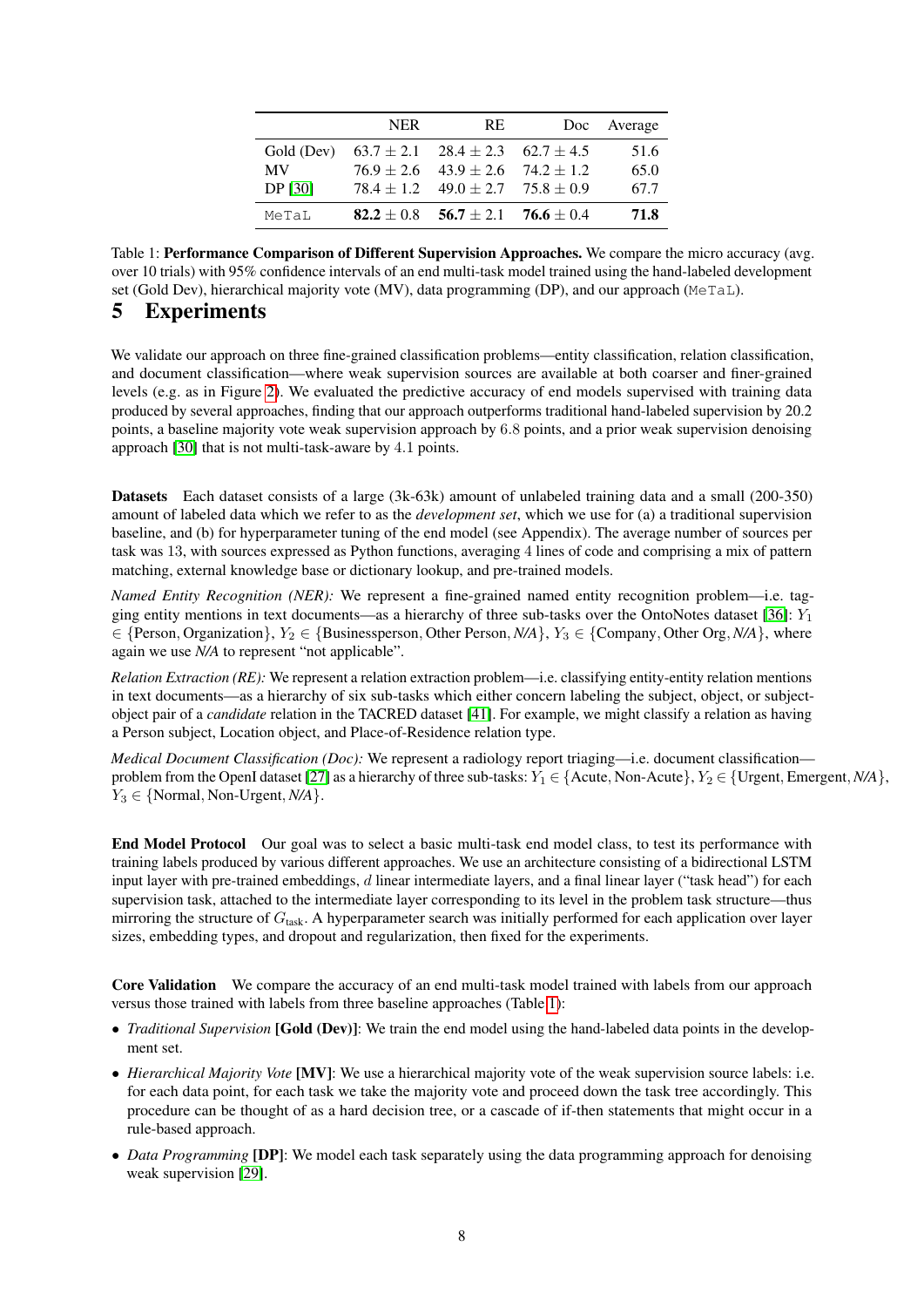| | NER | RE | Doc | Average |
|---|---|---|---|---|
| Gold (Dev) | $63.7 \pm 2.1$ | $28.4 \pm 2.3$ | $62.7 \pm 4.5$ | 51.6 |
| MV | $76.9 \pm 2.6$ | $43.9 \pm 2.6$ | $74.2 \pm 1.2$ | 65.0 |
| DP [30] | $78.4 \pm 1.2$ | $49.0 \pm 2.7$ | $75.8 \pm 0.9$ | 67.7 |
| `MeTaL` | **82.2** $\pm 0.8$ | **56.7** $\pm 2.1$ | **76.6** $\pm 0.4$ | **71.8** |

Table 1: **Performance Comparison of Different Supervision Approaches.** We compare the micro accuracy (avg. over 10 trials) with 95% confidence intervals of an end multi-task model trained using the hand-labeled development set (Gold Dev), hierarchical majority vote (MV), data programming (DP), and our approach (`MeTaL`).

# 5 Experiments

We validate our approach on three fine-grained classification problems—entity classification, relation classification, and document classification—where weak supervision sources are available at both coarser and finer-grained levels (e.g. as in Figure 2). We evaluated the predictive accuracy of end models supervised with training data produced by several approaches, finding that our approach outperforms traditional hand-labeled supervision by 20.2 points, a baseline majority vote weak supervision approach by 6.8 points, and a prior weak supervision denoising approach [30] that is not multi-task-aware by 4.1 points.

**Datasets** Each dataset consists of a large (3k-63k) amount of unlabeled training data and a small (200-350) amount of labeled data which we refer to as the *development set*, which we use for (a) a traditional supervision baseline, and (b) for hyperparameter tuning of the end model (see Appendix). The average number of sources per task was 13, with sources expressed as Python functions, averaging 4 lines of code and comprising a mix of pattern matching, external knowledge base or dictionary lookup, and pre-trained models.

*Named Entity Recognition (NER):* We represent a fine-grained named entity recognition problem—i.e. tagging entity mentions in text documents—as a hierarchy of three sub-tasks over the OntoNotes dataset [36]: $Y_1 \in \{\text{Person}, \text{Organization}\}$, $Y_2 \in \{\text{Businessperson}, \text{Other Person}, \textit{N/A}\}$, $Y_3 \in \{\text{Company}, \text{Other Org}, \textit{N/A}\}$, where again we use *N/A* to represent "not applicable".

*Relation Extraction (RE):* We represent a relation extraction problem—i.e. classifying entity-entity relation mentions in text documents—as a hierarchy of six sub-tasks which either concern labeling the subject, object, or subject-object pair of a *candidate* relation in the TACRED dataset [41]. For example, we might classify a relation as having a Person subject, Location object, and Place-of-Residence relation type.

*Medical Document Classification (Doc):* We represent a radiology report triaging—i.e. document classification—problem from the OpenI dataset [27] as a hierarchy of three sub-tasks: $Y_1 \in \{\text{Acute}, \text{Non-Acute}\}$, $Y_2 \in \{\text{Urgent}, \text{Emergent}, \textit{N/A}\}$, $Y_3 \in \{\text{Normal}, \text{Non-Urgent}, \textit{N/A}\}$.

**End Model Protocol** Our goal was to select a basic multi-task end model class, to test its performance with training labels produced by various different approaches. We use an architecture consisting of a bidirectional LSTM input layer with pre-trained embeddings, $d$ linear intermediate layers, and a final linear layer ("task head") for each supervision task, attached to the intermediate layer corresponding to its level in the problem task structure—thus mirroring the structure of $G_{\text{task}}$. A hyperparameter search was initially performed for each application over layer sizes, embedding types, and dropout and regularization, then fixed for the experiments.

**Core Validation** We compare the accuracy of an end multi-task model trained with labels from our approach versus those trained with labels from three baseline approaches (Table 1):

- *Traditional Supervision* **[Gold (Dev)]**: We train the end model using the hand-labeled data points in the development set.
- *Hierarchical Majority Vote* **[MV]**: We use a hierarchical majority vote of the weak supervision source labels: i.e. for each data point, for each task we take the majority vote and proceed down the task tree accordingly. This procedure can be thought of as a hard decision tree, or a cascade of if-then statements that might occur in a rule-based approach.
- *Data Programming* **[DP]**: We model each task separately using the data programming approach for denoising weak supervision [29].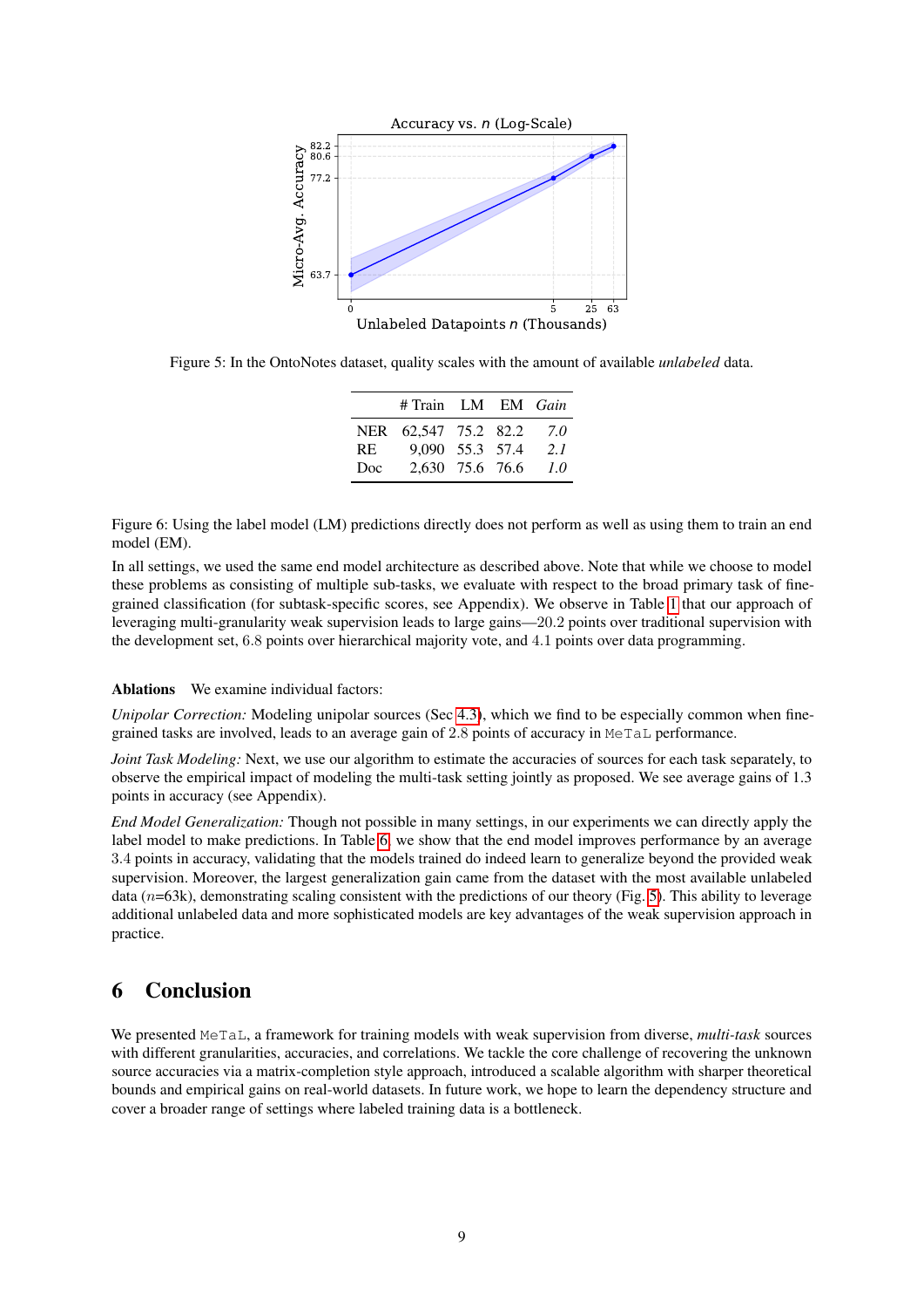Figure 5: In the OntoNotes dataset, quality scales with the amount of available *unlabeled* data.

| | # Train | LM | EM | *Gain* |
|---|---|---|---|---|
| NER | 62,547 | 75.2 | 82.2 | *7.0* |
| RE | 9,090 | 55.3 | 57.4 | *2.1* |
| Doc | 2,630 | 75.6 | 76.6 | *1.0* |

Figure 6: Using the label model (LM) predictions directly does not perform as well as using them to train an end model (EM).

In all settings, we used the same end model architecture as described above. Note that while we choose to model these problems as consisting of multiple sub-tasks, we evaluate with respect to the broad primary task of fine-grained classification (for subtask-specific scores, see Appendix). We observe in Table 1 that our approach of leveraging multi-granularity weak supervision leads to large gains—20.2 points over traditional supervision with the development set, 6.8 points over hierarchical majority vote, and 4.1 points over data programming.

**Ablations** We examine individual factors:

*Unipolar Correction:* Modeling unipolar sources (Sec 4.3), which we find to be especially common when fine-grained tasks are involved, leads to an average gain of 2.8 points of accuracy in MeTaL performance.

*Joint Task Modeling:* Next, we use our algorithm to estimate the accuracies of sources for each task separately, to observe the empirical impact of modeling the multi-task setting jointly as proposed. We see average gains of 1.3 points in accuracy (see Appendix).

*End Model Generalization:* Though not possible in many settings, in our experiments we can directly apply the label model to make predictions. In Table 6, we show that the end model improves performance by an average 3.4 points in accuracy, validating that the models trained do indeed learn to generalize beyond the provided weak supervision. Moreover, the largest generalization gain came from the dataset with the most available unlabeled data ($n$=63k), demonstrating scaling consistent with the predictions of our theory (Fig. 5). This ability to leverage additional unlabeled data and more sophisticated models are key advantages of the weak supervision approach in practice.

## 6 Conclusion

We presented MeTaL, a framework for training models with weak supervision from diverse, *multi-task* sources with different granularities, accuracies, and correlations. We tackle the core challenge of recovering the unknown source accuracies via a matrix-completion style approach, introduced a scalable algorithm with sharper theoretical bounds and empirical gains on real-world datasets. In future work, we hope to learn the dependency structure and cover a broader range of settings where labeled training data is a bottleneck.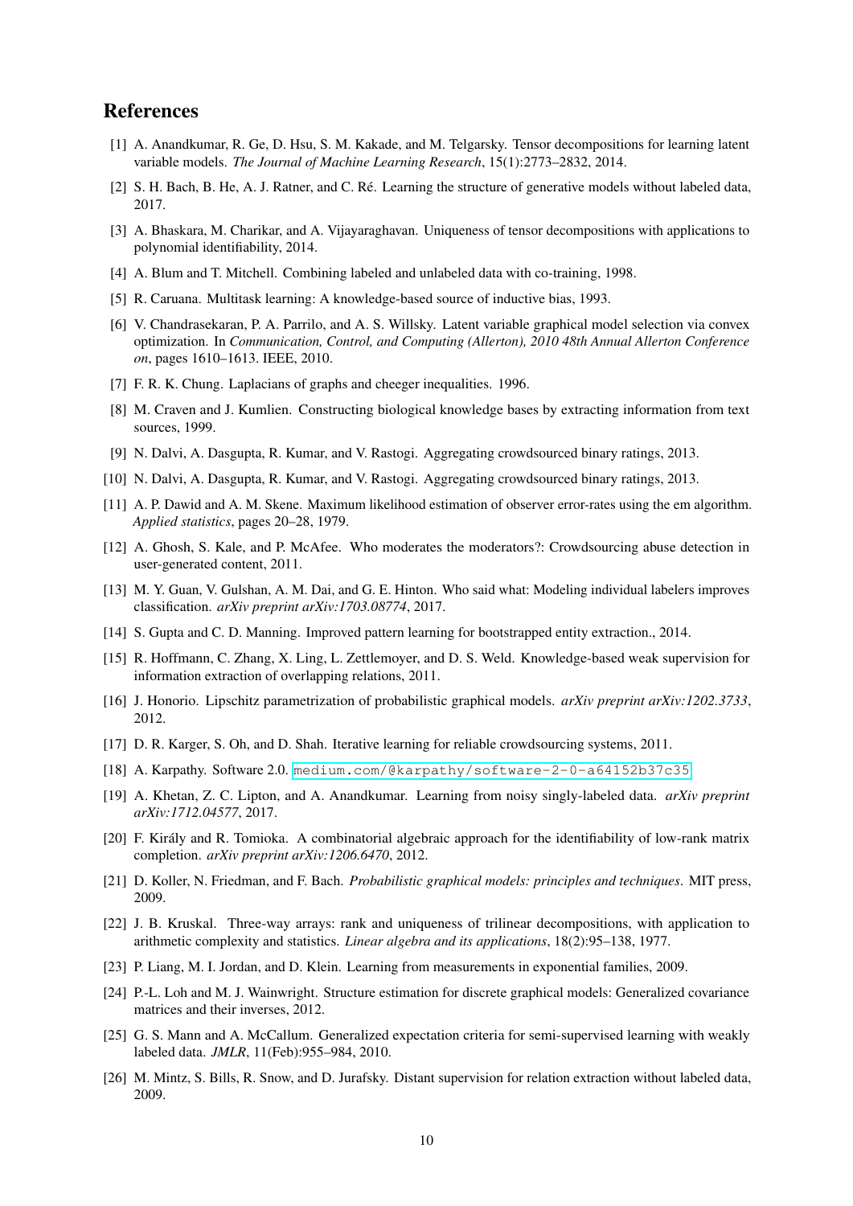## References

[1] A. Anandkumar, R. Ge, D. Hsu, S. M. Kakade, and M. Telgarsky. Tensor decompositions for learning latent variable models. *The Journal of Machine Learning Research*, 15(1):2773–2832, 2014.

[2] S. H. Bach, B. He, A. J. Ratner, and C. Ré. Learning the structure of generative models without labeled data, 2017.

[3] A. Bhaskara, M. Charikar, and A. Vijayaraghavan. Uniqueness of tensor decompositions with applications to polynomial identifiability, 2014.

[4] A. Blum and T. Mitchell. Combining labeled and unlabeled data with co-training, 1998.

[5] R. Caruana. Multitask learning: A knowledge-based source of inductive bias, 1993.

[6] V. Chandrasekaran, P. A. Parrilo, and A. S. Willsky. Latent variable graphical model selection via convex optimization. In *Communication, Control, and Computing (Allerton), 2010 48th Annual Allerton Conference on*, pages 1610–1613. IEEE, 2010.

[7] F. R. K. Chung. Laplacians of graphs and cheeger inequalities. 1996.

[8] M. Craven and J. Kumlien. Constructing biological knowledge bases by extracting information from text sources, 1999.

[9] N. Dalvi, A. Dasgupta, R. Kumar, and V. Rastogi. Aggregating crowdsourced binary ratings, 2013.

[10] N. Dalvi, A. Dasgupta, R. Kumar, and V. Rastogi. Aggregating crowdsourced binary ratings, 2013.

[11] A. P. Dawid and A. M. Skene. Maximum likelihood estimation of observer error-rates using the em algorithm. *Applied statistics*, pages 20–28, 1979.

[12] A. Ghosh, S. Kale, and P. McAfee. Who moderates the moderators?: Crowdsourcing abuse detection in user-generated content, 2011.

[13] M. Y. Guan, V. Gulshan, A. M. Dai, and G. E. Hinton. Who said what: Modeling individual labelers improves classification. *arXiv preprint arXiv:1703.08774*, 2017.

[14] S. Gupta and C. D. Manning. Improved pattern learning for bootstrapped entity extraction., 2014.

[15] R. Hoffmann, C. Zhang, X. Ling, L. Zettlemoyer, and D. S. Weld. Knowledge-based weak supervision for information extraction of overlapping relations, 2011.

[16] J. Honorio. Lipschitz parametrization of probabilistic graphical models. *arXiv preprint arXiv:1202.3733*, 2012.

[17] D. R. Karger, S. Oh, and D. Shah. Iterative learning for reliable crowdsourcing systems, 2011.

[18] A. Karpathy. Software 2.0. `medium.com/@karpathy/software-2-0-a64152b37c35`

[19] A. Khetan, Z. C. Lipton, and A. Anandkumar. Learning from noisy singly-labeled data. *arXiv preprint arXiv:1712.04577*, 2017.

[20] F. Király and R. Tomioka. A combinatorial algebraic approach for the identifiability of low-rank matrix completion. *arXiv preprint arXiv:1206.6470*, 2012.

[21] D. Koller, N. Friedman, and F. Bach. *Probabilistic graphical models: principles and techniques*. MIT press, 2009.

[22] J. B. Kruskal. Three-way arrays: rank and uniqueness of trilinear decompositions, with application to arithmetic complexity and statistics. *Linear algebra and its applications*, 18(2):95–138, 1977.

[23] P. Liang, M. I. Jordan, and D. Klein. Learning from measurements in exponential families, 2009.

[24] P.-L. Loh and M. J. Wainwright. Structure estimation for discrete graphical models: Generalized covariance matrices and their inverses, 2012.

[25] G. S. Mann and A. McCallum. Generalized expectation criteria for semi-supervised learning with weakly labeled data. *JMLR*, 11(Feb):955–984, 2010.

[26] M. Mintz, S. Bills, R. Snow, and D. Jurafsky. Distant supervision for relation extraction without labeled data, 2009.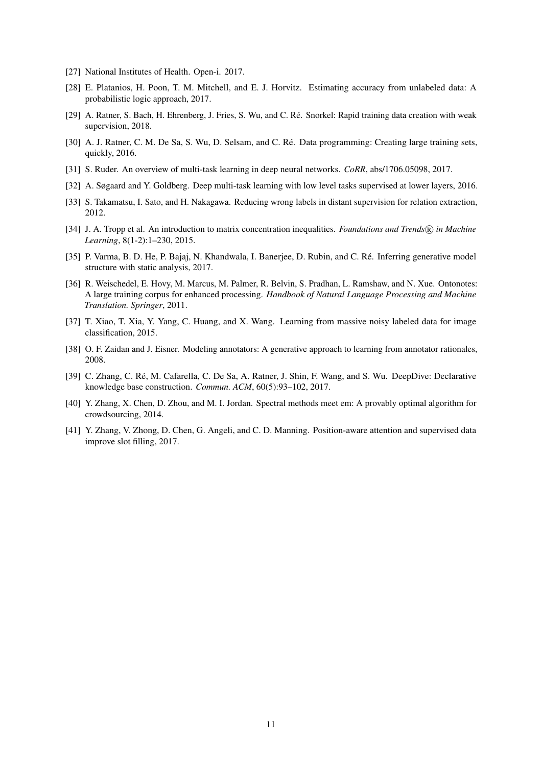[27] National Institutes of Health. Open-i. 2017.

[28] E. Platanios, H. Poon, T. M. Mitchell, and E. J. Horvitz. Estimating accuracy from unlabeled data: A probabilistic logic approach, 2017.

[29] A. Ratner, S. Bach, H. Ehrenberg, J. Fries, S. Wu, and C. Ré. Snorkel: Rapid training data creation with weak supervision, 2018.

[30] A. J. Ratner, C. M. De Sa, S. Wu, D. Selsam, and C. Ré. Data programming: Creating large training sets, quickly, 2016.

[31] S. Ruder. An overview of multi-task learning in deep neural networks. *CoRR*, abs/1706.05098, 2017.

[32] A. Søgaard and Y. Goldberg. Deep multi-task learning with low level tasks supervised at lower layers, 2016.

[33] S. Takamatsu, I. Sato, and H. Nakagawa. Reducing wrong labels in distant supervision for relation extraction, 2012.

[34] J. A. Tropp et al. An introduction to matrix concentration inequalities. *Foundations and Trends® in Machine Learning*, 8(1-2):1–230, 2015.

[35] P. Varma, B. D. He, P. Bajaj, N. Khandwala, I. Banerjee, D. Rubin, and C. Ré. Inferring generative model structure with static analysis, 2017.

[36] R. Weischedel, E. Hovy, M. Marcus, M. Palmer, R. Belvin, S. Pradhan, L. Ramshaw, and N. Xue. Ontonotes: A large training corpus for enhanced processing. *Handbook of Natural Language Processing and Machine Translation. Springer*, 2011.

[37] T. Xiao, T. Xia, Y. Yang, C. Huang, and X. Wang. Learning from massive noisy labeled data for image classification, 2015.

[38] O. F. Zaidan and J. Eisner. Modeling annotators: A generative approach to learning from annotator rationales, 2008.

[39] C. Zhang, C. Ré, M. Cafarella, C. De Sa, A. Ratner, J. Shin, F. Wang, and S. Wu. DeepDive: Declarative knowledge base construction. *Commun. ACM*, 60(5):93–102, 2017.

[40] Y. Zhang, X. Chen, D. Zhou, and M. I. Jordan. Spectral methods meet em: A provably optimal algorithm for crowdsourcing, 2014.

[41] Y. Zhang, V. Zhong, D. Chen, G. Angeli, and C. D. Manning. Position-aware attention and supervised data improve slot filling, 2017.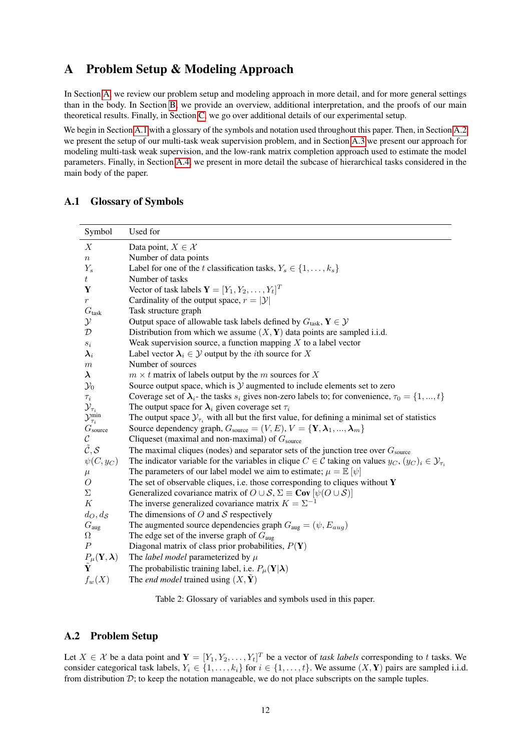# A Problem Setup & Modeling Approach

In Section A, we review our problem setup and modeling approach in more detail, and for more general settings than in the body. In Section B, we provide an overview, additional interpretation, and the proofs of our main theoretical results. Finally, in Section C, we go over additional details of our experimental setup.

We begin in Section A.1 with a glossary of the symbols and notation used throughout this paper. Then, in Section A.2 we present the setup of our multi-task weak supervision problem, and in Section A.3 we present our approach for modeling multi-task weak supervision, and the low-rank matrix completion approach used to estimate the model parameters. Finally, in Section A.4, we present in more detail the subcase of hierarchical tasks considered in the main body of the paper.

## A.1 Glossary of Symbols

| Symbol | Used for |
|---|---|
| $X$ | Data point, $X \in \mathcal{X}$ |
| $n$ | Number of data points |
| $Y_s$ | Label for one of the $t$ classification tasks, $Y_s \in \{1, \ldots, k_s\}$ |
| $t$ | Number of tasks |
| $\mathbf{Y}$ | Vector of task labels $\mathbf{Y} = [Y_1, Y_2, \ldots, Y_t]^T$ |
| $r$ | Cardinality of the output space, $r = \lvert\mathcal{Y}\rvert$ |
| $G_{\text{task}}$ | Task structure graph |
| $\mathcal{Y}$ | Output space of allowable task labels defined by $G_{\text{task}}$, $\mathbf{Y} \in \mathcal{Y}$ |
| $\mathcal{D}$ | Distribution from which we assume $(X, \mathbf{Y})$ data points are sampled i.i.d. |
| $s_i$ | Weak supervision source, a function mapping $X$ to a label vector |
| $\boldsymbol{\lambda}_i$ | Label vector $\boldsymbol{\lambda}_i \in \mathcal{Y}$ output by the $i$th source for $X$ |
| $m$ | Number of sources |
| $\boldsymbol{\lambda}$ | $m \times t$ matrix of labels output by the $m$ sources for $X$ |
| $\mathcal{Y}_0$ | Source output space, which is $\mathcal{Y}$ augmented to include elements set to zero |
| $\tau_i$ | Coverage set of $\boldsymbol{\lambda}_i$- the tasks $s_i$ gives non-zero labels to; for convenience, $\tau_0 = \{1, ..., t\}$ |
| $\mathcal{Y}_{\tau_i}$ | The output space for $\boldsymbol{\lambda}_i$ given coverage set $\tau_i$ |
| $\mathcal{Y}_{\tau_i}^{\text{min}}$ | The output space $\mathcal{Y}_{\tau_i}$ with all but the first value, for defining a minimal set of statistics |
| $G_{\text{source}}$ | Source dependency graph, $G_{\text{source}} = (V, E)$, $V = \{\mathbf{Y}, \boldsymbol{\lambda}_1, ..., \boldsymbol{\lambda}_m\}$ |
| $\mathcal{C}$ | Cliqueset (maximal and non-maximal) of $G_{\text{source}}$ |
| $\tilde{\mathcal{C}}, \mathcal{S}$ | The maximal cliques (nodes) and separator sets of the junction tree over $G_{\text{source}}$ |
| $\psi(C, y_C)$ | The indicator variable for the variables in clique $C \in \mathcal{C}$ taking on values $y_C$, $(y_C)_i \in \mathcal{Y}_{\tau_i}$ |
| $\mu$ | The parameters of our label model we aim to estimate; $\mu = \mathbb{E}\left[\psi\right]$ |
| $O$ | The set of observable cliques, i.e. those corresponding to cliques without $\mathbf{Y}$ |
| $\Sigma$ | Generalized covariance matrix of $O \cup \mathcal{S}$, $\Sigma \equiv \mathbf{Cov}\left[\psi(O \cup \mathcal{S})\right]$ |
| $K$ | The inverse generalized covariance matrix $K = \Sigma^{-1}$ |
| $d_O, d_\mathcal{S}$ | The dimensions of $O$ and $\mathcal{S}$ respectively |
| $G_{\text{aug}}$ | The augmented source dependencies graph $G_{\text{aug}} = (\psi, E_{aug})$ |
| $\Omega$ | The edge set of the inverse graph of $G_{\text{aug}}$ |
| $P$ | Diagonal matrix of class prior probabilities, $P(\mathbf{Y})$ |
| $P_\mu(\mathbf{Y}, \boldsymbol{\lambda})$ | The *label model* parameterized by $\mu$ |
| $\tilde{\mathbf{Y}}$ | The probabilistic training label, i.e. $P_\mu(\mathbf{Y}\vert\boldsymbol{\lambda})$ |
| $f_w(X)$ | The *end model* trained using $(X, \tilde{\mathbf{Y}})$ |

Table 2: Glossary of variables and symbols used in this paper.

## A.2 Problem Setup

Let $X \in \mathcal{X}$ be a data point and $\mathbf{Y} = [Y_1, Y_2, \ldots, Y_t]^T$ be a vector of *task labels* corresponding to $t$ tasks. We consider categorical task labels, $Y_i \in \{1, \ldots, k_i\}$ for $i \in \{1, \ldots, t\}$. We assume $(X, \mathbf{Y})$ pairs are sampled i.i.d. from distribution $\mathcal{D}$; to keep the notation manageable, we do not place subscripts on the sample tuples.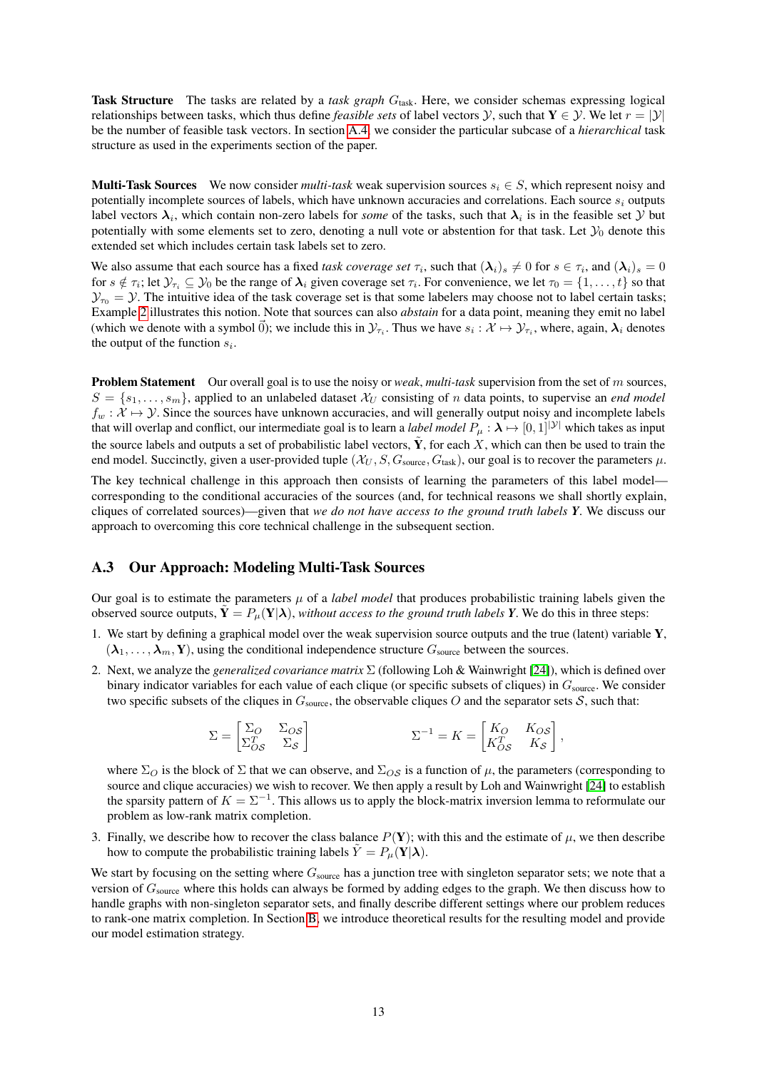**Task Structure** The tasks are related by a *task graph* $G_{\text{task}}$. Here, we consider schemas expressing logical relationships between tasks, which thus define *feasible sets* of label vectors $\mathcal{Y}$, such that $\mathbf{Y} \in \mathcal{Y}$. We let $r = |\mathcal{Y}|$ be the number of feasible task vectors. In section A.4, we consider the particular subcase of a *hierarchical* task structure as used in the experiments section of the paper.

**Multi-Task Sources** We now consider *multi-task* weak supervision sources $s_i \in S$, which represent noisy and potentially incomplete sources of labels, which have unknown accuracies and correlations. Each source $s_i$ outputs label vectors $\boldsymbol{\lambda}_i$, which contain non-zero labels for *some* of the tasks, such that $\boldsymbol{\lambda}_i$ is in the feasible set $\mathcal{Y}$ but potentially with some elements set to zero, denoting a null vote or abstention for that task. Let $\mathcal{Y}_0$ denote this extended set which includes certain task labels set to zero.

We also assume that each source has a fixed *task coverage set* $\tau_i$, such that $(\boldsymbol{\lambda}_i)_s \neq 0$ for $s \in \tau_i$, and $(\boldsymbol{\lambda}_i)_s = 0$ for $s \notin \tau_i$; let $\mathcal{Y}_{\tau_i} \subseteq \mathcal{Y}_0$ be the range of $\boldsymbol{\lambda}_i$ given coverage set $\tau_i$. For convenience, we let $\tau_0 = \{1, \ldots, t\}$ so that $\mathcal{Y}_{\tau_0} = \mathcal{Y}$. The intuitive idea of the task coverage set is that some labelers may choose not to label certain tasks; Example 2 illustrates this notion. Note that sources can also *abstain* for a data point, meaning they emit no label (which we denote with a symbol $\vec{0}$); we include this in $\mathcal{Y}_{\tau_i}$. Thus we have $s_i : \mathcal{X} \mapsto \mathcal{Y}_{\tau_i}$, where, again, $\boldsymbol{\lambda}_i$ denotes the output of the function $s_i$.

**Problem Statement** Our overall goal is to use the noisy or *weak*, *multi-task* supervision from the set of $m$ sources, $S = \{s_1, \ldots, s_m\}$, applied to an unlabeled dataset $\mathcal{X}_U$ consisting of $n$ data points, to supervise an *end model* $f_w : \mathcal{X} \mapsto \mathcal{Y}$. Since the sources have unknown accuracies, and will generally output noisy and incomplete labels that will overlap and conflict, our intermediate goal is to learn a *label model* $P_\mu : \boldsymbol{\lambda} \mapsto [0,1]^{|\mathcal{Y}|}$ which takes as input the source labels and outputs a set of probabilistic label vectors, $\tilde{\mathbf{Y}}$, for each $X$, which can then be used to train the end model. Succinctly, given a user-provided tuple $(\mathcal{X}_U, S, G_{\text{source}}, G_{\text{task}})$, our goal is to recover the parameters $\mu$.

The key technical challenge in this approach then consists of learning the parameters of this label model—corresponding to the conditional accuracies of the sources (and, for technical reasons we shall shortly explain, cliques of correlated sources)—given that *we do not have access to the ground truth labels* $\boldsymbol{Y}$. We discuss our approach to overcoming this core technical challenge in the subsequent section.

## A.3 Our Approach: Modeling Multi-Task Sources

Our goal is to estimate the parameters $\mu$ of a *label model* that produces probabilistic training labels given the observed source outputs, $\tilde{\mathbf{Y}} = P_\mu(\mathbf{Y}|\boldsymbol{\lambda})$, *without access to the ground truth labels* $\boldsymbol{Y}$. We do this in three steps:

1. We start by defining a graphical model over the weak supervision source outputs and the true (latent) variable $\mathbf{Y}$, $(\boldsymbol{\lambda}_1, \ldots, \boldsymbol{\lambda}_m, \mathbf{Y})$, using the conditional independence structure $G_{\text{source}}$ between the sources.
2. Next, we analyze the *generalized covariance matrix* $\Sigma$ (following Loh & Wainwright [24]), which is defined over binary indicator variables for each value of each clique (or specific subsets of cliques) in $G_{\text{source}}$. We consider two specific subsets of the cliques in $G_{\text{source}}$, the observable cliques $O$ and the separator sets $\mathcal{S}$, such that:

$$\Sigma = \begin{bmatrix} \Sigma_O & \Sigma_{O\mathcal{S}} \\ \Sigma_{O\mathcal{S}}^T & \Sigma_{\mathcal{S}} \end{bmatrix} \qquad\qquad \Sigma^{-1} = K = \begin{bmatrix} K_O & K_{O\mathcal{S}} \\ K_{O\mathcal{S}}^T & K_{\mathcal{S}} \end{bmatrix},$$

   where $\Sigma_O$ is the block of $\Sigma$ that we can observe, and $\Sigma_{O\mathcal{S}}$ is a function of $\mu$, the parameters (corresponding to source and clique accuracies) we wish to recover. We then apply a result by Loh and Wainwright [24] to establish the sparsity pattern of $K = \Sigma^{-1}$. This allows us to apply the block-matrix inversion lemma to reformulate our problem as low-rank matrix completion.
3. Finally, we describe how to recover the class balance $P(\mathbf{Y})$; with this and the estimate of $\mu$, we then describe how to compute the probabilistic training labels $\tilde{Y} = P_\mu(\mathbf{Y}|\boldsymbol{\lambda})$.

We start by focusing on the setting where $G_{\text{source}}$ has a junction tree with singleton separator sets; we note that a version of $G_{\text{source}}$ where this holds can always be formed by adding edges to the graph. We then discuss how to handle graphs with non-singleton separator sets, and finally describe different settings where our problem reduces to rank-one matrix completion. In Section B, we introduce theoretical results for the resulting model and provide our model estimation strategy.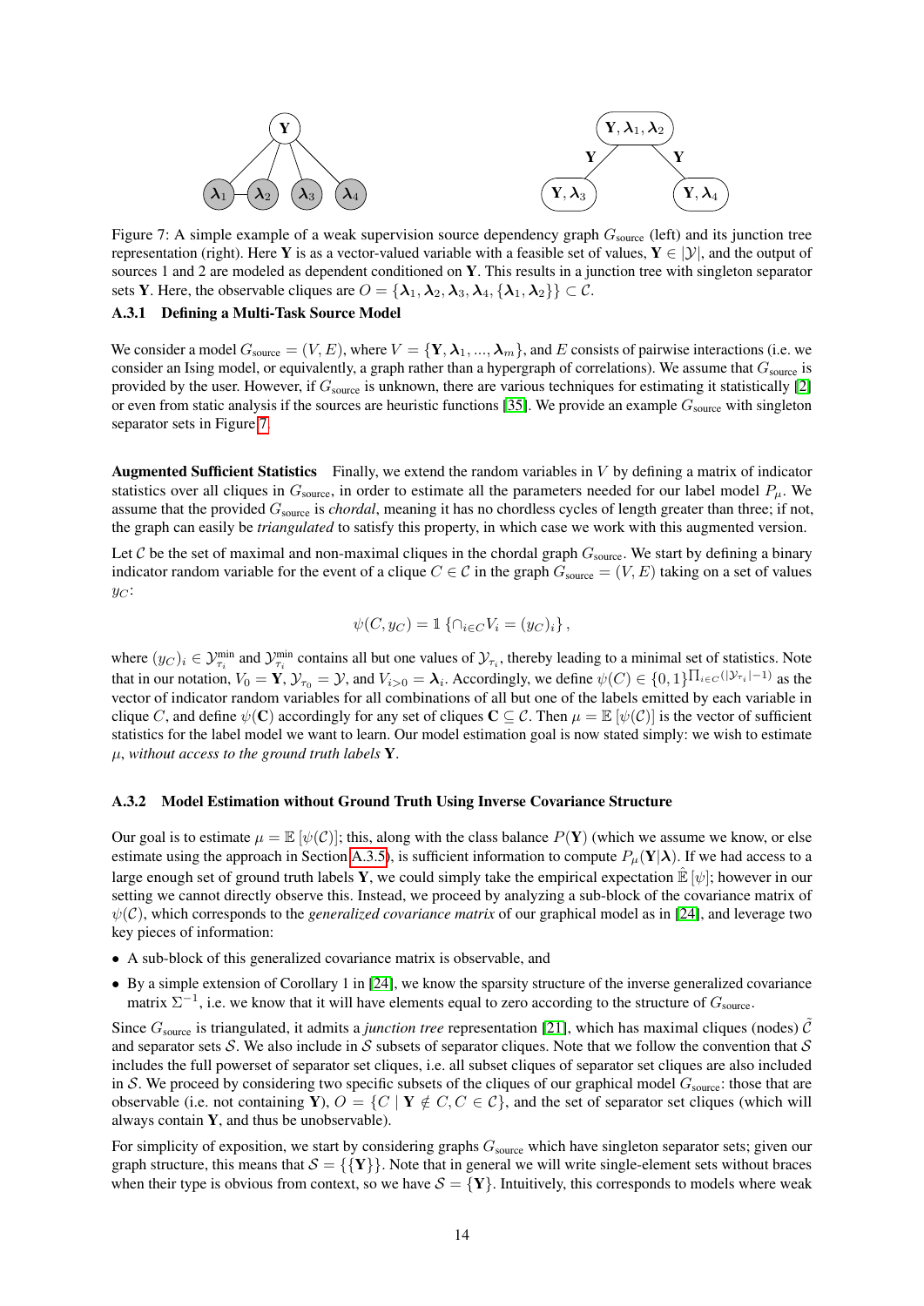Figure 7: A simple example of a weak supervision source dependency graph $G_{\text{source}}$ (left) and its junction tree representation (right). Here $\mathbf{Y}$ is as a vector-valued variable with a feasible set of values, $\mathbf{Y} \in |\mathcal{Y}|$, and the output of sources 1 and 2 are modeled as dependent conditioned on $\mathbf{Y}$. This results in a junction tree with singleton separator sets $\mathbf{Y}$. Here, the observable cliques are $O = \{\boldsymbol{\lambda}_1, \boldsymbol{\lambda}_2, \boldsymbol{\lambda}_3, \boldsymbol{\lambda}_4, \{\boldsymbol{\lambda}_1, \boldsymbol{\lambda}_2\}\} \subset \mathcal{C}$.

### A.3.1 Defining a Multi-Task Source Model

We consider a model $G_{\text{source}} = (V, E)$, where $V = \{\mathbf{Y}, \boldsymbol{\lambda}_1, ..., \boldsymbol{\lambda}_m\}$, and $E$ consists of pairwise interactions (i.e. we consider an Ising model, or equivalently, a graph rather than a hypergraph of correlations). We assume that $G_{\text{source}}$ is provided by the user. However, if $G_{\text{source}}$ is unknown, there are various techniques for estimating it statistically [2] or even from static analysis if the sources are heuristic functions [35]. We provide an example $G_{\text{source}}$ with singleton separator sets in Figure 7.

**Augmented Sufficient Statistics** Finally, we extend the random variables in $V$ by defining a matrix of indicator statistics over all cliques in $G_{\text{source}}$, in order to estimate all the parameters needed for our label model $P_\mu$. We assume that the provided $G_{\text{source}}$ is *chordal*, meaning it has no chordless cycles of length greater than three; if not, the graph can easily be *triangulated* to satisfy this property, in which case we work with this augmented version.

Let $\mathcal{C}$ be the set of maximal and non-maximal cliques in the chordal graph $G_{\text{source}}$. We start by defining a binary indicator random variable for the event of a clique $C \in \mathcal{C}$ in the graph $G_{\text{source}} = (V, E)$ taking on a set of values $y_C$:

$$\psi(C, y_C) = \mathbb{1}\left\{\cap_{i \in C} V_i = (y_C)_i\right\},$$

where $(y_C)_i \in \mathcal{Y}_{\tau_i}^{\min}$ and $\mathcal{Y}_{\tau_i}^{\min}$ contains all but one values of $\mathcal{Y}_{\tau_i}$, thereby leading to a minimal set of statistics. Note that in our notation, $V_0 = \mathbf{Y}$, $\mathcal{Y}_{\tau_0} = \mathcal{Y}$, and $V_{i>0} = \boldsymbol{\lambda}_i$. Accordingly, we define $\psi(C) \in \{0, 1\}^{\prod_{i \in C}(|\mathcal{Y}_{\tau_i}| - 1)}$ as the vector of indicator random variables for all combinations of all but one of the labels emitted by each variable in clique $C$, and define $\psi(\mathbf{C})$ accordingly for any set of cliques $\mathbf{C} \subseteq \mathcal{C}$. Then $\mu = \mathbb{E}\left[\psi(\mathcal{C})\right]$ is the vector of sufficient statistics for the label model we want to learn. Our model estimation goal is now stated simply: we wish to estimate $\mu$, *without access to the ground truth labels* $\mathbf{Y}$.

### A.3.2 Model Estimation without Ground Truth Using Inverse Covariance Structure

Our goal is to estimate $\mu = \mathbb{E}\left[\psi(\mathcal{C})\right]$; this, along with the class balance $P(\mathbf{Y})$ (which we assume we know, or else estimate using the approach in Section A.3.5), is sufficient information to compute $P_\mu(\mathbf{Y}|\boldsymbol{\lambda})$. If we had access to a large enough set of ground truth labels $\mathbf{Y}$, we could simply take the empirical expectation $\hat{\mathbb{E}}\left[\psi\right]$; however in our setting we cannot directly observe this. Instead, we proceed by analyzing a sub-block of the covariance matrix of $\psi(\mathcal{C})$, which corresponds to the *generalized covariance matrix* of our graphical model as in [24], and leverage two key pieces of information:

- A sub-block of this generalized covariance matrix is observable, and
- By a simple extension of Corollary 1 in [24], we know the sparsity structure of the inverse generalized covariance matrix $\Sigma^{-1}$, i.e. we know that it will have elements equal to zero according to the structure of $G_{\text{source}}$.

Since $G_{\text{source}}$ is triangulated, it admits a *junction tree* representation [21], which has maximal cliques (nodes) $\tilde{\mathcal{C}}$ and separator sets $\mathcal{S}$. We also include in $\mathcal{S}$ subsets of separator cliques. Note that we follow the convention that $\mathcal{S}$ includes the full powerset of separator set cliques, i.e. all subset cliques of separator set cliques are also included in $\mathcal{S}$. We proceed by considering two specific subsets of the cliques of our graphical model $G_{\text{source}}$: those that are observable (i.e. not containing $\mathbf{Y}$), $O = \{C \mid \mathbf{Y} \notin C, C \in \mathcal{C}\}$, and the set of separator set cliques (which will always contain $\mathbf{Y}$, and thus be unobservable).

For simplicity of exposition, we start by considering graphs $G_{\text{source}}$ which have singleton separator sets; given our graph structure, this means that $\mathcal{S} = \{\{\mathbf{Y}\}\}$. Note that in general we will write single-element sets without braces when their type is obvious from context, so we have $\mathcal{S} = \{\mathbf{Y}\}$. Intuitively, this corresponds to models where weak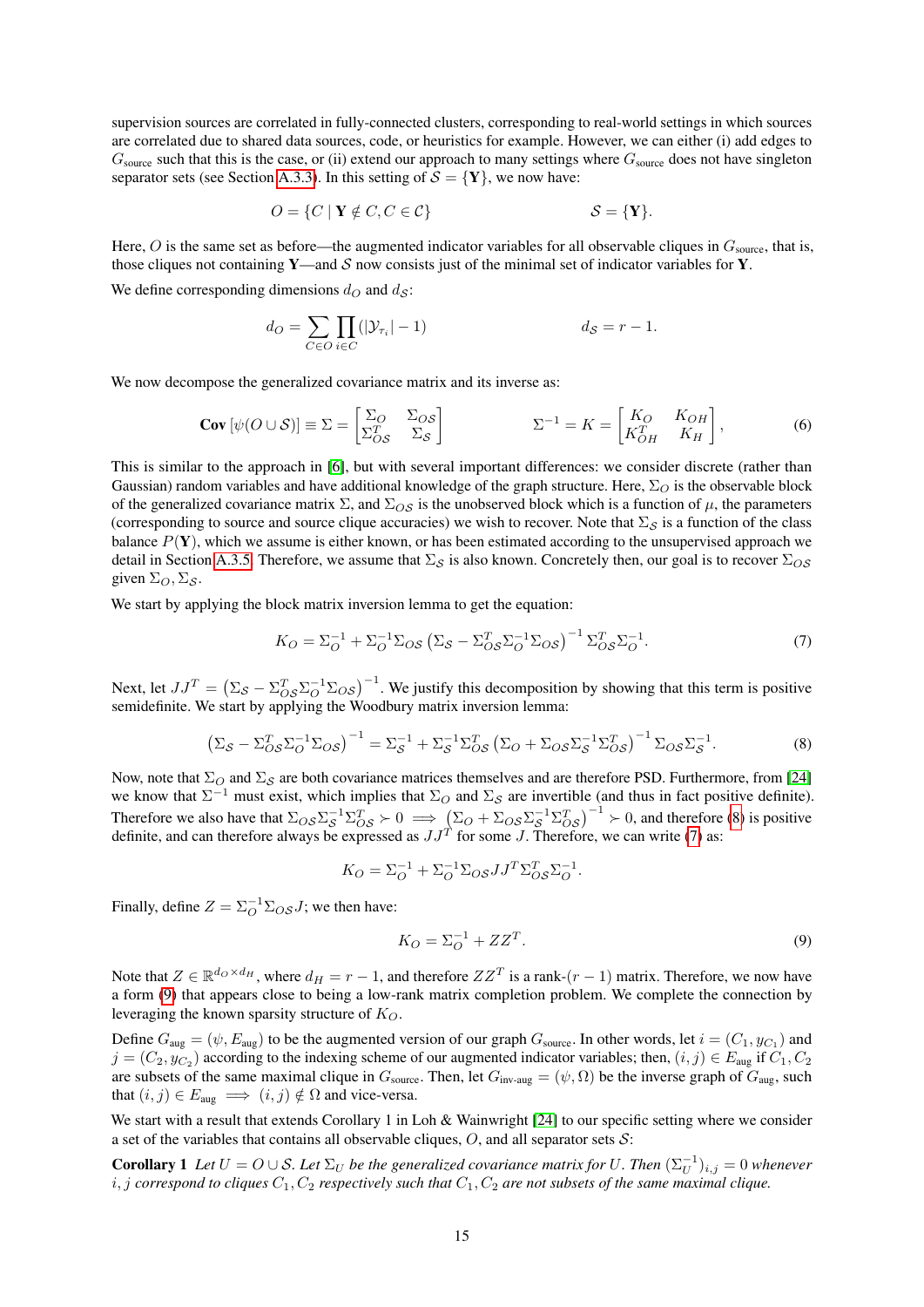supervision sources are correlated in fully-connected clusters, corresponding to real-world settings in which sources are correlated due to shared data sources, code, or heuristics for example. However, we can either (i) add edges to $G_{\text{source}}$ such that this is the case, or (ii) extend our approach to many settings where $G_{\text{source}}$ does not have singleton separator sets (see Section A.3.3). In this setting of $\mathcal{S} = \{\mathbf{Y}\}$, we now have:

$$O = \{C \mid \mathbf{Y} \notin C, C \in \mathcal{C}\} \qquad\qquad \mathcal{S} = \{\mathbf{Y}\}.$$

Here, $O$ is the same set as before—the augmented indicator variables for all observable cliques in $G_{\text{source}}$, that is, those cliques not containing $\mathbf{Y}$—and $\mathcal{S}$ now consists just of the minimal set of indicator variables for $\mathbf{Y}$.

We define corresponding dimensions $d_O$ and $d_{\mathcal{S}}$:

$$d_O = \sum_{C \in O} \prod_{i \in C} (|\mathcal{Y}_{\tau_i}| - 1) \qquad\qquad d_{\mathcal{S}} = r - 1.$$

We now decompose the generalized covariance matrix and its inverse as:

$$\mathbf{Cov}\left[\psi(O \cup \mathcal{S})\right] \equiv \Sigma = \begin{bmatrix} \Sigma_O & \Sigma_{O\mathcal{S}} \\ \Sigma_{O\mathcal{S}}^T & \Sigma_{\mathcal{S}} \end{bmatrix} \qquad\qquad \Sigma^{-1} = K = \begin{bmatrix} K_O & K_{OH} \\ K_{OH}^T & K_H \end{bmatrix}, \tag{6}$$

This is similar to the approach in [6], but with several important differences: we consider discrete (rather than Gaussian) random variables and have additional knowledge of the graph structure. Here, $\Sigma_O$ is the observable block of the generalized covariance matrix $\Sigma$, and $\Sigma_{O\mathcal{S}}$ is the unobserved block which is a function of $\mu$, the parameters (corresponding to source and source clique accuracies) we wish to recover. Note that $\Sigma_{\mathcal{S}}$ is a function of the class balance $P(\mathbf{Y})$, which we assume is either known, or has been estimated according to the unsupervised approach we detail in Section A.3.5. Therefore, we assume that $\Sigma_{\mathcal{S}}$ is also known. Concretely then, our goal is to recover $\Sigma_{O\mathcal{S}}$ given $\Sigma_O, \Sigma_{\mathcal{S}}$.

We start by applying the block matrix inversion lemma to get the equation:

$$K_O = \Sigma_O^{-1} + \Sigma_O^{-1}\Sigma_{O\mathcal{S}}\left(\Sigma_{\mathcal{S}} - \Sigma_{O\mathcal{S}}^T\Sigma_O^{-1}\Sigma_{O\mathcal{S}}\right)^{-1}\Sigma_{O\mathcal{S}}^T\Sigma_O^{-1}. \tag{7}$$

Next, let $JJ^T = \left(\Sigma_{\mathcal{S}} - \Sigma_{O\mathcal{S}}^T\Sigma_O^{-1}\Sigma_{O\mathcal{S}}\right)^{-1}$. We justify this decomposition by showing that this term is positive semidefinite. We start by applying the Woodbury matrix inversion lemma:

$$\left(\Sigma_{\mathcal{S}} - \Sigma_{O\mathcal{S}}^T\Sigma_O^{-1}\Sigma_{O\mathcal{S}}\right)^{-1} = \Sigma_{\mathcal{S}}^{-1} + \Sigma_{\mathcal{S}}^{-1}\Sigma_{O\mathcal{S}}^T\left(\Sigma_O + \Sigma_{O\mathcal{S}}\Sigma_{\mathcal{S}}^{-1}\Sigma_{O\mathcal{S}}^T\right)^{-1}\Sigma_{O\mathcal{S}}\Sigma_{\mathcal{S}}^{-1}. \tag{8}$$

Now, note that $\Sigma_O$ and $\Sigma_{\mathcal{S}}$ are both covariance matrices themselves and are therefore PSD. Furthermore, from [24] we know that $\Sigma^{-1}$ must exist, which implies that $\Sigma_O$ and $\Sigma_{\mathcal{S}}$ are invertible (and thus in fact positive definite). Therefore we also have that $\Sigma_{O\mathcal{S}}\Sigma_{\mathcal{S}}^{-1}\Sigma_{O\mathcal{S}}^T \succ 0 \implies \left(\Sigma_O + \Sigma_{O\mathcal{S}}\Sigma_{\mathcal{S}}^{-1}\Sigma_{O\mathcal{S}}^T\right)^{-1} \succ 0$, and therefore (8) is positive definite, and can therefore always be expressed as $JJ^T$ for some $J$. Therefore, we can write (7) as:

$$K_O = \Sigma_O^{-1} + \Sigma_O^{-1}\Sigma_{O\mathcal{S}}JJ^T\Sigma_{O\mathcal{S}}^T\Sigma_O^{-1}.$$

Finally, define $Z = \Sigma_O^{-1}\Sigma_{O\mathcal{S}}J$; we then have:

$$K_O = \Sigma_O^{-1} + ZZ^T. \tag{9}$$

Note that $Z \in \mathbb{R}^{d_O \times d_H}$, where $d_H = r - 1$, and therefore $ZZ^T$ is a rank-$(r-1)$ matrix. Therefore, we now have a form (9) that appears close to being a low-rank matrix completion problem. We complete the connection by leveraging the known sparsity structure of $K_O$.

Define $G_{\text{aug}} = (\psi, E_{\text{aug}})$ to be the augmented version of our graph $G_{\text{source}}$. In other words, let $i = (C_1, y_{C_1})$ and $j = (C_2, y_{C_2})$ according to the indexing scheme of our augmented indicator variables; then, $(i, j) \in E_{\text{aug}}$ if $C_1, C_2$ are subsets of the same maximal clique in $G_{\text{source}}$. Then, let $G_{\text{inv-aug}} = (\psi, \Omega)$ be the inverse graph of $G_{\text{aug}}$, such that $(i, j) \in E_{\text{aug}} \implies (i, j) \notin \Omega$ and vice-versa.

We start with a result that extends Corollary 1 in Loh & Wainwright [24] to our specific setting where we consider a set of the variables that contains all observable cliques, $O$, and all separator sets $\mathcal{S}$:

**Corollary 1** *Let $U = O \cup \mathcal{S}$. Let $\Sigma_U$ be the generalized covariance matrix for $U$. Then $(\Sigma_U^{-1})_{i,j} = 0$ whenever $i, j$ correspond to cliques $C_1, C_2$ respectively such that $C_1, C_2$ are not subsets of the same maximal clique.*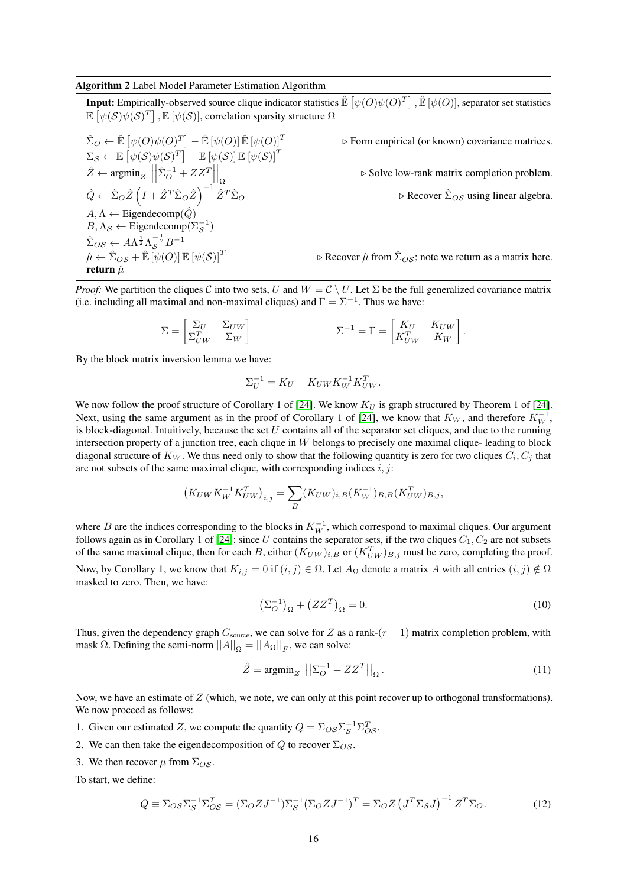**Algorithm 2** Label Model Parameter Estimation Algorithm

**Input:** Empirically-observed source clique indicator statistics $\hat{\mathbb{E}}\left[\psi(O)\psi(O)^T\right], \hat{\mathbb{E}}\left[\psi(O)\right]$, separator set statistics $\mathbb{E}\left[\psi(\mathcal{S})\psi(\mathcal{S})^T\right], \mathbb{E}\left[\psi(\mathcal{S})\right]$, correlation sparsity structure $\Omega$

$\hat{\Sigma}_O \leftarrow \hat{\mathbb{E}}\left[\psi(O)\psi(O)^T\right] - \hat{\mathbb{E}}\left[\psi(O)\right]\hat{\mathbb{E}}\left[\psi(O)\right]^T$ ▷ Form empirical (or known) covariance matrices.

$\Sigma_{\mathcal{S}} \leftarrow \mathbb{E}\left[\psi(\mathcal{S})\psi(\mathcal{S})^T\right] - \mathbb{E}\left[\psi(\mathcal{S})\right]\mathbb{E}\left[\psi(\mathcal{S})\right]^T$

$\hat{Z} \leftarrow \text{argmin}_Z \left|\left|\hat{\Sigma}_O^{-1} + ZZ^T\right|\right|_\Omega$ ▷ Solve low-rank matrix completion problem.

$\hat{Q} \leftarrow \hat{\Sigma}_O\hat{Z}\left(I + \hat{Z}^T\hat{\Sigma}_O\hat{Z}\right)^{-1}\hat{Z}^T\hat{\Sigma}_O$ ▷ Recover $\hat{\Sigma}_{O\mathcal{S}}$ using linear algebra.

$A, \Lambda \leftarrow \text{Eigendecomp}(\hat{Q})$

$B, \Lambda_{\mathcal{S}} \leftarrow \text{Eigendecomp}(\Sigma_{\mathcal{S}}^{-1})$

$\hat{\Sigma}_{O\mathcal{S}} \leftarrow A\Lambda^{\frac{1}{2}}\Lambda_{\mathcal{S}}^{-\frac{1}{2}}B^{-1}$

$\hat{\mu} \leftarrow \hat{\Sigma}_{O\mathcal{S}} + \hat{\mathbb{E}}\left[\psi(O)\right]\mathbb{E}\left[\psi(\mathcal{S})\right]^T$ ▷ Recover $\hat{\mu}$ from $\hat{\Sigma}_{O\mathcal{S}}$; note we return as a matrix here.

**return** $\hat{\mu}$

*Proof:* We partition the cliques $\mathcal{C}$ into two sets, $U$ and $W = \mathcal{C} \setminus U$. Let $\Sigma$ be the full generalized covariance matrix (i.e. including all maximal and non-maximal cliques) and $\Gamma = \Sigma^{-1}$. Thus we have:

$$\Sigma = \begin{bmatrix} \Sigma_U & \Sigma_{UW} \\ \Sigma_{UW}^T & \Sigma_W \end{bmatrix} \qquad \Sigma^{-1} = \Gamma = \begin{bmatrix} K_U & K_{UW} \\ K_{UW}^T & K_W \end{bmatrix}.$$

By the block matrix inversion lemma we have:

$$\Sigma_U^{-1} = K_U - K_{UW}K_W^{-1}K_{UW}^T.$$

We now follow the proof structure of Corollary 1 of [24]. We know $K_U$ is graph structured by Theorem 1 of [24]. Next, using the same argument as in the proof of Corollary 1 of [24], we know that $K_W$, and therefore $K_W^{-1}$, is block-diagonal. Intuitively, because the set $U$ contains all of the separator set cliques, and due to the running intersection property of a junction tree, each clique in $W$ belongs to precisely one maximal clique- leading to block diagonal structure of $K_W$. We thus need only to show that the following quantity is zero for two cliques $C_i, C_j$ that are not subsets of the same maximal clique, with corresponding indices $i, j$:

$$\left(K_{UW}K_W^{-1}K_{UW}^T\right)_{i,j} = \sum_B (K_{UW})_{i,B}(K_W^{-1})_{B,B}(K_{UW}^T)_{B,j},$$

where $B$ are the indices corresponding to the blocks in $K_W^{-1}$, which correspond to maximal cliques. Our argument follows again as in Corollary 1 of [24]: since $U$ contains the separator sets, if the two cliques $C_1, C_2$ are not subsets of the same maximal clique, then for each $B$, either $(K_{UW})_{i,B}$ or $(K_{UW}^T)_{B,j}$ must be zero, completing the proof.

Now, by Corollary 1, we know that $K_{i,j} = 0$ if $(i, j) \in \Omega$. Let $A_\Omega$ denote a matrix $A$ with all entries $(i, j) \notin \Omega$ masked to zero. Then, we have:

$$\left(\Sigma_O^{-1}\right)_\Omega + \left(ZZ^T\right)_\Omega = 0. \tag{10}$$

Thus, given the dependency graph $G_{\text{source}}$, we can solve for $Z$ as a rank-$(r-1)$ matrix completion problem, with mask $\Omega$. Defining the semi-norm $||A||_\Omega = ||A_\Omega||_F$, we can solve:

$$\hat{Z} = \text{argmin}_Z \left|\left|\Sigma_O^{-1} + ZZ^T\right|\right|_\Omega. \tag{11}$$

Now, we have an estimate of $Z$ (which, we note, we can only at this point recover up to orthogonal transformations). We now proceed as follows:

1. Given our estimated $Z$, we compute the quantity $Q = \Sigma_{O\mathcal{S}}\Sigma_{\mathcal{S}}^{-1}\Sigma_{O\mathcal{S}}^T$.
2. We can then take the eigendecomposition of $Q$ to recover $\Sigma_{O\mathcal{S}}$.
3. We then recover $\mu$ from $\Sigma_{O\mathcal{S}}$.

To start, we define:

$$Q \equiv \Sigma_{O\mathcal{S}}\Sigma_{\mathcal{S}}^{-1}\Sigma_{O\mathcal{S}}^T = (\Sigma_O ZJ^{-1})\Sigma_{\mathcal{S}}^{-1}(\Sigma_O ZJ^{-1})^T = \Sigma_O Z\left(J^T\Sigma_{\mathcal{S}}J\right)^{-1}Z^T\Sigma_O. \tag{12}$$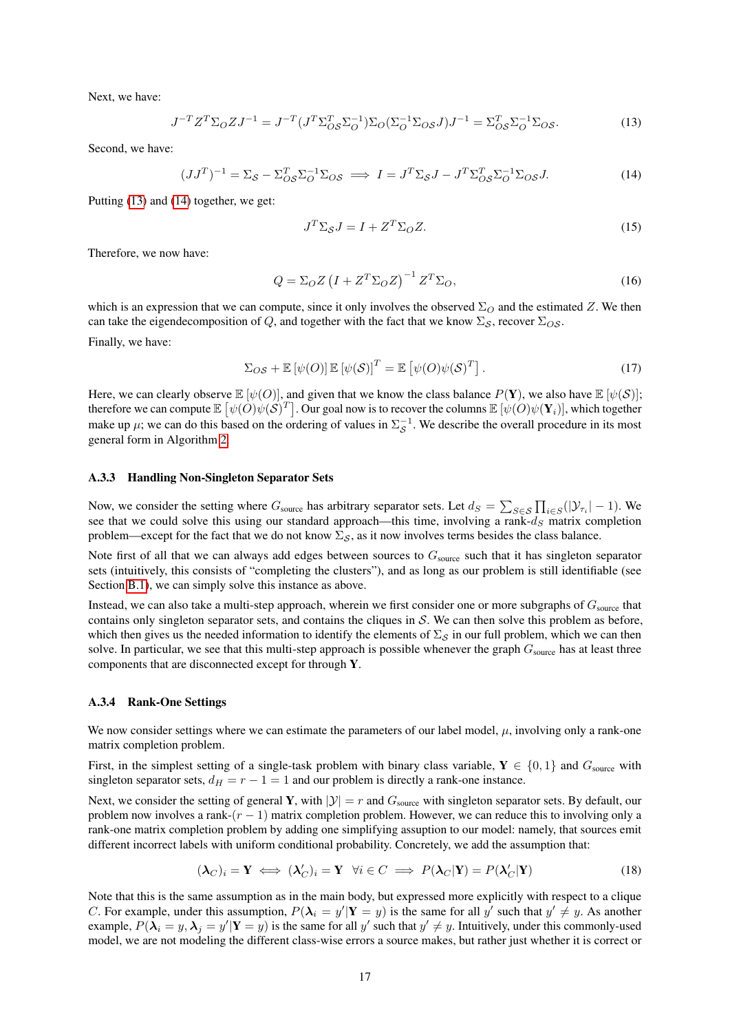Next, we have:

$$J^{-T}Z^T\Sigma_O Z J^{-1} = J^{-T}(J^T\Sigma_{O\mathcal{S}}^T\Sigma_O^{-1})\Sigma_O(\Sigma_O^{-1}\Sigma_{O\mathcal{S}}J)J^{-1} = \Sigma_{O\mathcal{S}}^T\Sigma_O^{-1}\Sigma_{O\mathcal{S}}. \tag{13}$$

Second, we have:

$$(JJ^T)^{-1} = \Sigma_{\mathcal{S}} - \Sigma_{O\mathcal{S}}^T\Sigma_O^{-1}\Sigma_{O\mathcal{S}} \implies I = J^T\Sigma_{\mathcal{S}}J - J^T\Sigma_{O\mathcal{S}}^T\Sigma_O^{-1}\Sigma_{O\mathcal{S}}J. \tag{14}$$

Putting (13) and (14) together, we get:

$$J^T\Sigma_{\mathcal{S}}J = I + Z^T\Sigma_O Z. \tag{15}$$

Therefore, we now have:

$$Q = \Sigma_O Z\left(I + Z^T\Sigma_O Z\right)^{-1}Z^T\Sigma_O, \tag{16}$$

which is an expression that we can compute, since it only involves the observed $\Sigma_O$ and the estimated $Z$. We then can take the eigendecomposition of $Q$, and together with the fact that we know $\Sigma_{\mathcal{S}}$, recover $\Sigma_{O\mathcal{S}}$.

Finally, we have:

$$\Sigma_{O\mathcal{S}} + \mathbb{E}\left[\psi(O)\right]\mathbb{E}\left[\psi(\mathcal{S})\right]^T = \mathbb{E}\left[\psi(O)\psi(\mathcal{S})^T\right]. \tag{17}$$

Here, we can clearly observe $\mathbb{E}\left[\psi(O)\right]$, and given that we know the class balance $P(\mathbf{Y})$, we also have $\mathbb{E}\left[\psi(\mathcal{S})\right]$; therefore we can compute $\mathbb{E}\left[\psi(O)\psi(\mathcal{S})^T\right]$. Our goal now is to recover the columns $\mathbb{E}\left[\psi(O)\psi(\mathbf{Y}_i)\right]$, which together make up $\mu$; we can do this based on the ordering of values in $\Sigma_{\mathcal{S}}^{-1}$. We describe the overall procedure in its most general form in Algorithm 2.

### A.3.3 Handling Non-Singleton Separator Sets

Now, we consider the setting where $G_{\text{source}}$ has arbitrary separator sets. Let $d_S = \sum_{S\in\mathcal{S}}\prod_{i\in S}(|\mathcal{Y}_{\tau_i}| - 1)$. We see that we could solve this using our standard approach—this time, involving a rank-$d_S$ matrix completion problem—except for the fact that we do not know $\Sigma_{\mathcal{S}}$, as it now involves terms besides the class balance.

Note first of all that we can always add edges between sources to $G_{\text{source}}$ such that it has singleton separator sets (intuitively, this consists of "completing the clusters"), and as long as our problem is still identifiable (see Section B.1), we can simply solve this instance as above.

Instead, we can also take a multi-step approach, wherein we first consider one or more subgraphs of $G_{\text{source}}$ that contains only singleton separator sets, and contains the cliques in $\mathcal{S}$. We can then solve this problem as before, which then gives us the needed information to identify the elements of $\Sigma_{\mathcal{S}}$ in our full problem, which we can then solve. In particular, we see that this multi-step approach is possible whenever the graph $G_{\text{source}}$ has at least three components that are disconnected except for through $\mathbf{Y}$.

### A.3.4 Rank-One Settings

We now consider settings where we can estimate the parameters of our label model, $\mu$, involving only a rank-one matrix completion problem.

First, in the simplest setting of a single-task problem with binary class variable, $\mathbf{Y} \in \{0, 1\}$ and $G_{\text{source}}$ with singleton separator sets, $d_H = r - 1 = 1$ and our problem is directly a rank-one instance.

Next, we consider the setting of general $\mathbf{Y}$, with $|\mathcal{Y}| = r$ and $G_{\text{source}}$ with singleton separator sets. By default, our problem now involves a rank-$(r-1)$ matrix completion problem. However, we can reduce this to involving only a rank-one matrix completion problem by adding one simplifying assuption to our model: namely, that sources emit different incorrect labels with uniform conditional probability. Concretely, we add the assumption that:

$$(\boldsymbol{\lambda}_C)_i = \mathbf{Y} \iff (\boldsymbol{\lambda}'_C)_i = \mathbf{Y} \quad \forall i \in C \implies P(\boldsymbol{\lambda}_C|\mathbf{Y}) = P(\boldsymbol{\lambda}'_C|\mathbf{Y}) \tag{18}$$

Note that this is the same assumption as in the main body, but expressed more explicitly with respect to a clique $C$. For example, under this assumption, $P(\boldsymbol{\lambda}_i = y'|\mathbf{Y} = y)$ is the same for all $y'$ such that $y' \neq y$. As another example, $P(\boldsymbol{\lambda}_i = y, \boldsymbol{\lambda}_j = y'|\mathbf{Y} = y)$ is the same for all $y'$ such that $y' \neq y$. Intuitively, under this commonly-used model, we are not modeling the different class-wise errors a source makes, but rather just whether it is correct or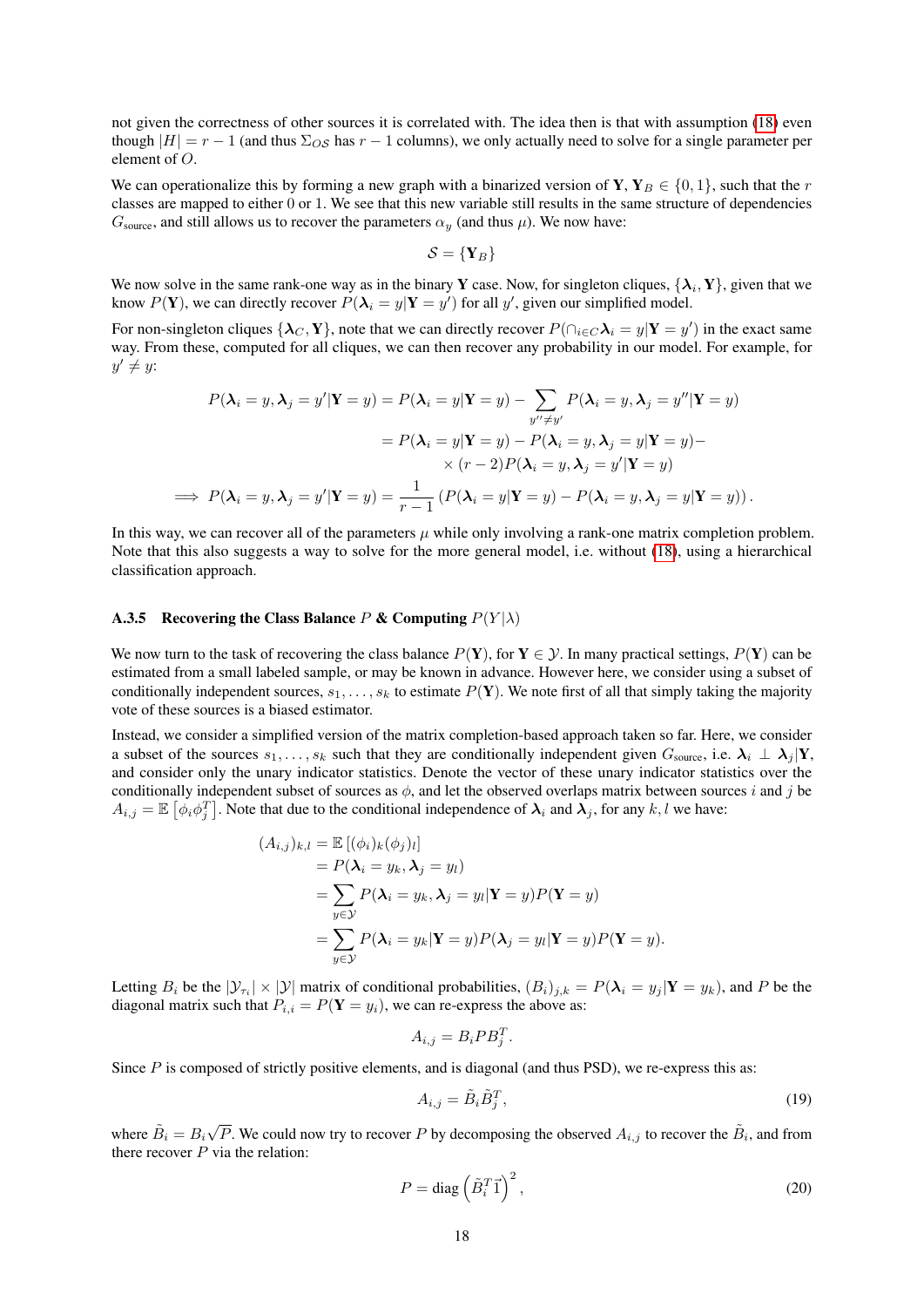not given the correctness of other sources it is correlated with. The idea then is that with assumption (18) even though $|H| = r-1$ (and thus $\Sigma_{OS}$ has $r-1$ columns), we only actually need to solve for a single parameter per element of $O$.

We can operationalize this by forming a new graph with a binarized version of $\mathbf{Y}$, $\mathbf{Y}_B \in \{0,1\}$, such that the $r$ classes are mapped to either 0 or 1. We see that this new variable still results in the same structure of dependencies $G_{\text{source}}$, and still allows us to recover the parameters $\alpha_y$ (and thus $\mu$). We now have:

$$\mathcal{S} = \{\mathbf{Y}_B\}$$

We now solve in the same rank-one way as in the binary $\mathbf{Y}$ case. Now, for singleton cliques, $\{\boldsymbol{\lambda}_i, \mathbf{Y}\}$, given that we know $P(\mathbf{Y})$, we can directly recover $P(\boldsymbol{\lambda}_i = y | \mathbf{Y} = y')$ for all $y'$, given our simplified model.

For non-singleton cliques $\{\boldsymbol{\lambda}_C, \mathbf{Y}\}$, note that we can directly recover $P(\cap_{i \in C} \boldsymbol{\lambda}_i = y | \mathbf{Y} = y')$ in the exact same way. From these, computed for all cliques, we can then recover any probability in our model. For example, for $y' \neq y$:

$$\begin{aligned}
P(\boldsymbol{\lambda}_i = y, \boldsymbol{\lambda}_j = y' | \mathbf{Y} = y) &= P(\boldsymbol{\lambda}_i = y | \mathbf{Y} = y) - \sum_{y'' \neq y'} P(\boldsymbol{\lambda}_i = y, \boldsymbol{\lambda}_j = y'' | \mathbf{Y} = y) \\
&= P(\boldsymbol{\lambda}_i = y | \mathbf{Y} = y) - P(\boldsymbol{\lambda}_i = y, \boldsymbol{\lambda}_j = y | \mathbf{Y} = y) - \\
&\quad \times (r-2) P(\boldsymbol{\lambda}_i = y, \boldsymbol{\lambda}_j = y' | \mathbf{Y} = y) \\
\implies P(\boldsymbol{\lambda}_i = y, \boldsymbol{\lambda}_j = y' | \mathbf{Y} = y) &= \frac{1}{r-1} \left( P(\boldsymbol{\lambda}_i = y | \mathbf{Y} = y) - P(\boldsymbol{\lambda}_i = y, \boldsymbol{\lambda}_j = y | \mathbf{Y} = y) \right).
\end{aligned}$$

In this way, we can recover all of the parameters $\mu$ while only involving a rank-one matrix completion problem. Note that this also suggests a way to solve for the more general model, i.e. without (18), using a hierarchical classification approach.

### A.3.5 Recovering the Class Balance $P$ & Computing $P(Y|\lambda)$

We now turn to the task of recovering the class balance $P(\mathbf{Y})$, for $\mathbf{Y} \in \mathcal{Y}$. In many practical settings, $P(\mathbf{Y})$ can be estimated from a small labeled sample, or may be known in advance. However here, we consider using a subset of conditionally independent sources, $s_1, \dots, s_k$ to estimate $P(\mathbf{Y})$. We note first of all that simply taking the majority vote of these sources is a biased estimator.

Instead, we consider a simplified version of the matrix completion-based approach taken so far. Here, we consider a subset of the sources $s_1, \dots, s_k$ such that they are conditionally independent given $G_{\text{source}}$, i.e. $\boldsymbol{\lambda}_i \perp \boldsymbol{\lambda}_j | \mathbf{Y}$, and consider only the unary indicator statistics. Denote the vector of these unary indicator statistics over the conditionally independent subset of sources as $\phi$, and let the observed overlaps matrix between sources $i$ and $j$ be $A_{i,j} = \mathbb{E}\left[\phi_i \phi_j^T\right]$. Note that due to the conditional independence of $\boldsymbol{\lambda}_i$ and $\boldsymbol{\lambda}_j$, for any $k, l$ we have:

$$\begin{aligned}
(A_{i,j})_{k,l} &= \mathbb{E}\left[(\phi_i)_k (\phi_j)_l\right] \\
&= P(\boldsymbol{\lambda}_i = y_k, \boldsymbol{\lambda}_j = y_l) \\
&= \sum_{y \in \mathcal{Y}} P(\boldsymbol{\lambda}_i = y_k, \boldsymbol{\lambda}_j = y_l | \mathbf{Y} = y) P(\mathbf{Y} = y) \\
&= \sum_{y \in \mathcal{Y}} P(\boldsymbol{\lambda}_i = y_k | \mathbf{Y} = y) P(\boldsymbol{\lambda}_j = y_l | \mathbf{Y} = y) P(\mathbf{Y} = y).
\end{aligned}$$

Letting $B_i$ be the $|\mathcal{Y}_{\tau_i}| \times |\mathcal{Y}|$ matrix of conditional probabilities, $(B_i)_{j,k} = P(\boldsymbol{\lambda}_i = y_j | \mathbf{Y} = y_k)$, and $P$ be the diagonal matrix such that $P_{i,i} = P(\mathbf{Y} = y_i)$, we can re-express the above as:

$$A_{i,j} = B_i P B_j^T.$$

Since $P$ is composed of strictly positive elements, and is diagonal (and thus PSD), we re-express this as:

$$A_{i,j} = \tilde{B}_i \tilde{B}_j^T, \tag{19}$$

where $\tilde{B}_i = B_i \sqrt{P}$. We could now try to recover $P$ by decomposing the observed $A_{i,j}$ to recover the $\tilde{B}_i$, and from there recover $P$ via the relation:

$$P = \text{diag}\left(\tilde{B}_i^T \vec{1}\right)^2, \tag{20}$$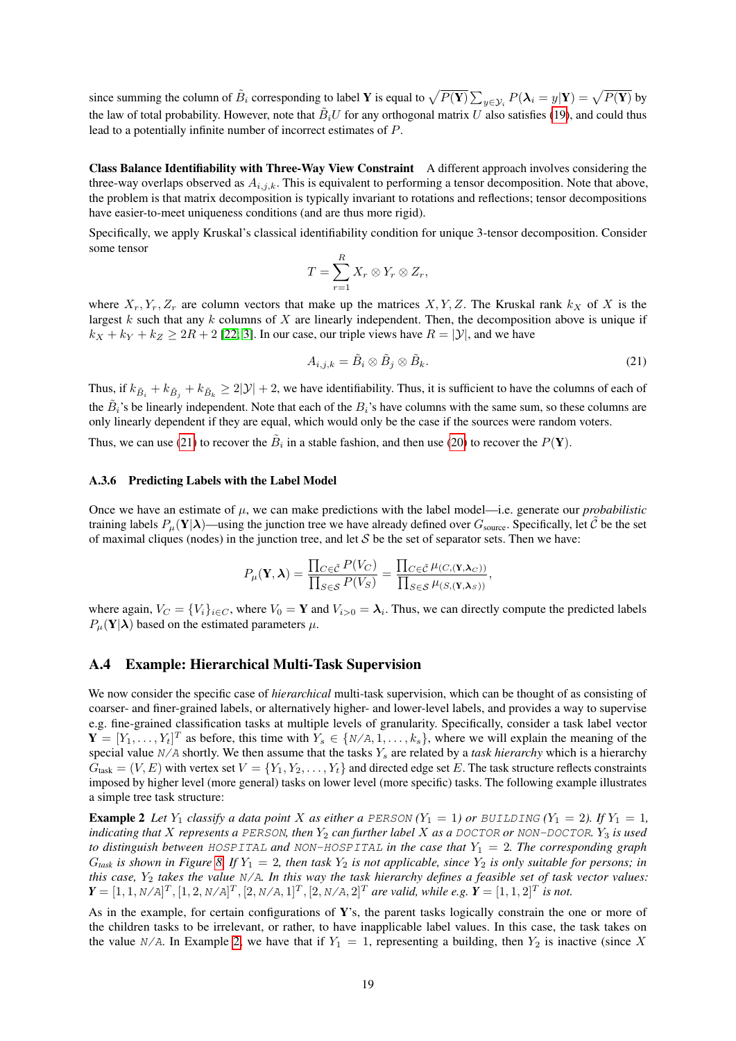since summing the column of $\tilde{B}_i$ corresponding to label $\mathbf{Y}$ is equal to $\sqrt{P(\mathbf{Y})}\sum_{y\in\mathcal{Y}_i} P(\boldsymbol{\lambda}_i = y|\mathbf{Y}) = \sqrt{P(\mathbf{Y})}$ by the law of total probability. However, note that $\tilde{B}_i U$ for any orthogonal matrix $U$ also satisfies (19), and could thus lead to a potentially infinite number of incorrect estimates of $P$.

**Class Balance Identifiability with Three-Way View Constraint** A different approach involves considering the three-way overlaps observed as $A_{i,j,k}$. This is equivalent to performing a tensor decomposition. Note that above, the problem is that matrix decomposition is typically invariant to rotations and reflections; tensor decompositions have easier-to-meet uniqueness conditions (and are thus more rigid).

Specifically, we apply Kruskal's classical identifiability condition for unique 3-tensor decomposition. Consider some tensor

$$T = \sum_{r=1}^{R} X_r \otimes Y_r \otimes Z_r,$$

where $X_r, Y_r, Z_r$ are column vectors that make up the matrices $X, Y, Z$. The Kruskal rank $k_X$ of $X$ is the largest $k$ such that any $k$ columns of $X$ are linearly independent. Then, the decomposition above is unique if $k_X + k_Y + k_Z \geq 2R + 2$ [22, 3]. In our case, our triple views have $R = |\mathcal{Y}|$, and we have

$$A_{i,j,k} = \tilde{B}_i \otimes \tilde{B}_j \otimes \tilde{B}_k. \tag{21}$$

Thus, if $k_{\tilde{B}_i} + k_{\tilde{B}_j} + k_{\tilde{B}_k} \geq 2|\mathcal{Y}| + 2$, we have identifiability. Thus, it is sufficient to have the columns of each of the $\tilde{B}_i$'s be linearly independent. Note that each of the $B_i$'s have columns with the same sum, so these columns are only linearly dependent if they are equal, which would only be the case if the sources were random voters.

Thus, we can use (21) to recover the $\tilde{B}_i$ in a stable fashion, and then use (20) to recover the $P(\mathbf{Y})$.

### A.3.6 Predicting Labels with the Label Model

Once we have an estimate of $\mu$, we can make predictions with the label model—i.e. generate our *probabilistic* training labels $P_\mu(\mathbf{Y}|\boldsymbol{\lambda})$—using the junction tree we have already defined over $G_{\text{source}}$. Specifically, let $\tilde{\mathcal{C}}$ be the set of maximal cliques (nodes) in the junction tree, and let $\mathcal{S}$ be the set of separator sets. Then we have:

$$P_\mu(\mathbf{Y}, \boldsymbol{\lambda}) = \frac{\prod_{C\in\tilde{\mathcal{C}}} P(V_C)}{\prod_{S\in\mathcal{S}} P(V_S)} = \frac{\prod_{C\in\tilde{\mathcal{C}}} \mu_{(C,(\mathbf{Y},\boldsymbol{\lambda}_C))}}{\prod_{S\in\mathcal{S}} \mu_{(S,(\mathbf{Y},\boldsymbol{\lambda}_S))}},$$

where again, $V_C = \{V_i\}_{i\in C}$, where $V_0 = \mathbf{Y}$ and $V_{i>0} = \boldsymbol{\lambda}_i$. Thus, we can directly compute the predicted labels $P_\mu(\mathbf{Y}|\boldsymbol{\lambda})$ based on the estimated parameters $\mu$.

## A.4 Example: Hierarchical Multi-Task Supervision

We now consider the specific case of *hierarchical* multi-task supervision, which can be thought of as consisting of coarser- and finer-grained labels, or alternatively higher- and lower-level labels, and provides a way to supervise e.g. fine-grained classification tasks at multiple levels of granularity. Specifically, consider a task label vector $\mathbf{Y} = [Y_1, \ldots, Y_t]^T$ as before, this time with $Y_s \in \{\texttt{N/A}, 1, \ldots, k_s\}$, where we will explain the meaning of the special value `N/A` shortly. We then assume that the tasks $Y_s$ are related by a *task hierarchy* which is a hierarchy $G_{\text{task}} = (V, E)$ with vertex set $V = \{Y_1, Y_2, \ldots, Y_t\}$ and directed edge set $E$. The task structure reflects constraints imposed by higher level (more general) tasks on lower level (more specific) tasks. The following example illustrates a simple tree task structure:

**Example 2** *Let $Y_1$ classify a data point $X$ as either a `PERSON` ($Y_1 = 1$) or `BUILDING` ($Y_1 = 2$). If $Y_1 = 1$, indicating that $X$ represents a `PERSON`, then $Y_2$ can further label $X$ as a `DOCTOR` or `NON-DOCTOR`. $Y_3$ is used to distinguish between `HOSPITAL` and `NON-HOSPITAL` in the case that $Y_1 = 2$. The corresponding graph $G_{task}$ is shown in Figure 8. If $Y_1 = 2$, then task $Y_2$ is not applicable, since $Y_2$ is only suitable for persons; in this case, $Y_2$ takes the value `N/A`. In this way the task hierarchy defines a feasible set of task vector values: $\mathbf{Y} = [1, 1, \texttt{N/A}]^T, [1, 2, \texttt{N/A}]^T, [2, \texttt{N/A}, 1]^T, [2, \texttt{N/A}, 2]^T$ are valid, while e.g. $\mathbf{Y} = [1, 1, 2]^T$ is not.*

As in the example, for certain configurations of $\mathbf{Y}$'s, the parent tasks logically constrain the one or more of the children tasks to be irrelevant, or rather, to have inapplicable label values. In this case, the task takes on the value `N/A`. In Example 2, we have that if $Y_1 = 1$, representing a building, then $Y_2$ is inactive (since $X$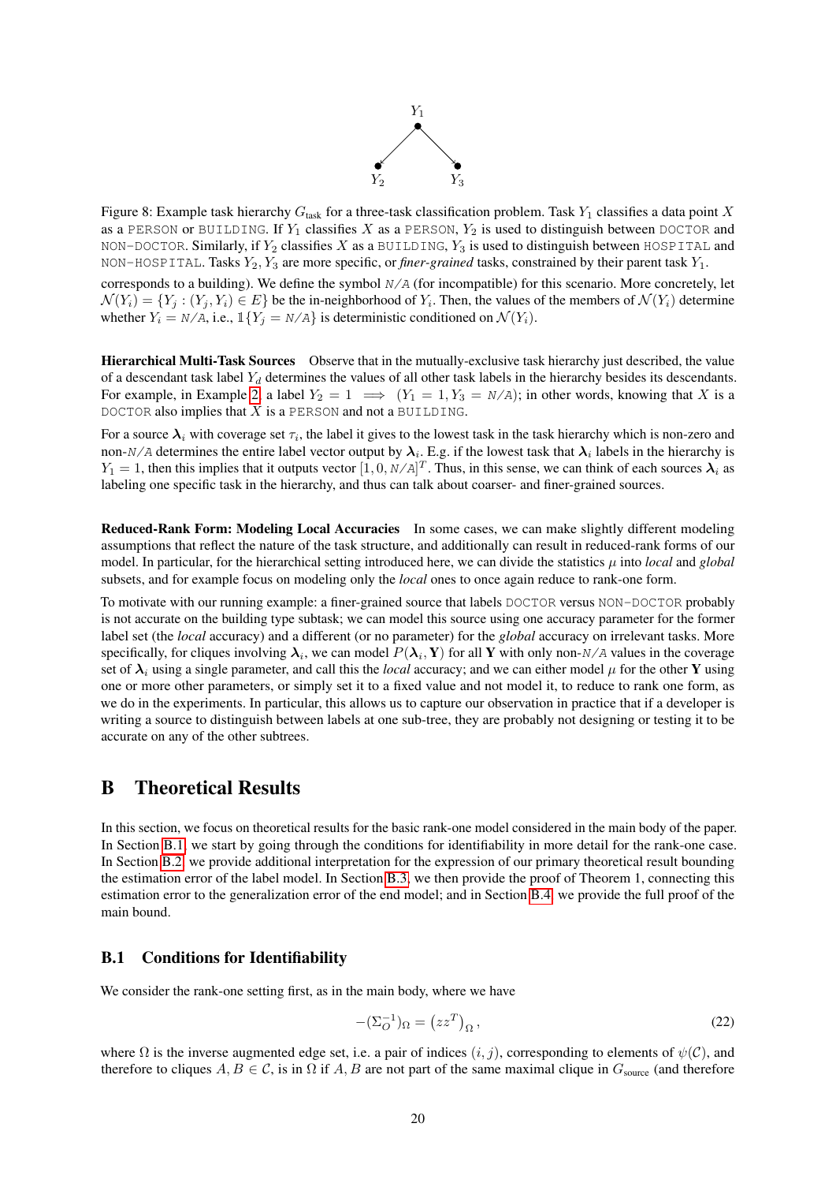Figure 8: Example task hierarchy $G_{\text{task}}$ for a three-task classification problem. Task $Y_1$ classifies a data point $X$ as a PERSON or BUILDING. If $Y_1$ classifies $X$ as a PERSON, $Y_2$ is used to distinguish between DOCTOR and NON-DOCTOR. Similarly, if $Y_2$ classifies $X$ as a BUILDING, $Y_3$ is used to distinguish between HOSPITAL and NON-HOSPITAL. Tasks $Y_2, Y_3$ are more specific, or *finer-grained* tasks, constrained by their parent task $Y_1$.

corresponds to a building). We define the symbol N/A (for incompatible) for this scenario. More concretely, let $\mathcal{N}(Y_i) = \{Y_j : (Y_j, Y_i) \in E\}$ be the in-neighborhood of $Y_i$. Then, the values of the members of $\mathcal{N}(Y_i)$ determine whether $Y_i = \texttt{N/A}$, i.e., $\mathbb{1}\{Y_j = \texttt{N/A}\}$ is deterministic conditioned on $\mathcal{N}(Y_i)$.

**Hierarchical Multi-Task Sources** Observe that in the mutually-exclusive task hierarchy just described, the value of a descendant task label $Y_d$ determines the values of all other task labels in the hierarchy besides its descendants. For example, in Example 2, a label $Y_2 = 1 \implies (Y_1 = 1, Y_3 = \texttt{N/A})$; in other words, knowing that $X$ is a DOCTOR also implies that $X$ is a PERSON and not a BUILDING.

For a source $\boldsymbol{\lambda}_i$ with coverage set $\tau_i$, the label it gives to the lowest task in the task hierarchy which is non-zero and non-N/A determines the entire label vector output by $\boldsymbol{\lambda}_i$. E.g. if the lowest task that $\boldsymbol{\lambda}_i$ labels in the hierarchy is $Y_1 = 1$, then this implies that it outputs vector $[1, 0, \texttt{N/A}]^T$. Thus, in this sense, we can think of each sources $\boldsymbol{\lambda}_i$ as labeling one specific task in the hierarchy, and thus can talk about coarser- and finer-grained sources.

**Reduced-Rank Form: Modeling Local Accuracies** In some cases, we can make slightly different modeling assumptions that reflect the nature of the task structure, and additionally can result in reduced-rank forms of our model. In particular, for the hierarchical setting introduced here, we can divide the statistics $\mu$ into *local* and *global* subsets, and for example focus on modeling only the *local* ones to once again reduce to rank-one form.

To motivate with our running example: a finer-grained source that labels DOCTOR versus NON-DOCTOR probably is not accurate on the building type subtask; we can model this source using one accuracy parameter for the former label set (the *local* accuracy) and a different (or no parameter) for the *global* accuracy on irrelevant tasks. More specifically, for cliques involving $\boldsymbol{\lambda}_i$, we can model $P(\boldsymbol{\lambda}_i, \mathbf{Y})$ for all $\mathbf{Y}$ with only non-N/A values in the coverage set of $\boldsymbol{\lambda}_i$ using a single parameter, and call this the *local* accuracy; and we can either model $\mu$ for the other $\mathbf{Y}$ using one or more other parameters, or simply set it to a fixed value and not model it, to reduce to rank one form, as we do in the experiments. In particular, this allows us to capture our observation in practice that if a developer is writing a source to distinguish between labels at one sub-tree, they are probably not designing or testing it to be accurate on any of the other subtrees.

# B Theoretical Results

In this section, we focus on theoretical results for the basic rank-one model considered in the main body of the paper. In Section B.1, we start by going through the conditions for identifiability in more detail for the rank-one case. In Section B.2, we provide additional interpretation for the expression of our primary theoretical result bounding the estimation error of the label model. In Section B.3, we then provide the proof of Theorem 1, connecting this estimation error to the generalization error of the end model; and in Section B.4, we provide the full proof of the main bound.

## B.1 Conditions for Identifiability

We consider the rank-one setting first, as in the main body, where we have

$$-(\Sigma_O^{-1})_\Omega = \left(zz^T\right)_\Omega, \tag{22}$$

where $\Omega$ is the inverse augmented edge set, i.e. a pair of indices $(i, j)$, corresponding to elements of $\psi(\mathcal{C})$, and therefore to cliques $A, B \in \mathcal{C}$, is in $\Omega$ if $A, B$ are not part of the same maximal clique in $G_{\text{source}}$ (and therefore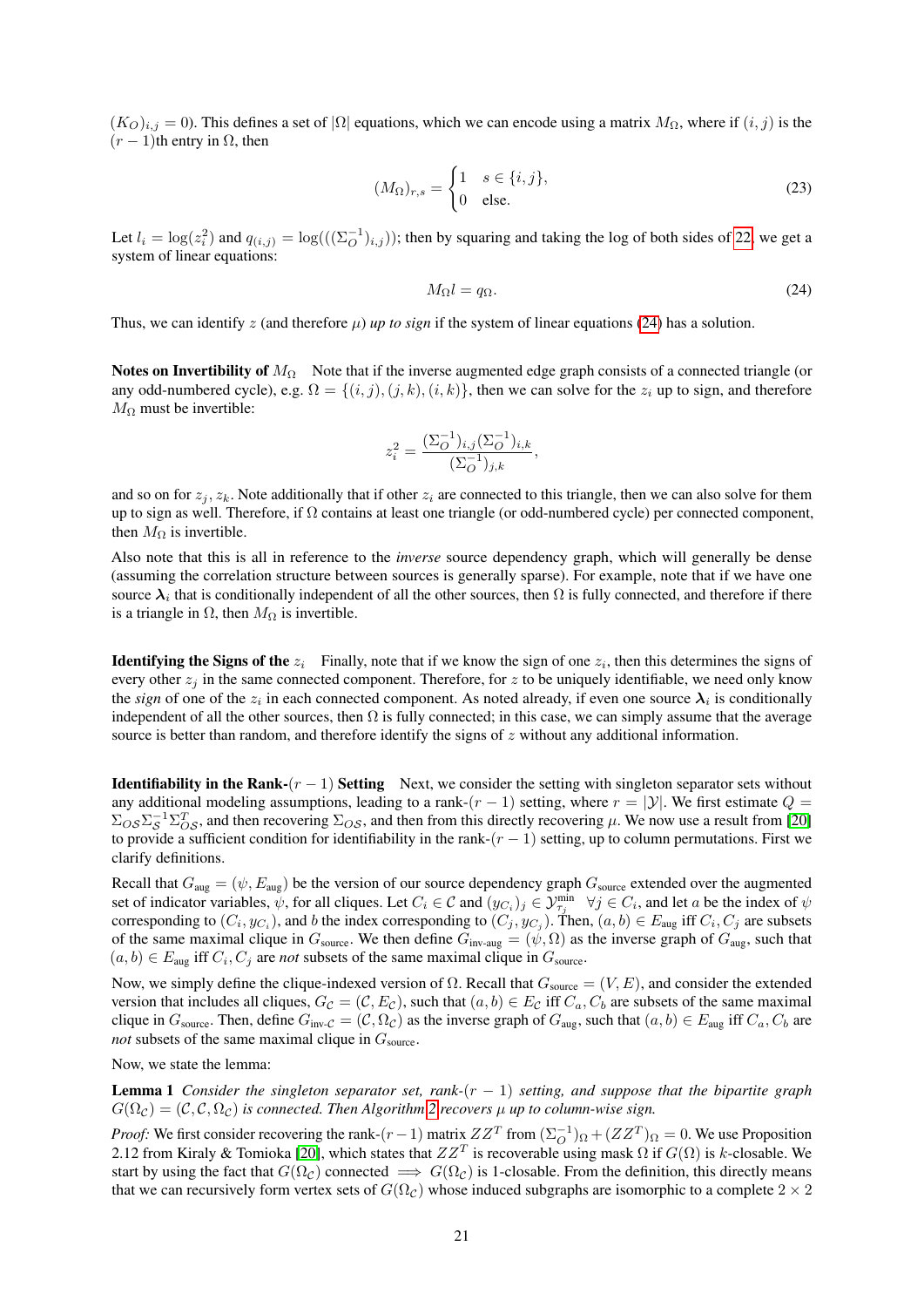$(K_O)_{i,j} = 0$). This defines a set of $|\Omega|$ equations, which we can encode using a matrix $M_\Omega$, where if $(i,j)$ is the $(r-1)$th entry in $\Omega$, then

$$(M_\Omega)_{r,s} = \begin{cases} 1 & s \in \{i,j\}, \\ 0 & \text{else.} \end{cases} \tag{23}$$

Let $l_i = \log(z_i^2)$ and $q_{(i,j)} = \log(((\Sigma_O^{-1})_{i,j}))$; then by squaring and taking the log of both sides of 22, we get a system of linear equations:

$$M_\Omega l = q_\Omega. \tag{24}$$

Thus, we can identify $z$ (and therefore $\mu$) *up to sign* if the system of linear equations (24) has a solution.

**Notes on Invertibility of $M_\Omega$** Note that if the inverse augmented edge graph consists of a connected triangle (or any odd-numbered cycle), e.g. $\Omega = \{(i,j),(j,k),(i,k)\}$, then we can solve for the $z_i$ up to sign, and therefore $M_\Omega$ must be invertible:

$$z_i^2 = \frac{(\Sigma_O^{-1})_{i,j}(\Sigma_O^{-1})_{i,k}}{(\Sigma_O^{-1})_{j,k}},$$

and so on for $z_j, z_k$. Note additionally that if other $z_i$ are connected to this triangle, then we can also solve for them up to sign as well. Therefore, if $\Omega$ contains at least one triangle (or odd-numbered cycle) per connected component, then $M_\Omega$ is invertible.

Also note that this is all in reference to the *inverse* source dependency graph, which will generally be dense (assuming the correlation structure between sources is generally sparse). For example, note that if we have one source $\boldsymbol{\lambda}_i$ that is conditionally independent of all the other sources, then $\Omega$ is fully connected, and therefore if there is a triangle in $\Omega$, then $M_\Omega$ is invertible.

**Identifying the Signs of the $z_i$** Finally, note that if we know the sign of one $z_i$, then this determines the signs of every other $z_j$ in the same connected component. Therefore, for $z$ to be uniquely identifiable, we need only know the *sign* of one of the $z_i$ in each connected component. As noted already, if even one source $\boldsymbol{\lambda}_i$ is conditionally independent of all the other sources, then $\Omega$ is fully connected; in this case, we can simply assume that the average source is better than random, and therefore identify the signs of $z$ without any additional information.

**Identifiability in the Rank-$(r-1)$ Setting** Next, we consider the setting with singleton separator sets without any additional modeling assumptions, leading to a rank-$(r-1)$ setting, where $r = |\mathcal{Y}|$. We first estimate $Q = \Sigma_{OS}\Sigma_S^{-1}\Sigma_{OS}^T$, and then recovering $\Sigma_{OS}$, and then from this directly recovering $\mu$. We now use a result from [20] to provide a sufficient condition for identifiability in the rank-$(r-1)$ setting, up to column permutations. First we clarify definitions.

Recall that $G_{\text{aug}} = (\psi, E_{\text{aug}})$ be the version of our source dependency graph $G_{\text{source}}$ extended over the augmented set of indicator variables, $\psi$, for all cliques. Let $C_i \in \mathcal{C}$ and $(y_{C_i})_j \in \mathcal{Y}_{\tau_j}^{\min}$ $\forall j \in C_i$, and let $a$ be the index of $\psi$ corresponding to $(C_i, y_{C_i})$, and $b$ the index corresponding to $(C_j, y_{C_j})$. Then, $(a,b) \in E_{\text{aug}}$ iff $C_i, C_j$ are subsets of the same maximal clique in $G_{\text{source}}$. We then define $G_{\text{inv-aug}} = (\psi, \Omega)$ as the inverse graph of $G_{\text{aug}}$, such that $(a,b) \in E_{\text{aug}}$ iff $C_i, C_j$ are *not* subsets of the same maximal clique in $G_{\text{source}}$.

Now, we simply define the clique-indexed version of $\Omega$. Recall that $G_{\text{source}} = (V, E)$, and consider the extended version that includes all cliques, $G_{\mathcal{C}} = (\mathcal{C}, E_{\mathcal{C}})$, such that $(a,b) \in E_{\mathcal{C}}$ iff $C_a, C_b$ are subsets of the same maximal clique in $G_{\text{source}}$. Then, define $G_{\text{inv-}\mathcal{C}} = (\mathcal{C}, \Omega_{\mathcal{C}})$ as the inverse graph of $G_{\text{aug}}$, such that $(a,b) \in E_{\text{aug}}$ iff $C_a, C_b$ are *not* subsets of the same maximal clique in $G_{\text{source}}$.

Now, we state the lemma:

**Lemma 1** *Consider the singleton separator set, rank-$(r-1)$ setting, and suppose that the bipartite graph $G(\Omega_{\mathcal{C}}) = (\mathcal{C}, \mathcal{C}, \Omega_{\mathcal{C}})$ is connected. Then Algorithm 2 recovers $\mu$ up to column-wise sign.*

*Proof:* We first consider recovering the rank-$(r-1)$ matrix $ZZ^T$ from $(\Sigma_O^{-1})_\Omega + (ZZ^T)_\Omega = 0$. We use Proposition 2.12 from Kiraly & Tomioka [20], which states that $ZZ^T$ is recoverable using mask $\Omega$ if $G(\Omega)$ is $k$-closable. We start by using the fact that $G(\Omega_{\mathcal{C}})$ connected $\implies$ $G(\Omega_{\mathcal{C}})$ is 1-closable. From the definition, this directly means that we can recursively form vertex sets of $G(\Omega_{\mathcal{C}})$ whose induced subgraphs are isomorphic to a complete $2 \times 2$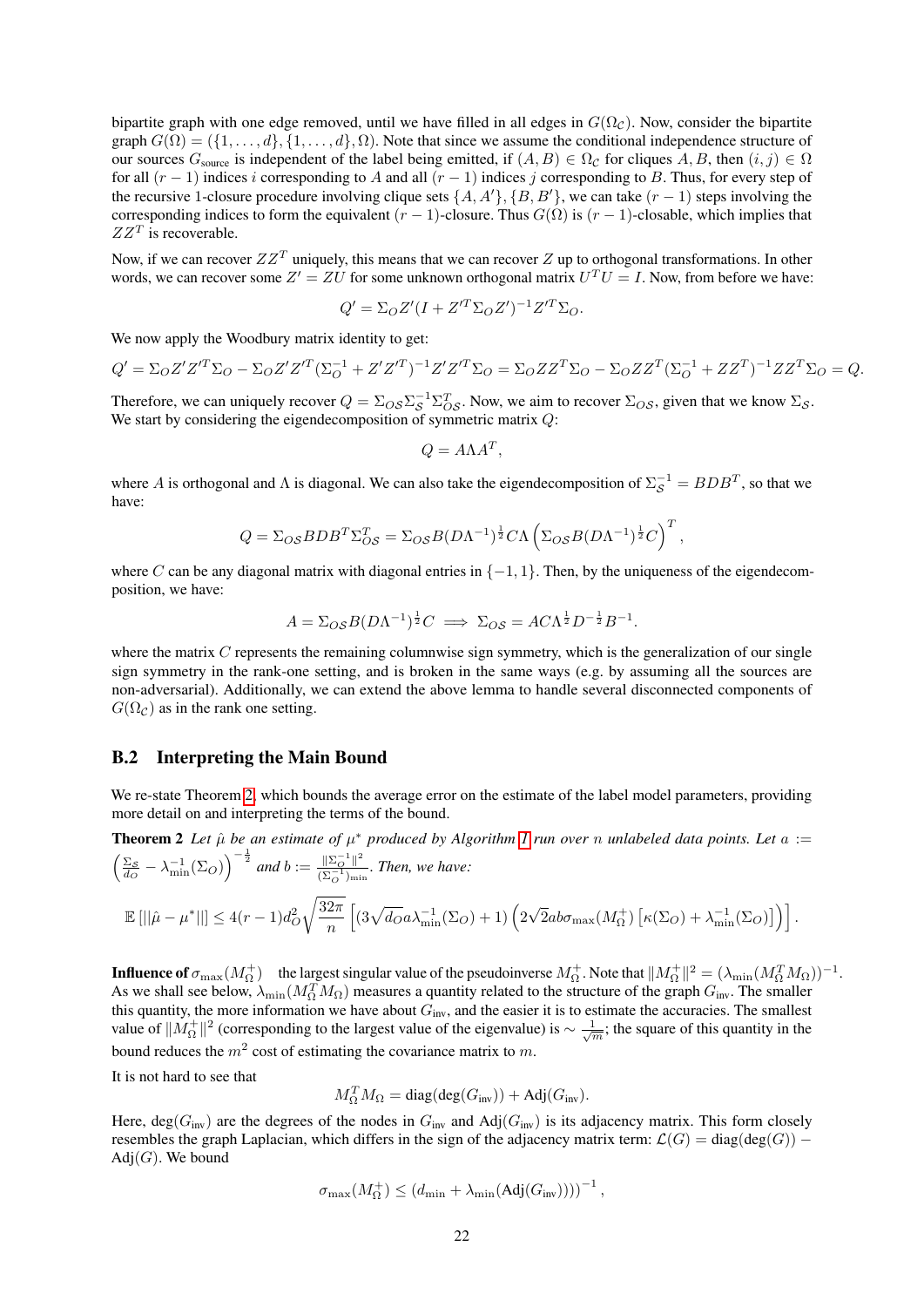bipartite graph with one edge removed, until we have filled in all edges in $G(\Omega_\mathcal{C})$. Now, consider the bipartite graph $G(\Omega) = (\{1,\dots,d\},\{1,\dots,d\},\Omega)$. Note that since we assume the conditional independence structure of our sources $G_{\text{source}}$ is independent of the label being emitted, if $(A, B) \in \Omega_\mathcal{C}$ for cliques $A, B$, then $(i, j) \in \Omega$ for all $(r-1)$ indices $i$ corresponding to $A$ and all $(r-1)$ indices $j$ corresponding to $B$. Thus, for every step of the recursive 1-closure procedure involving clique sets $\{A, A'\}, \{B, B'\}$, we can take $(r-1)$ steps involving the corresponding indices to form the equivalent $(r-1)$-closure. Thus $G(\Omega)$ is $(r-1)$-closable, which implies that $ZZ^T$ is recoverable.

Now, if we can recover $ZZ^T$ uniquely, this means that we can recover $Z$ up to orthogonal transformations. In other words, we can recover some $Z' = ZU$ for some unknown orthogonal matrix $U^T U = I$. Now, from before we have:

$$Q' = \Sigma_O Z'(I + Z'^T \Sigma_O Z')^{-1} Z'^T \Sigma_O.$$

We now apply the Woodbury matrix identity to get:

$$Q' = \Sigma_O Z' Z'^T \Sigma_O - \Sigma_O Z' Z'^T (\Sigma_O^{-1} + Z' Z'^T)^{-1} Z' Z'^T \Sigma_O = \Sigma_O Z Z^T \Sigma_O - \Sigma_O Z Z^T (\Sigma_O^{-1} + Z Z^T)^{-1} Z Z^T \Sigma_O = Q.$$

Therefore, we can uniquely recover $Q = \Sigma_{O\mathcal{S}} \Sigma_\mathcal{S}^{-1} \Sigma_{O\mathcal{S}}^T$. Now, we aim to recover $\Sigma_{O\mathcal{S}}$, given that we know $\Sigma_\mathcal{S}$. We start by considering the eigendecomposition of symmetric matrix $Q$:

$$Q = A \Lambda A^T,$$

where $A$ is orthogonal and $\Lambda$ is diagonal. We can also take the eigendecomposition of $\Sigma_\mathcal{S}^{-1} = BDB^T$, so that we have:

$$Q = \Sigma_{O\mathcal{S}} BDB^T \Sigma_{O\mathcal{S}}^T = \Sigma_{O\mathcal{S}} B (D\Lambda^{-1})^{\frac{1}{2}} C \Lambda \left(\Sigma_{O\mathcal{S}} B (D\Lambda^{-1})^{\frac{1}{2}} C\right)^T,$$

where $C$ can be any diagonal matrix with diagonal entries in $\{-1, 1\}$. Then, by the uniqueness of the eigendecomposition, we have:

$$A = \Sigma_{O\mathcal{S}} B (D\Lambda^{-1})^{\frac{1}{2}} C \implies \Sigma_{O\mathcal{S}} = AC\Lambda^{\frac{1}{2}} D^{-\frac{1}{2}} B^{-1}.$$

where the matrix $C$ represents the remaining columnwise sign symmetry, which is the generalization of our single sign symmetry in the rank-one setting, and is broken in the same ways (e.g. by assuming all the sources are non-adversarial). Additionally, we can extend the above lemma to handle several disconnected components of $G(\Omega_\mathcal{C})$ as in the rank one setting.

## B.2 Interpreting the Main Bound

We re-state Theorem 2, which bounds the average error on the estimate of the label model parameters, providing more detail on and interpreting the terms of the bound.

**Theorem 2** *Let $\hat{\mu}$ be an estimate of $\mu^*$ produced by Algorithm 1 run over $n$ unlabeled data points. Let $a := \left(\frac{\Sigma_\mathcal{S}}{d_O} - \lambda_{\min}^{-1}(\Sigma_O)\right)^{-\frac{1}{2}}$ and $b := \frac{\|\Sigma_O^{-1}\|^2}{(\Sigma_O^{-1})_{\min}}$. Then, we have:*

$$\mathbb{E}\left[||\hat{\mu} - \mu^*||\right] \leq 4(r-1) d_O^2 \sqrt{\frac{32\pi}{n}} \left[(3\sqrt{d_O} a \lambda_{\min}^{-1}(\Sigma_O) + 1)\left(2\sqrt{2} ab \sigma_{\max}(M_\Omega^+)\left[\kappa(\Sigma_O) + \lambda_{\min}^{-1}(\Sigma_O)\right]\right)\right].$$

**Influence of** $\sigma_{\max}(M_\Omega^+)$ the largest singular value of the pseudoinverse $M_\Omega^+$. Note that $\|M_\Omega^+\|^2 = (\lambda_{\min}(M_\Omega^T M_\Omega))^{-1}$. As we shall see below, $\lambda_{\min}(M_\Omega^T M_\Omega)$ measures a quantity related to the structure of the graph $G_{\text{inv}}$. The smaller this quantity, the more information we have about $G_{\text{inv}}$, and the easier it is to estimate the accuracies. The smallest value of $\|M_\Omega^+\|^2$ (corresponding to the largest value of the eigenvalue) is $\sim \frac{1}{\sqrt{m}}$; the square of this quantity in the bound reduces the $m^2$ cost of estimating the covariance matrix to $m$.

It is not hard to see that

$$M_\Omega^T M_\Omega = \text{diag}(\deg(G_{\text{inv}})) + \text{Adj}(G_{\text{inv}}).$$

Here, $\deg(G_{\text{inv}})$ are the degrees of the nodes in $G_{\text{inv}}$ and $\text{Adj}(G_{\text{inv}})$ is its adjacency matrix. This form closely resembles the graph Laplacian, which differs in the sign of the adjacency matrix term: $\mathcal{L}(G) = \text{diag}(\deg(G)) - \text{Adj}(G)$. We bound

$$\sigma_{\max}(M_\Omega^+) \leq \left(d_{\min} + \lambda_{\min}(\text{Adj}(G_{\text{inv}}))\right)^{-1},$$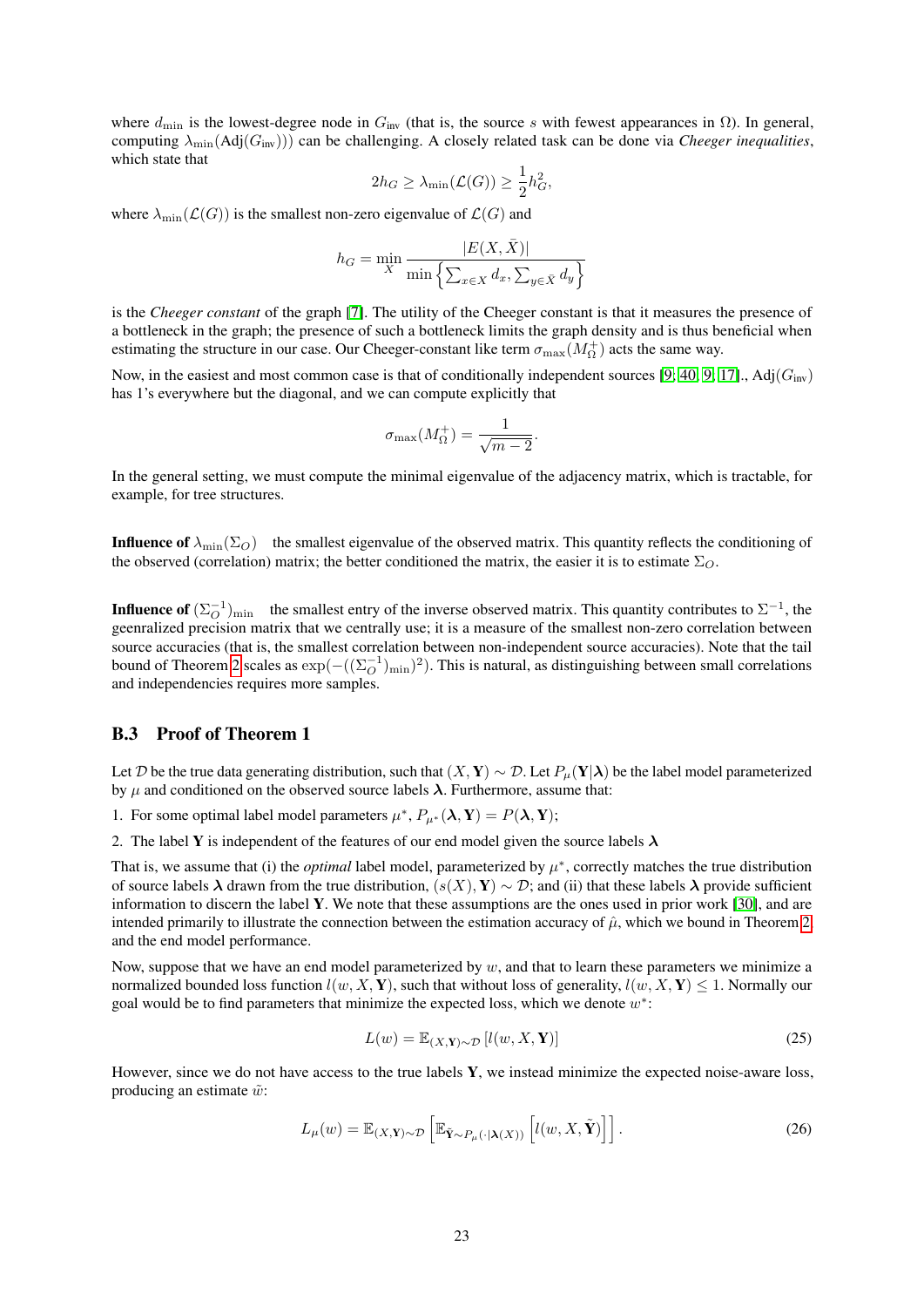where $d_{\min}$ is the lowest-degree node in $G_{\text{inv}}$ (that is, the source $s$ with fewest appearances in $\Omega$). In general, computing $\lambda_{\min}(\text{Adj}(G_{\text{inv}}))$ can be challenging. A closely related task can be done via *Cheeger inequalities*, which state that

$$2h_G \geq \lambda_{\min}(\mathcal{L}(G)) \geq \frac{1}{2}h_G^2,$$

where $\lambda_{\min}(\mathcal{L}(G))$ is the smallest non-zero eigenvalue of $\mathcal{L}(G)$ and

$$h_G = \min_X \frac{|E(X, \bar{X})|}{\min\left\{\sum_{x \in X} d_x, \sum_{y \in \bar{X}} d_y\right\}}$$

is the *Cheeger constant* of the graph [7]. The utility of the Cheeger constant is that it measures the presence of a bottleneck in the graph; the presence of such a bottleneck limits the graph density and is thus beneficial when estimating the structure in our case. Our Cheeger-constant like term $\sigma_{\max}(M_\Omega^+)$ acts the same way.

Now, in the easiest and most common case is that of conditionally independent sources [9, 40, 9, 17]., $\text{Adj}(G_{\text{inv}})$ has 1's everywhere but the diagonal, and we can compute explicitly that

$$\sigma_{\max}(M_\Omega^+) = \frac{1}{\sqrt{m-2}}.$$

In the general setting, we must compute the minimal eigenvalue of the adjacency matrix, which is tractable, for example, for tree structures.

**Influence of $\lambda_{\min}(\Sigma_O)$** the smallest eigenvalue of the observed matrix. This quantity reflects the conditioning of the observed (correlation) matrix; the better conditioned the matrix, the easier it is to estimate $\Sigma_O$.

**Influence of $(\Sigma_O^{-1})_{\min}$** the smallest entry of the inverse observed matrix. This quantity contributes to $\Sigma^{-1}$, the geenralized precision matrix that we centrally use; it is a measure of the smallest non-zero correlation between source accuracies (that is, the smallest correlation between non-independent source accuracies). Note that the tail bound of Theorem 2 scales as $\exp(-((\Sigma_O^{-1})_{\min})^2)$. This is natural, as distinguishing between small correlations and independencies requires more samples.

### B.3 Proof of Theorem 1

Let $\mathcal{D}$ be the true data generating distribution, such that $(X, \mathbf{Y}) \sim \mathcal{D}$. Let $P_\mu(\mathbf{Y}|\boldsymbol{\lambda})$ be the label model parameterized by $\mu$ and conditioned on the observed source labels $\boldsymbol{\lambda}$. Furthermore, assume that:

1. For some optimal label model parameters $\mu^*$, $P_{\mu^*}(\boldsymbol{\lambda}, \mathbf{Y}) = P(\boldsymbol{\lambda}, \mathbf{Y})$;
2. The label $\mathbf{Y}$ is independent of the features of our end model given the source labels $\boldsymbol{\lambda}$

That is, we assume that (i) the *optimal* label model, parameterized by $\mu^*$, correctly matches the true distribution of source labels $\boldsymbol{\lambda}$ drawn from the true distribution, $(s(X), \mathbf{Y}) \sim \mathcal{D}$; and (ii) that these labels $\boldsymbol{\lambda}$ provide sufficient information to discern the label $\mathbf{Y}$. We note that these assumptions are the ones used in prior work [30], and are intended primarily to illustrate the connection between the estimation accuracy of $\hat{\mu}$, which we bound in Theorem 2, and the end model performance.

Now, suppose that we have an end model parameterized by $w$, and that to learn these parameters we minimize a normalized bounded loss function $l(w, X, \mathbf{Y})$, such that without loss of generality, $l(w, X, \mathbf{Y}) \leq 1$. Normally our goal would be to find parameters that minimize the expected loss, which we denote $w^*$:

$$L(w) = \mathbb{E}_{(X,\mathbf{Y})\sim\mathcal{D}}\left[l(w, X, \mathbf{Y})\right] \tag{25}$$

However, since we do not have access to the true labels $\mathbf{Y}$, we instead minimize the expected noise-aware loss, producing an estimate $\tilde{w}$:

$$L_\mu(w) = \mathbb{E}_{(X,\mathbf{Y})\sim\mathcal{D}}\left[\mathbb{E}_{\tilde{\mathbf{Y}}\sim P_\mu(\cdot|\boldsymbol{\lambda}(X))}\left[l(w, X, \tilde{\mathbf{Y}})\right]\right]. \tag{26}$$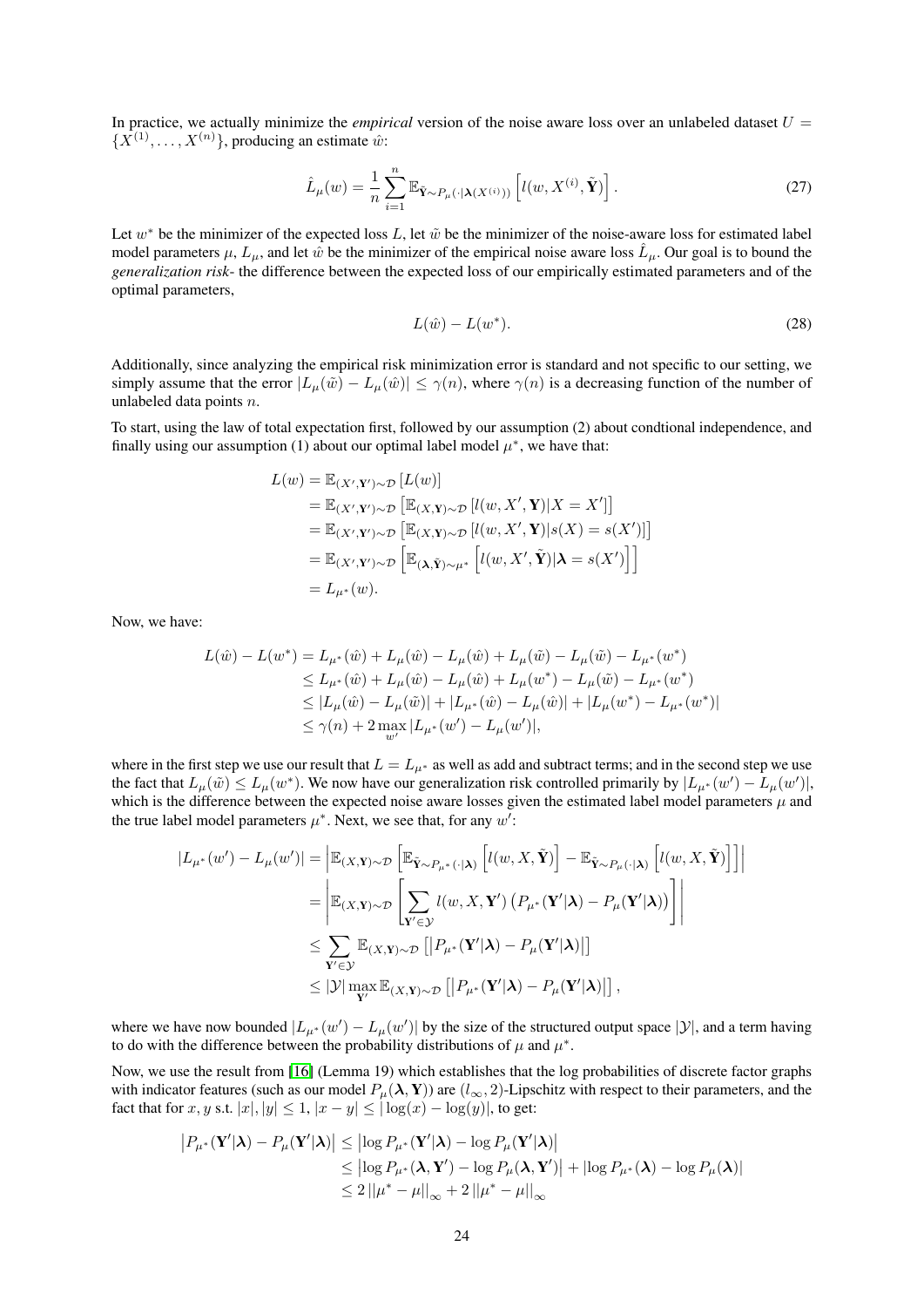In practice, we actually minimize the *empirical* version of the noise aware loss over an unlabeled dataset $U = \{X^{(1)}, \ldots, X^{(n)}\}$, producing an estimate $\hat{w}$:

$$\hat{L}_\mu(w) = \frac{1}{n}\sum_{i=1}^{n} \mathbb{E}_{\tilde{\mathbf{Y}} \sim P_\mu(\cdot|\boldsymbol{\lambda}(X^{(i)}))}\left[l(w, X^{(i)}, \tilde{\mathbf{Y}})\right]. \tag{27}$$

Let $w^*$ be the minimizer of the expected loss $L$, let $\tilde{w}$ be the minimizer of the noise-aware loss for estimated label model parameters $\mu$, $L_\mu$, and let $\hat{w}$ be the minimizer of the empirical noise aware loss $\hat{L}_\mu$. Our goal is to bound the *generalization risk*- the difference between the expected loss of our empirically estimated parameters and of the optimal parameters,

$$L(\hat{w}) - L(w^*). \tag{28}$$

Additionally, since analyzing the empirical risk minimization error is standard and not specific to our setting, we simply assume that the error $|L_\mu(\tilde{w}) - L_\mu(\hat{w})| \le \gamma(n)$, where $\gamma(n)$ is a decreasing function of the number of unlabeled data points $n$.

To start, using the law of total expectation first, followed by our assumption (2) about condtional independence, and finally using our assumption (1) about our optimal label model $\mu^*$, we have that:

$$\begin{aligned}
L(w) &= \mathbb{E}_{(X',\mathbf{Y}')\sim\mathcal{D}}\left[L(w)\right] \\
&= \mathbb{E}_{(X',\mathbf{Y}')\sim\mathcal{D}}\left[\mathbb{E}_{(X,\mathbf{Y})\sim\mathcal{D}}\left[l(w, X', \mathbf{Y})|X = X'\right]\right] \\
&= \mathbb{E}_{(X',\mathbf{Y}')\sim\mathcal{D}}\left[\mathbb{E}_{(X,\mathbf{Y})\sim\mathcal{D}}\left[l(w, X', \mathbf{Y})|s(X) = s(X')\right]\right] \\
&= \mathbb{E}_{(X',\mathbf{Y}')\sim\mathcal{D}}\left[\mathbb{E}_{(\boldsymbol{\lambda},\tilde{\mathbf{Y}})\sim\mu^*}\left[l(w, X', \tilde{\mathbf{Y}})|\boldsymbol{\lambda} = s(X')\right]\right] \\
&= L_{\mu^*}(w).
\end{aligned}$$

Now, we have:

$$\begin{aligned}
L(\hat{w}) - L(w^*) &= L_{\mu^*}(\hat{w}) + L_\mu(\hat{w}) - L_\mu(\hat{w}) + L_\mu(\tilde{w}) - L_\mu(\tilde{w}) - L_{\mu^*}(w^*) \\
&\le L_{\mu^*}(\hat{w}) + L_\mu(\hat{w}) - L_\mu(\hat{w}) + L_\mu(w^*) - L_\mu(\tilde{w}) - L_{\mu^*}(w^*) \\
&\le |L_\mu(\hat{w}) - L_\mu(\tilde{w})| + |L_{\mu^*}(\hat{w}) - L_\mu(\hat{w})| + |L_\mu(w^*) - L_{\mu^*}(w^*)| \\
&\le \gamma(n) + 2\max_{w'} |L_{\mu^*}(w') - L_\mu(w')|,
\end{aligned}$$

where in the first step we use our result that $L = L_{\mu^*}$ as well as add and subtract terms; and in the second step we use the fact that $L_\mu(\tilde{w}) \le L_\mu(w^*)$. We now have our generalization risk controlled primarily by $|L_{\mu^*}(w') - L_\mu(w')|$, which is the difference between the expected noise aware losses given the estimated label model parameters $\mu$ and the true label model parameters $\mu^*$. Next, we see that, for any $w'$:

$$\begin{aligned}
|L_{\mu^*}(w') - L_\mu(w')| &= \left|\mathbb{E}_{(X,\mathbf{Y})\sim\mathcal{D}}\left[\mathbb{E}_{\tilde{\mathbf{Y}}\sim P_{\mu^*}(\cdot|\boldsymbol{\lambda})}\left[l(w, X, \tilde{\mathbf{Y}})\right] - \mathbb{E}_{\tilde{\mathbf{Y}}\sim P_\mu(\cdot|\boldsymbol{\lambda})}\left[l(w, X, \tilde{\mathbf{Y}})\right]\right]\right| \\
&= \left|\mathbb{E}_{(X,\mathbf{Y})\sim\mathcal{D}}\left[\sum_{\mathbf{Y}'\in\mathcal{Y}} l(w, X, \mathbf{Y}')\left(P_{\mu^*}(\mathbf{Y}'|\boldsymbol{\lambda}) - P_\mu(\mathbf{Y}'|\boldsymbol{\lambda})\right)\right]\right| \\
&\le \sum_{\mathbf{Y}'\in\mathcal{Y}} \mathbb{E}_{(X,\mathbf{Y})\sim\mathcal{D}}\left[\left|P_{\mu^*}(\mathbf{Y}'|\boldsymbol{\lambda}) - P_\mu(\mathbf{Y}'|\boldsymbol{\lambda})\right|\right] \\
&\le |\mathcal{Y}| \max_{\mathbf{Y}'} \mathbb{E}_{(X,\mathbf{Y})\sim\mathcal{D}}\left[\left|P_{\mu^*}(\mathbf{Y}'|\boldsymbol{\lambda}) - P_\mu(\mathbf{Y}'|\boldsymbol{\lambda})\right|\right],
\end{aligned}$$

where we have now bounded $|L_{\mu^*}(w') - L_\mu(w')|$ by the size of the structured output space $|\mathcal{Y}|$, and a term having to do with the difference between the probability distributions of $\mu$ and $\mu^*$.

Now, we use the result from [16] (Lemma 19) which establishes that the log probabilities of discrete factor graphs with indicator features (such as our model $P_\mu(\boldsymbol{\lambda}, \mathbf{Y})$) are $(l_\infty, 2)$-Lipschitz with respect to their parameters, and the fact that for $x, y$ s.t. $|x|, |y| \le 1$, $|x - y| \le |\log(x) - \log(y)|$, to get:

$$\begin{aligned}
\left|P_{\mu^*}(\mathbf{Y}'|\boldsymbol{\lambda}) - P_\mu(\mathbf{Y}'|\boldsymbol{\lambda})\right| &\le \left|\log P_{\mu^*}(\mathbf{Y}'|\boldsymbol{\lambda}) - \log P_\mu(\mathbf{Y}'|\boldsymbol{\lambda})\right| \\
&\le \left|\log P_{\mu^*}(\boldsymbol{\lambda}, \mathbf{Y}') - \log P_\mu(\boldsymbol{\lambda}, \mathbf{Y}')\right| + \left|\log P_{\mu^*}(\boldsymbol{\lambda}) - \log P_\mu(\boldsymbol{\lambda})\right| \\
&\le 2\left|\left|\mu^* - \mu\right|\right|_\infty + 2\left|\left|\mu^* - \mu\right|\right|_\infty
\end{aligned}$$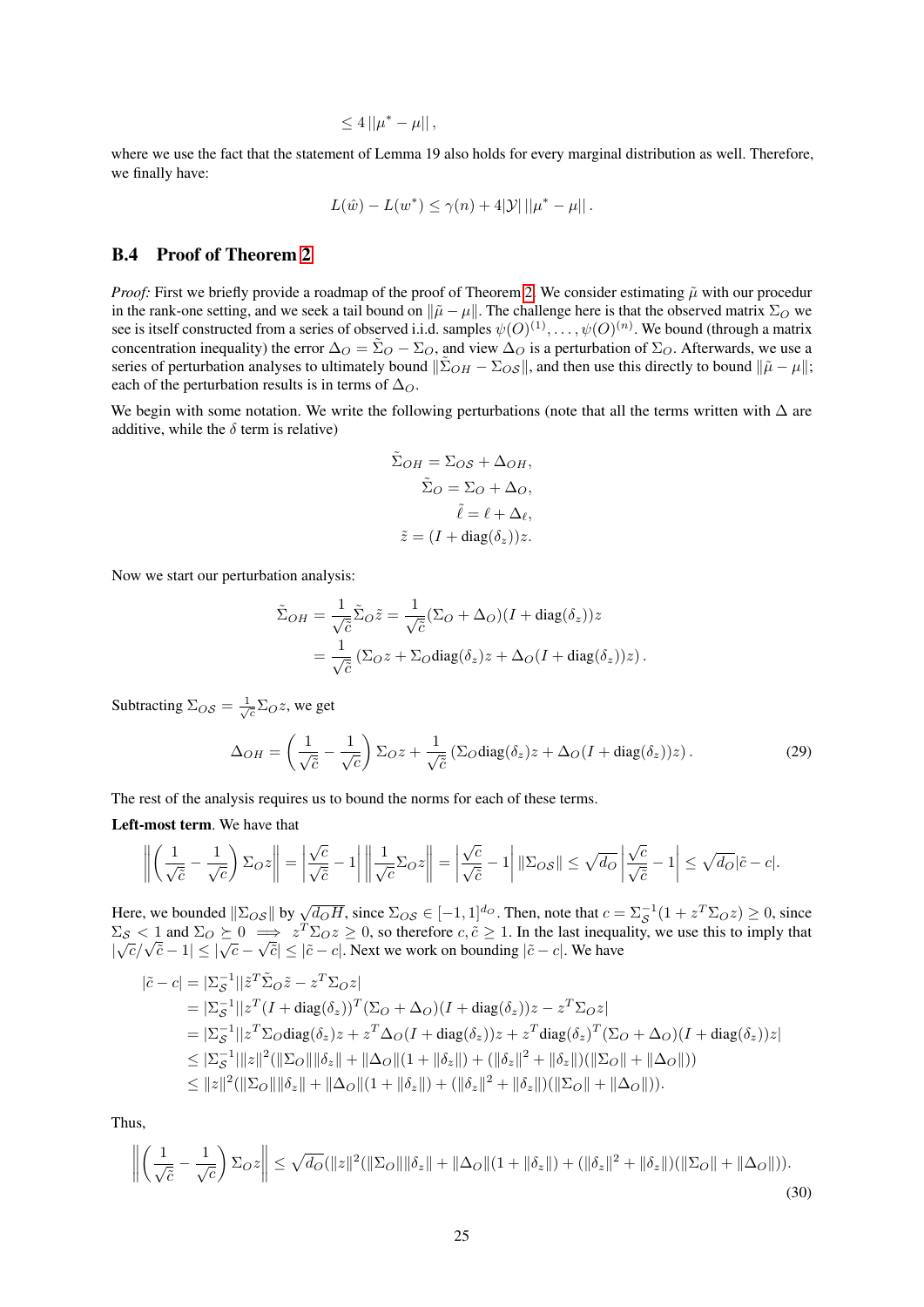$$\leq 4\,||\mu^* - \mu||\,,$$

where we use the fact that the statement of Lemma 19 also holds for every marginal distribution as well. Therefore, we finally have:

$$L(\hat{w}) - L(w^*) \leq \gamma(n) + 4|\mathcal{Y}|\,||\mu^* - \mu||\,.$$

## B.4 Proof of Theorem 2

*Proof:* First we briefly provide a roadmap of the proof of Theorem 2. We consider estimating $\tilde{\mu}$ with our procedur in the rank-one setting, and we seek a tail bound on $\|\tilde{\mu} - \mu\|$. The challenge here is that the observed matrix $\Sigma_O$ we see is itself constructed from a series of observed i.i.d. samples $\psi(O)^{(1)}, \ldots, \psi(O)^{(n)}$. We bound (through a matrix concentration inequality) the error $\Delta_O = \tilde{\Sigma}_O - \Sigma_O$, and view $\Delta_O$ is a perturbation of $\Sigma_O$. Afterwards, we use a series of perturbation analyses to ultimately bound $\|\tilde{\Sigma}_{OH} - \Sigma_{O\mathcal{S}}\|$, and then use this directly to bound $\|\tilde{\mu} - \mu\|$; each of the perturbation results is in terms of $\Delta_O$.

We begin with some notation. We write the following perturbations (note that all the terms written with $\Delta$ are additive, while the $\delta$ term is relative)

$$\begin{aligned}
\tilde{\Sigma}_{OH} &= \Sigma_{O\mathcal{S}} + \Delta_{OH}, \\
\tilde{\Sigma}_O &= \Sigma_O + \Delta_O, \\
\tilde{\ell} &= \ell + \Delta_\ell, \\
\tilde{z} &= (I + \text{diag}(\delta_z))z.
\end{aligned}$$

Now we start our perturbation analysis:

$$\begin{aligned}
\tilde{\Sigma}_{OH} &= \frac{1}{\sqrt{\tilde{c}}}\tilde{\Sigma}_O\tilde{z} = \frac{1}{\sqrt{\tilde{c}}}(\Sigma_O + \Delta_O)(I + \text{diag}(\delta_z))z \\
&= \frac{1}{\sqrt{\tilde{c}}}\left(\Sigma_O z + \Sigma_O \text{diag}(\delta_z)z + \Delta_O(I + \text{diag}(\delta_z))z\right).
\end{aligned}$$

Subtracting $\Sigma_{O\mathcal{S}} = \frac{1}{\sqrt{c}}\Sigma_O z$, we get

$$\Delta_{OH} = \left(\frac{1}{\sqrt{\tilde{c}}} - \frac{1}{\sqrt{c}}\right)\Sigma_O z + \frac{1}{\sqrt{\tilde{c}}}\left(\Sigma_O \text{diag}(\delta_z)z + \Delta_O(I + \text{diag}(\delta_z))z\right). \tag{29}$$

The rest of the analysis requires us to bound the norms for each of these terms.

**Left-most term**. We have that

$$\left\|\left(\frac{1}{\sqrt{\tilde{c}}} - \frac{1}{\sqrt{c}}\right)\Sigma_O z\right\| = \left|\frac{\sqrt{c}}{\sqrt{\tilde{c}}} - 1\right|\left\|\frac{1}{\sqrt{c}}\Sigma_O z\right\| = \left|\frac{\sqrt{c}}{\sqrt{\tilde{c}}} - 1\right|\|\Sigma_{O\mathcal{S}}\| \leq \sqrt{d_O}\left|\frac{\sqrt{c}}{\sqrt{\tilde{c}}} - 1\right| \leq \sqrt{d_O}|\tilde{c} - c|.$$

Here, we bounded $\|\Sigma_{O\mathcal{S}}\|$ by $\sqrt{d_O H}$, since $\Sigma_{O\mathcal{S}} \in [-1,1]^{d_O}$. Then, note that $c = \Sigma_{\mathcal{S}}^{-1}(1 + z^T\Sigma_O z) \geq 0$, since $\Sigma_{\mathcal{S}} < 1$ and $\Sigma_O \succeq 0 \implies z^T\Sigma_O z \geq 0$, so therefore $c, \tilde{c} \geq 1$. In the last inequality, we use this to imply that $|\sqrt{c}/\sqrt{\tilde{c}} - 1| \leq |\sqrt{c} - \sqrt{\tilde{c}}| \leq |\tilde{c} - c|$. Next we work on bounding $|\tilde{c} - c|$. We have

$$\begin{aligned}
|\tilde{c} - c| &= |\Sigma_{\mathcal{S}}^{-1}||\tilde{z}^T\tilde{\Sigma}_O\tilde{z} - z^T\Sigma_O z| \\
&= |\Sigma_{\mathcal{S}}^{-1}||z^T(I + \text{diag}(\delta_z))^T(\Sigma_O + \Delta_O)(I + \text{diag}(\delta_z))z - z^T\Sigma_O z| \\
&= |\Sigma_{\mathcal{S}}^{-1}||z^T\Sigma_O\text{diag}(\delta_z)z + z^T\Delta_O(I + \text{diag}(\delta_z))z + z^T\text{diag}(\delta_z)^T(\Sigma_O + \Delta_O)(I + \text{diag}(\delta_z))z| \\
&\leq |\Sigma_{\mathcal{S}}^{-1}|\|z\|^2(\|\Sigma_O\|\|\delta_z\| + \|\Delta_O\|(1 + \|\delta_z\|) + (\|\delta_z\|^2 + \|\delta_z\|)(\|\Sigma_O\| + \|\Delta_O\|)) \\
&\leq \|z\|^2(\|\Sigma_O\|\|\delta_z\| + \|\Delta_O\|(1 + \|\delta_z\|) + (\|\delta_z\|^2 + \|\delta_z\|)(\|\Sigma_O\| + \|\Delta_O\|)).
\end{aligned}$$

Thus,

$$\left\|\left(\frac{1}{\sqrt{\tilde{c}}} - \frac{1}{\sqrt{c}}\right)\Sigma_O z\right\| \leq \sqrt{d_O}(\|z\|^2(\|\Sigma_O\|\|\delta_z\| + \|\Delta_O\|(1 + \|\delta_z\|) + (\|\delta_z\|^2 + \|\delta_z\|)(\|\Sigma_O\| + \|\Delta_O\|)). \tag{30}$$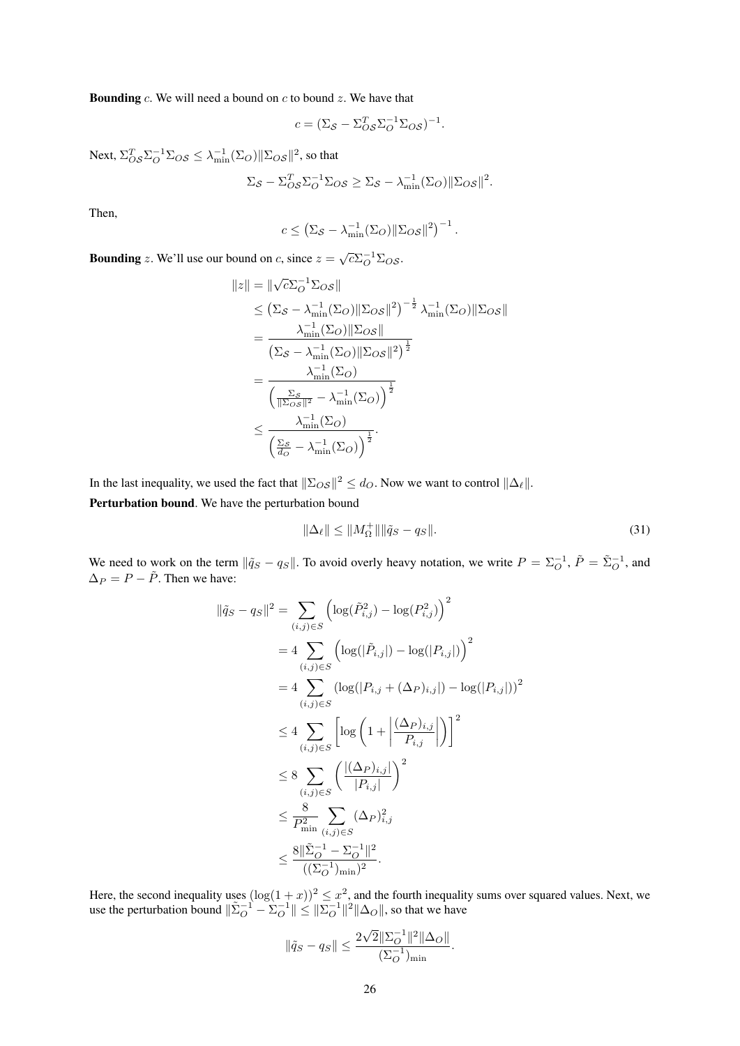**Bounding** $c$. We will need a bound on $c$ to bound $z$. We have that

$$c = (\Sigma_{\mathcal{S}} - \Sigma_{O\mathcal{S}}^T \Sigma_O^{-1} \Sigma_{O\mathcal{S}})^{-1}.$$

Next, $\Sigma_{O\mathcal{S}}^T \Sigma_O^{-1} \Sigma_{O\mathcal{S}} \leq \lambda_{\min}^{-1}(\Sigma_O) \|\Sigma_{O\mathcal{S}}\|^2$, so that

$$\Sigma_{\mathcal{S}} - \Sigma_{O\mathcal{S}}^T \Sigma_O^{-1} \Sigma_{O\mathcal{S}} \geq \Sigma_{\mathcal{S}} - \lambda_{\min}^{-1}(\Sigma_O) \|\Sigma_{O\mathcal{S}}\|^2.$$

Then,

$$c \leq \left(\Sigma_{\mathcal{S}} - \lambda_{\min}^{-1}(\Sigma_O) \|\Sigma_{O\mathcal{S}}\|^2\right)^{-1}.$$

**Bounding** $z$. We'll use our bound on $c$, since $z = \sqrt{c}\Sigma_O^{-1}\Sigma_{O\mathcal{S}}$.

$$\begin{aligned}
\|z\| &= \|\sqrt{c}\Sigma_O^{-1}\Sigma_{O\mathcal{S}}\| \\
&\leq \left(\Sigma_{\mathcal{S}} - \lambda_{\min}^{-1}(\Sigma_O)\|\Sigma_{O\mathcal{S}}\|^2\right)^{-\frac{1}{2}} \lambda_{\min}^{-1}(\Sigma_O)\|\Sigma_{O\mathcal{S}}\| \\
&= \frac{\lambda_{\min}^{-1}(\Sigma_O)\|\Sigma_{O\mathcal{S}}\|}{\left(\Sigma_{\mathcal{S}} - \lambda_{\min}^{-1}(\Sigma_O)\|\Sigma_{O\mathcal{S}}\|^2\right)^{\frac{1}{2}}} \\
&= \frac{\lambda_{\min}^{-1}(\Sigma_O)}{\left(\frac{\Sigma_{\mathcal{S}}}{\|\Sigma_{O\mathcal{S}}\|^2} - \lambda_{\min}^{-1}(\Sigma_O)\right)^{\frac{1}{2}}} \\
&\leq \frac{\lambda_{\min}^{-1}(\Sigma_O)}{\left(\frac{\Sigma_{\mathcal{S}}}{d_O} - \lambda_{\min}^{-1}(\Sigma_O)\right)^{\frac{1}{2}}}.
\end{aligned}$$

In the last inequality, we used the fact that $\|\Sigma_{O\mathcal{S}}\|^2 \leq d_O$. Now we want to control $\|\Delta_\ell\|$.

**Perturbation bound**. We have the perturbation bound

$$\|\Delta_\ell\| \leq \|M_\Omega^+\| \|\tilde{q}_S - q_S\|. \tag{31}$$

We need to work on the term $\|\tilde{q}_S - q_S\|$. To avoid overly heavy notation, we write $P = \Sigma_O^{-1}$, $\tilde{P} = \tilde{\Sigma}_O^{-1}$, and $\Delta_P = P - \tilde{P}$. Then we have:

$$\begin{aligned}
\|\tilde{q}_S - q_S\|^2 &= \sum_{(i,j)\in S} \left(\log(\tilde{P}_{i,j}^2) - \log(P_{i,j}^2)\right)^2 \\
&= 4 \sum_{(i,j)\in S} \left(\log(|\tilde{P}_{i,j}|) - \log(|P_{i,j}|)\right)^2 \\
&= 4 \sum_{(i,j)\in S} \left(\log(|P_{i,j} + (\Delta_P)_{i,j}|) - \log(|P_{i,j}|)\right)^2 \\
&\leq 4 \sum_{(i,j)\in S} \left[\log\left(1 + \left|\frac{(\Delta_P)_{i,j}}{P_{i,j}}\right|\right)\right]^2 \\
&\leq 8 \sum_{(i,j)\in S} \left(\frac{|(\Delta_P)_{i,j}|}{|P_{i,j}|}\right)^2 \\
&\leq \frac{8}{P_{\min}^2} \sum_{(i,j)\in S} (\Delta_P)_{i,j}^2 \\
&\leq \frac{8\|\tilde{\Sigma}_O^{-1} - \Sigma_O^{-1}\|^2}{((\Sigma_O^{-1})_{\min})^2}.
\end{aligned}$$

Here, the second inequality uses $(\log(1+x))^2 \leq x^2$, and the fourth inequality sums over squared values. Next, we use the perturbation bound $\|\tilde{\Sigma}_O^{-1} - \Sigma_O^{-1}\| \leq \|\Sigma_O^{-1}\|^2 \|\Delta_O\|$, so that we have

$$\|\tilde{q}_S - q_S\| \leq \frac{2\sqrt{2}\|\Sigma_O^{-1}\|^2 \|\Delta_O\|}{(\Sigma_O^{-1})_{\min}}.$$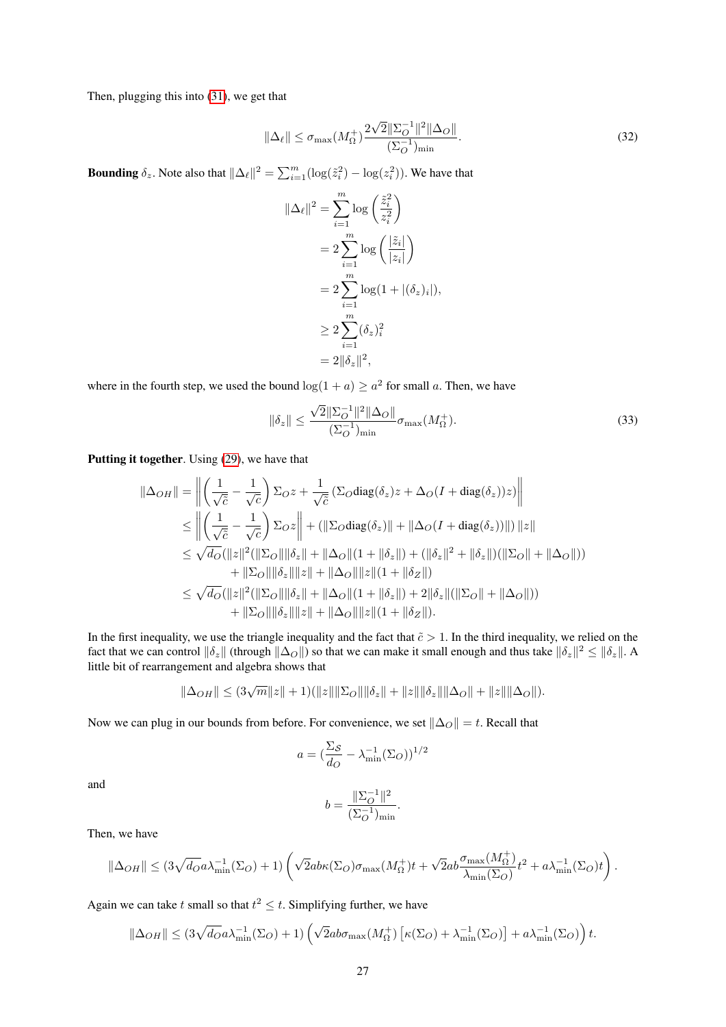Then, plugging this into (31), we get that

$$\|\Delta_\ell\| \leq \sigma_{\max}(M_\Omega^+) \frac{2\sqrt{2}\|\Sigma_O^{-1}\|^2 \|\Delta_O\|}{(\Sigma_O^{-1})_{\min}}. \tag{32}$$

**Bounding** $\delta_z$. Note also that $\|\Delta_\ell\|^2 = \sum_{i=1}^m (\log(\tilde{z}_i^2) - \log(z_i^2))$. We have that

$$\begin{aligned}
\|\Delta_\ell\|^2 &= \sum_{i=1}^m \log\left(\frac{\tilde{z}_i^2}{z_i^2}\right) \\
&= 2\sum_{i=1}^m \log\left(\frac{|\tilde{z}_i|}{|z_i|}\right) \\
&= 2\sum_{i=1}^m \log(1 + |(\delta_z)_i|), \\
&\geq 2\sum_{i=1}^m (\delta_z)_i^2 \\
&= 2\|\delta_z\|^2,
\end{aligned}$$

where in the fourth step, we used the bound $\log(1+a) \geq a^2$ for small $a$. Then, we have

$$\|\delta_z\| \leq \frac{\sqrt{2}\|\Sigma_O^{-1}\|^2 \|\Delta_O\|}{(\Sigma_O^{-1})_{\min}} \sigma_{\max}(M_\Omega^+). \tag{33}$$

**Putting it together**. Using (29), we have that

$$\begin{aligned}
\|\Delta_{OH}\| &= \left\| \left(\frac{1}{\sqrt{\tilde{c}}} - \frac{1}{\sqrt{c}}\right)\Sigma_O z + \frac{1}{\sqrt{\tilde{c}}}\left(\Sigma_O \text{diag}(\delta_z) z + \Delta_O(I + \text{diag}(\delta_z))z\right)\right\| \\
&\leq \left\| \left(\frac{1}{\sqrt{\tilde{c}}} - \frac{1}{\sqrt{c}}\right)\Sigma_O z\right\| + (\|\Sigma_O \text{diag}(\delta_z)\| + \|\Delta_O(I + \text{diag}(\delta_z))\|)\|z\| \\
&\leq \sqrt{d_O}(\|z\|^2(\|\Sigma_O\|\|\delta_z\| + \|\Delta_O\|(1 + \|\delta_z\|) + (\|\delta_z\|^2 + \|\delta_z\|)(\|\Sigma_O\| + \|\Delta_O\|)) \\
&\quad + \|\Sigma_O\|\|\delta_z\|\|z\| + \|\Delta_O\|\|z\|(1 + \|\delta_Z\|) \\
&\leq \sqrt{d_O}(\|z\|^2(\|\Sigma_O\|\|\delta_z\| + \|\Delta_O\|(1 + \|\delta_z\|) + 2\|\delta_z\|(\|\Sigma_O\| + \|\Delta_O\|)) \\
&\quad + \|\Sigma_O\|\|\delta_z\|\|z\| + \|\Delta_O\|\|z\|(1 + \|\delta_Z\|).
\end{aligned}$$

In the first inequality, we use the triangle inequality and the fact that $\tilde{c} > 1$. In the third inequality, we relied on the fact that we can control $\|\delta_z\|$ (through $\|\Delta_O\|$) so that we can make it small enough and thus take $\|\delta_z\|^2 \leq \|\delta_z\|$. A little bit of rearrangement and algebra shows that

$$\|\Delta_{OH}\| \leq (3\sqrt{m}\|z\| + 1)(\|z\|\|\Sigma_O\|\|\delta_z\| + \|z\|\|\delta_z\|\|\Delta_O\| + \|z\|\|\Delta_O\|).$$

Now we can plug in our bounds from before. For convenience, we set $\|\Delta_O\| = t$. Recall that

$$a = (\frac{\Sigma_{\mathcal{S}}}{d_O} - \lambda_{\min}^{-1}(\Sigma_O))^{1/2}$$

and

$$b = \frac{\|\Sigma_O^{-1}\|^2}{(\Sigma_O^{-1})_{\min}}.$$

Then, we have

$$\|\Delta_{OH}\| \leq (3\sqrt{d_O}a\lambda_{\min}^{-1}(\Sigma_O) + 1)\left(\sqrt{2}ab\kappa(\Sigma_O)\sigma_{\max}(M_\Omega^+)t + \sqrt{2}ab\frac{\sigma_{\max}(M_\Omega^+)}{\lambda_{\min}(\Sigma_O)}t^2 + a\lambda_{\min}^{-1}(\Sigma_O)t\right).$$

Again we can take $t$ small so that $t^2 \leq t$. Simplifying further, we have

$$\|\Delta_{OH}\| \leq (3\sqrt{d_O}a\lambda_{\min}^{-1}(\Sigma_O) + 1)\left(\sqrt{2}ab\sigma_{\max}(M_\Omega^+)\left[\kappa(\Sigma_O) + \lambda_{\min}^{-1}(\Sigma_O)\right] + a\lambda_{\min}^{-1}(\Sigma_O)\right)t.$$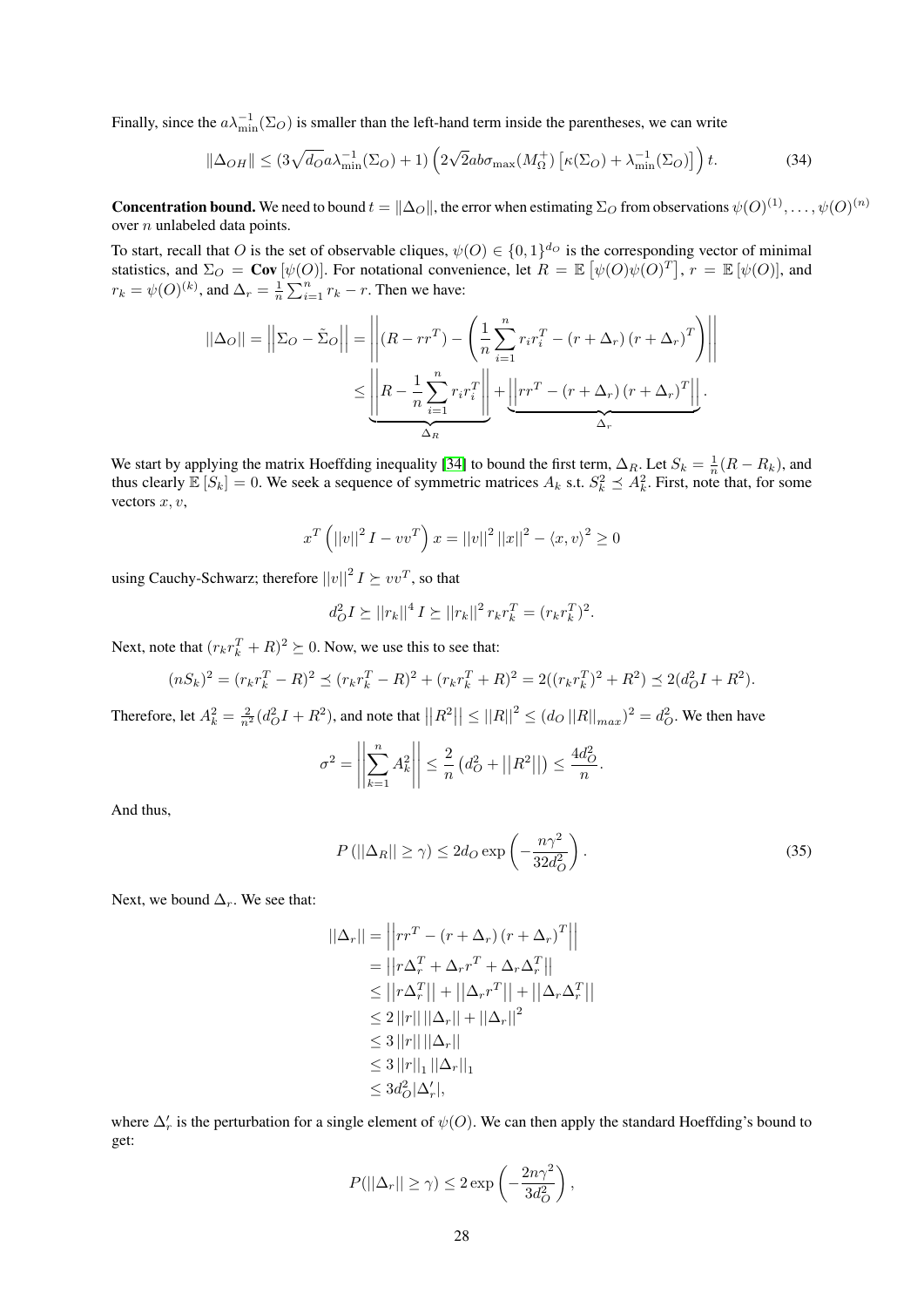Finally, since the $a\lambda_{\min}^{-1}(\Sigma_O)$ is smaller than the left-hand term inside the parentheses, we can write

$$\|\Delta_{OH}\| \leq (3\sqrt{d_O}a\lambda_{\min}^{-1}(\Sigma_O) + 1)\left(2\sqrt{2}ab\sigma_{\max}(M_\Omega^+)\left[\kappa(\Sigma_O) + \lambda_{\min}^{-1}(\Sigma_O)\right]\right)t. \tag{34}$$

**Concentration bound.** We need to bound $t = \|\Delta_O\|$, the error when estimating $\Sigma_O$ from observations $\psi(O)^{(1)}, \ldots, \psi(O)^{(n)}$ over $n$ unlabeled data points.

To start, recall that $O$ is the set of observable cliques, $\psi(O) \in \{0,1\}^{d_O}$ is the corresponding vector of minimal statistics, and $\Sigma_O = \textbf{Cov}[\psi(O)]$. For notational convenience, let $R = \mathbb{E}\left[\psi(O)\psi(O)^T\right]$, $r = \mathbb{E}\left[\psi(O)\right]$, and $r_k = \psi(O)^{(k)}$, and $\Delta_r = \frac{1}{n}\sum_{i=1}^n r_k - r$. Then we have:

$$\begin{aligned}
||\Delta_O|| = \left|\left|\Sigma_O - \tilde{\Sigma}_O\right|\right| &= \left|\left|(R - rr^T) - \left(\frac{1}{n}\sum_{i=1}^n r_i r_i^T - (r + \Delta_r)(r + \Delta_r)^T\right)\right|\right| \\
&\leq \underbrace{\left|\left|R - \frac{1}{n}\sum_{i=1}^n r_i r_i^T\right|\right|}_{\Delta_R} + \underbrace{\left|\left|rr^T - (r + \Delta_r)(r + \Delta_r)^T\right|\right|}_{\Delta_r}.
\end{aligned}$$

We start by applying the matrix Hoeffding inequality [34] to bound the first term, $\Delta_R$. Let $S_k = \frac{1}{n}(R - R_k)$, and thus clearly $\mathbb{E}[S_k] = 0$. We seek a sequence of symmetric matrices $A_k$ s.t. $S_k^2 \preceq A_k^2$. First, note that, for some vectors $x, v$,

$$x^T\left(||v||^2 I - vv^T\right)x = ||v||^2 ||x||^2 - \langle x, v\rangle^2 \geq 0$$

using Cauchy-Schwarz; therefore $||v||^2 I \succeq vv^T$, so that

$$d_O^2 I \succeq ||r_k||^4 I \succeq ||r_k||^2 r_k r_k^T = (r_k r_k^T)^2.$$

Next, note that $(r_k r_k^T + R)^2 \succeq 0$. Now, we use this to see that:

$$(nS_k)^2 = (r_k r_k^T - R)^2 \preceq (r_k r_k^T - R)^2 + (r_k r_k^T + R)^2 = 2((r_k r_k^T)^2 + R^2) \preceq 2(d_O^2 I + R^2).$$

Therefore, let $A_k^2 = \frac{2}{n^2}(d_O^2 I + R^2)$, and note that $\left|\left|R^2\right|\right| \leq ||R||^2 \leq (d_O\,||R||_{max})^2 = d_O^2$. We then have

$$\sigma^2 = \left|\left|\sum_{k=1}^n A_k^2\right|\right| \leq \frac{2}{n}\left(d_O^2 + \left|\left|R^2\right|\right|\right) \leq \frac{4d_O^2}{n}.$$

And thus,

$$P\left(||\Delta_R|| \geq \gamma\right) \leq 2d_O \exp\left(-\frac{n\gamma^2}{32d_O^2}\right). \tag{35}$$

Next, we bound $\Delta_r$. We see that:

$$\begin{aligned}
||\Delta_r|| &= \left|\left|rr^T - (r + \Delta_r)(r + \Delta_r)^T\right|\right| \\
&= \left|\left|r\Delta_r^T + \Delta_r r^T + \Delta_r\Delta_r^T\right|\right| \\
&\leq \left|\left|r\Delta_r^T\right|\right| + \left|\left|\Delta_r r^T\right|\right| + \left|\left|\Delta_r\Delta_r^T\right|\right| \\
&\leq 2\,||r||\,||\Delta_r|| + ||\Delta_r||^2 \\
&\leq 3\,||r||\,||\Delta_r|| \\
&\leq 3\,||r||_1\,||\Delta_r||_1 \\
&\leq 3d_O^2|\Delta_r'|,
\end{aligned}$$

where $\Delta_r'$ is the perturbation for a single element of $\psi(O)$. We can then apply the standard Hoeffding's bound to get:

$$P(||\Delta_r|| \geq \gamma) \leq 2\exp\left(-\frac{2n\gamma^2}{3d_O^2}\right),$$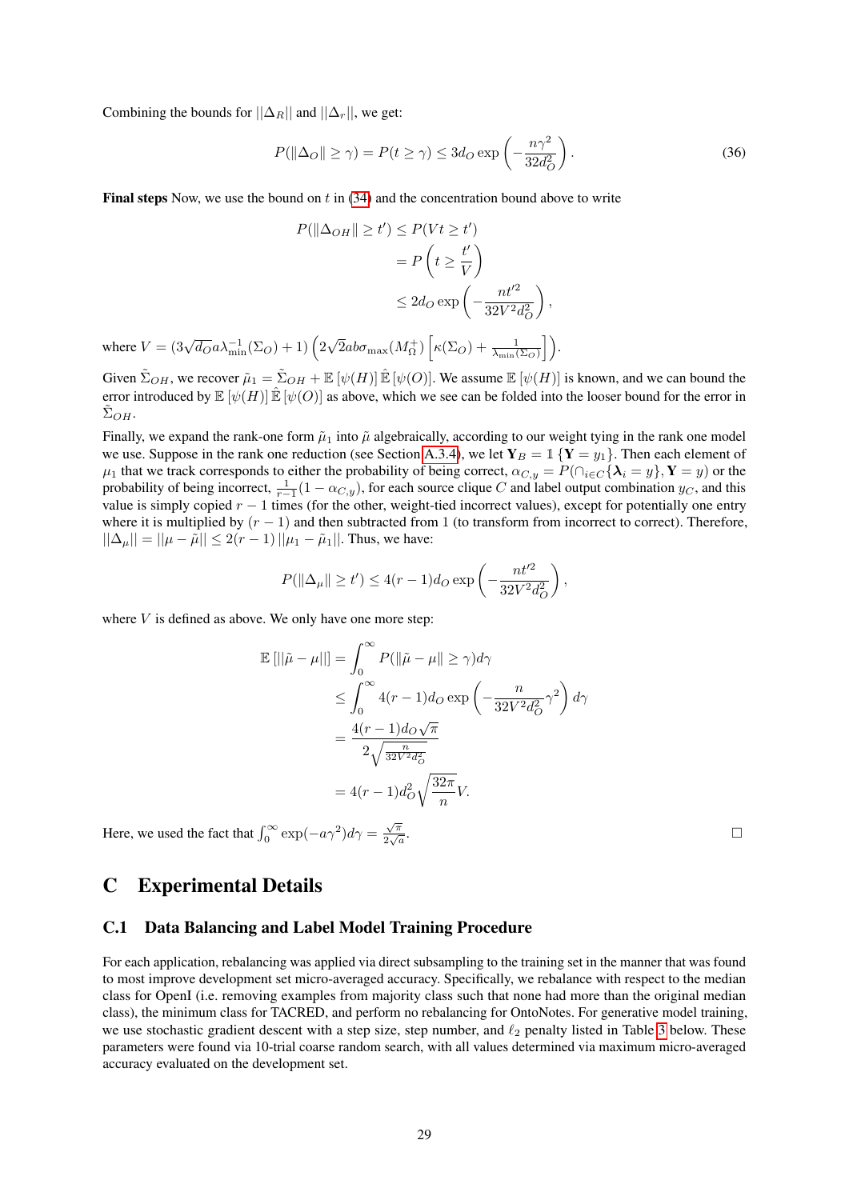Combining the bounds for $||\Delta_R||$ and $||\Delta_r||$, we get:

$$P(\|\Delta_O\| \geq \gamma) = P(t \geq \gamma) \leq 3d_O \exp\left(-\frac{n\gamma^2}{32d_O^2}\right). \tag{36}$$

**Final steps** Now, we use the bound on $t$ in (34) and the concentration bound above to write

$$\begin{aligned}
P(\|\Delta_{OH}\| \geq t') &\leq P(Vt \geq t') \\
&= P\left(t \geq \frac{t'}{V}\right) \\
&\leq 2d_O \exp\left(-\frac{nt'^2}{32V^2d_O^2}\right),
\end{aligned}$$

where $V = (3\sqrt{d_O}a\lambda_{\min}^{-1}(\Sigma_O) + 1)\left(2\sqrt{2}ab\sigma_{\max}(M_\Omega^+)\left[\kappa(\Sigma_O) + \frac{1}{\lambda_{\min}(\Sigma_O)}\right]\right)$.

Given $\tilde{\Sigma}_{OH}$, we recover $\tilde{\mu}_1 = \tilde{\Sigma}_{OH} + \mathbb{E}[\psi(H)]\hat{\mathbb{E}}[\psi(O)]$. We assume $\mathbb{E}[\psi(H)]$ is known, and we can bound the error introduced by $\mathbb{E}[\psi(H)]\hat{\mathbb{E}}[\psi(O)]$ as above, which we see can be folded into the looser bound for the error in $\tilde{\Sigma}_{OH}$.

Finally, we expand the rank-one form $\tilde{\mu}_1$ into $\tilde{\mu}$ algebraically, according to our weight tying in the rank one model we use. Suppose in the rank one reduction (see Section A.3.4), we let $\mathbf{Y}_B = \mathbb{1}\{\mathbf{Y} = y_1\}$. Then each element of $\mu_1$ that we track corresponds to either the probability of being correct, $\alpha_{C,y} = P(\cap_{i \in C}\{\boldsymbol{\lambda}_i = y\}, \mathbf{Y} = y)$ or the probability of being incorrect, $\frac{1}{r-1}(1 - \alpha_{C,y})$, for each source clique $C$ and label output combination $y_C$, and this value is simply copied $r-1$ times (for the other, weight-tied incorrect values), except for potentially one entry where it is multiplied by $(r-1)$ and then subtracted from 1 (to transform from incorrect to correct). Therefore, $||\Delta_\mu|| = ||\mu - \tilde{\mu}|| \leq 2(r-1)\,||\mu_1 - \tilde{\mu}_1||$. Thus, we have:

$$P(\|\Delta_\mu\| \geq t') \leq 4(r-1)d_O \exp\left(-\frac{nt'^2}{32V^2d_O^2}\right),$$

where $V$ is defined as above. We only have one more step:

$$\begin{aligned}
\mathbb{E}\left[||\tilde{\mu} - \mu||\right] &= \int_0^\infty P(\|\tilde{\mu} - \mu\| \geq \gamma)d\gamma \\
&\leq \int_0^\infty 4(r-1)d_O \exp\left(-\frac{n}{32V^2d_O^2}\gamma^2\right)d\gamma \\
&= \frac{4(r-1)d_O\sqrt{\pi}}{2\sqrt{\frac{n}{32V^2d_O^2}}} \\
&= 4(r-1)d_O^2\sqrt{\frac{32\pi}{n}}V.
\end{aligned}$$

Here, we used the fact that $\int_0^\infty \exp(-a\gamma^2)d\gamma = \frac{\sqrt{\pi}}{2\sqrt{a}}$. □

# C Experimental Details

## C.1 Data Balancing and Label Model Training Procedure

For each application, rebalancing was applied via direct subsampling to the training set in the manner that was found to most improve development set micro-averaged accuracy. Specifically, we rebalance with respect to the median class for OpenI (i.e. removing examples from majority class such that none had more than the original median class), the minimum class for TACRED, and perform no rebalancing for OntoNotes. For generative model training, we use stochastic gradient descent with a step size, step number, and $\ell_2$ penalty listed in Table 3 below. These parameters were found via 10-trial coarse random search, with all values determined via maximum micro-averaged accuracy evaluated on the development set.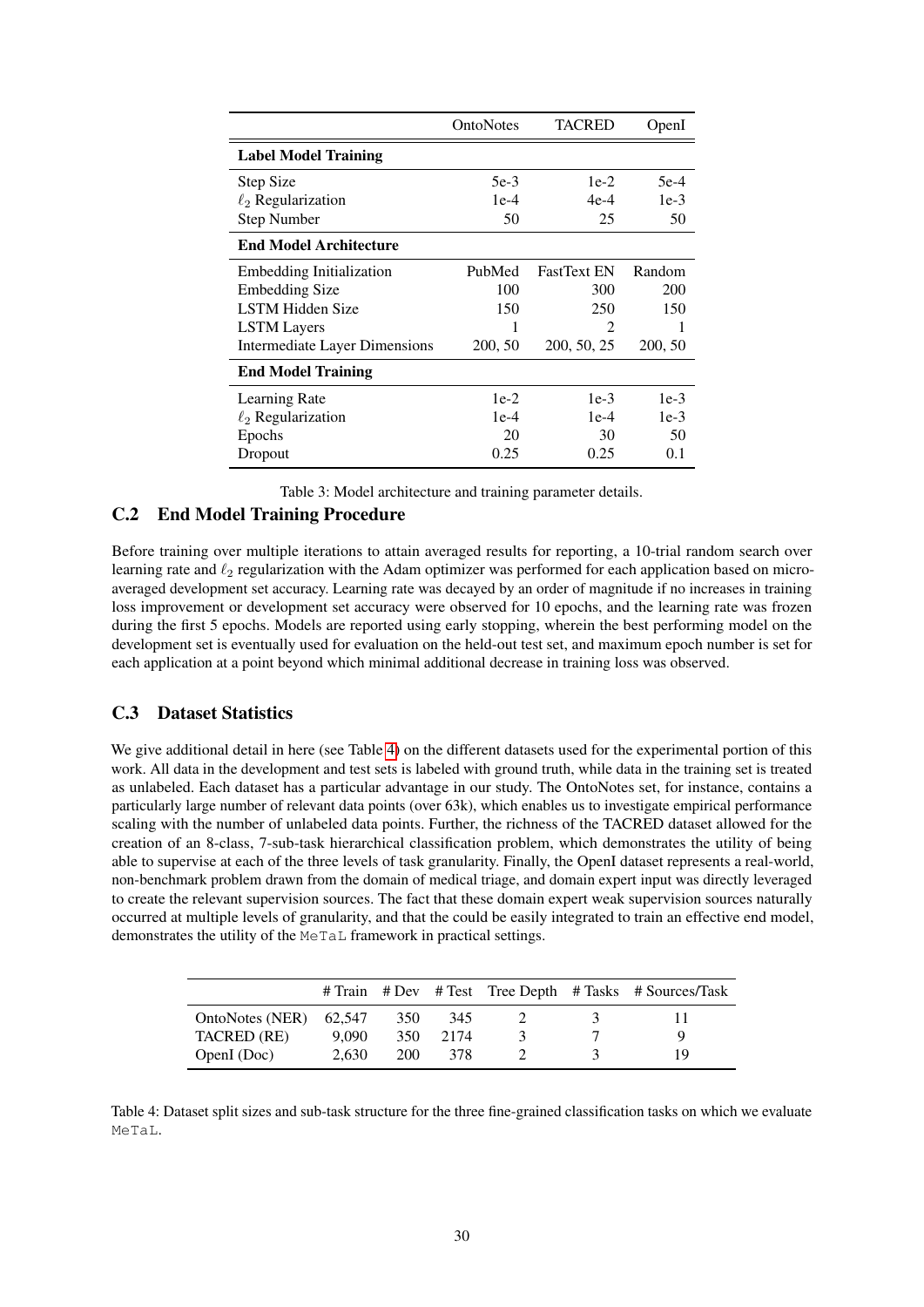| | OntoNotes | TACRED | OpenI |
|---|---|---|---|
| **Label Model Training** | | | |
| Step Size | 5e-3 | 1e-2 | 5e-4 |
| $\ell_2$ Regularization | 1e-4 | 4e-4 | 1e-3 |
| Step Number | 50 | 25 | 50 |
| **End Model Architecture** | | | |
| Embedding Initialization | PubMed | FastText EN | Random |
| Embedding Size | 100 | 300 | 200 |
| LSTM Hidden Size | 150 | 250 | 150 |
| LSTM Layers | 1 | 2 | 1 |
| Intermediate Layer Dimensions | 200, 50 | 200, 50, 25 | 200, 50 |
| **End Model Training** | | | |
| Learning Rate | 1e-2 | 1e-3 | 1e-3 |
| $\ell_2$ Regularization | 1e-4 | 1e-4 | 1e-3 |
| Epochs | 20 | 30 | 50 |
| Dropout | 0.25 | 0.25 | 0.1 |

Table 3: Model architecture and training parameter details.

## C.2 End Model Training Procedure

Before training over multiple iterations to attain averaged results for reporting, a 10-trial random search over learning rate and $\ell_2$ regularization with the Adam optimizer was performed for each application based on micro-averaged development set accuracy. Learning rate was decayed by an order of magnitude if no increases in training loss improvement or development set accuracy were observed for 10 epochs, and the learning rate was frozen during the first 5 epochs. Models are reported using early stopping, wherein the best performing model on the development set is eventually used for evaluation on the held-out test set, and maximum epoch number is set for each application at a point beyond which minimal additional decrease in training loss was observed.

## C.3 Dataset Statistics

We give additional detail in here (see Table 4) on the different datasets used for the experimental portion of this work. All data in the development and test sets is labeled with ground truth, while data in the training set is treated as unlabeled. Each dataset has a particular advantage in our study. The OntoNotes set, for instance, contains a particularly large number of relevant data points (over 63k), which enables us to investigate empirical performance scaling with the number of unlabeled data points. Further, the richness of the TACRED dataset allowed for the creation of an 8-class, 7-sub-task hierarchical classification problem, which demonstrates the utility of being able to supervise at each of the three levels of task granularity. Finally, the OpenI dataset represents a real-world, non-benchmark problem drawn from the domain of medical triage, and domain expert input was directly leveraged to create the relevant supervision sources. The fact that these domain expert weak supervision sources naturally occurred at multiple levels of granularity, and that the could be easily integrated to train an effective end model, demonstrates the utility of the MeTaL framework in practical settings.

| | # Train | # Dev | # Test | Tree Depth | # Tasks | # Sources/Task |
|---|---|---|---|---|---|---|
| OntoNotes (NER) | 62,547 | 350 | 345 | 2 | 3 | 11 |
| TACRED (RE) | 9,090 | 350 | 2174 | 3 | 7 | 9 |
| OpenI (Doc) | 2,630 | 200 | 378 | 2 | 3 | 19 |

Table 4: Dataset split sizes and sub-task structure for the three fine-grained classification tasks on which we evaluate MeTaL.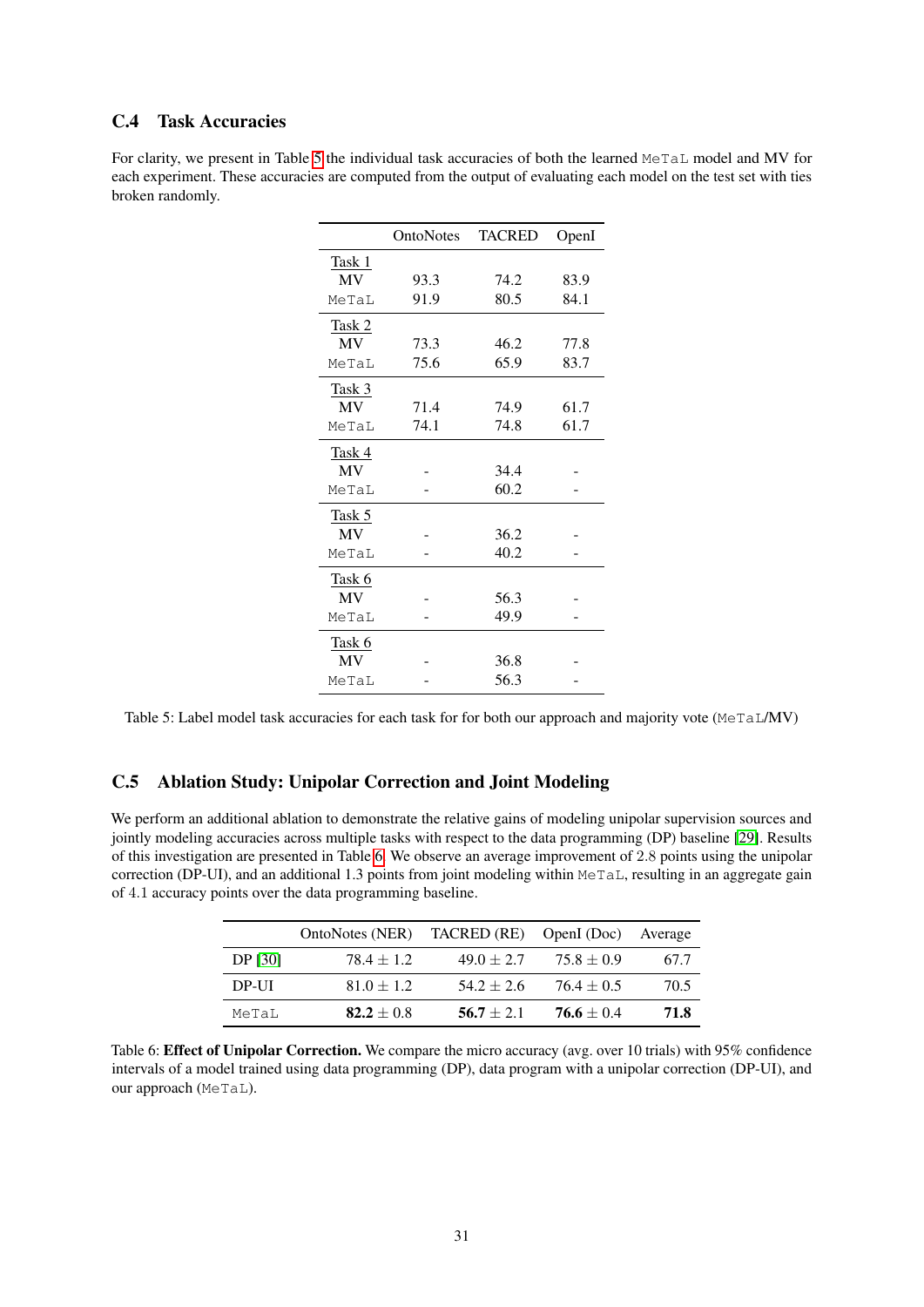### C.4 Task Accuracies

For clarity, we present in Table 5 the individual task accuracies of both the learned `MeTaL` model and MV for each experiment. These accuracies are computed from the output of evaluating each model on the test set with ties broken randomly.

| | OntoNotes | TACRED | OpenI |
|---|---|---|---|
| Task 1 | | | |
| MV | 93.3 | 74.2 | 83.9 |
| `MeTaL` | 91.9 | 80.5 | 84.1 |
| Task 2 | | | |
| MV | 73.3 | 46.2 | 77.8 |
| `MeTaL` | 75.6 | 65.9 | 83.7 |
| Task 3 | | | |
| MV | 71.4 | 74.9 | 61.7 |
| `MeTaL` | 74.1 | 74.8 | 61.7 |
| Task 4 | | | |
| MV | - | 34.4 | - |
| `MeTaL` | - | 60.2 | - |
| Task 5 | | | |
| MV | - | 36.2 | - |
| `MeTaL` | - | 40.2 | - |
| Task 6 | | | |
| MV | - | 56.3 | - |
| `MeTaL` | - | 49.9 | - |
| Task 6 | | | |
| MV | - | 36.8 | - |
| `MeTaL` | - | 56.3 | - |

Table 5: Label model task accuracies for each task for for both our approach and majority vote (`MeTaL`/MV)

### C.5 Ablation Study: Unipolar Correction and Joint Modeling

We perform an additional ablation to demonstrate the relative gains of modeling unipolar supervision sources and jointly modeling accuracies across multiple tasks with respect to the data programming (DP) baseline [29]. Results of this investigation are presented in Table 6. We observe an average improvement of 2.8 points using the unipolar correction (DP-UI), and an additional 1.3 points from joint modeling within `MeTaL`, resulting in an aggregate gain of 4.1 accuracy points over the data programming baseline.

| | OntoNotes (NER) | TACRED (RE) | OpenI (Doc) | Average |
|---|---|---|---|---|
| DP [30] | $78.4 \pm 1.2$ | $49.0 \pm 2.7$ | $75.8 \pm 0.9$ | 67.7 |
| DP-UI | $81.0 \pm 1.2$ | $54.2 \pm 2.6$ | $76.4 \pm 0.5$ | 70.5 |
| `MeTaL` | $\mathbf{82.2} \pm 0.8$ | $\mathbf{56.7} \pm 2.1$ | $\mathbf{76.6} \pm 0.4$ | **71.8** |

Table 6: **Effect of Unipolar Correction.** We compare the micro accuracy (avg. over 10 trials) with 95% confidence intervals of a model trained using data programming (DP), data program with a unipolar correction (DP-UI), and our approach (`MeTaL`).